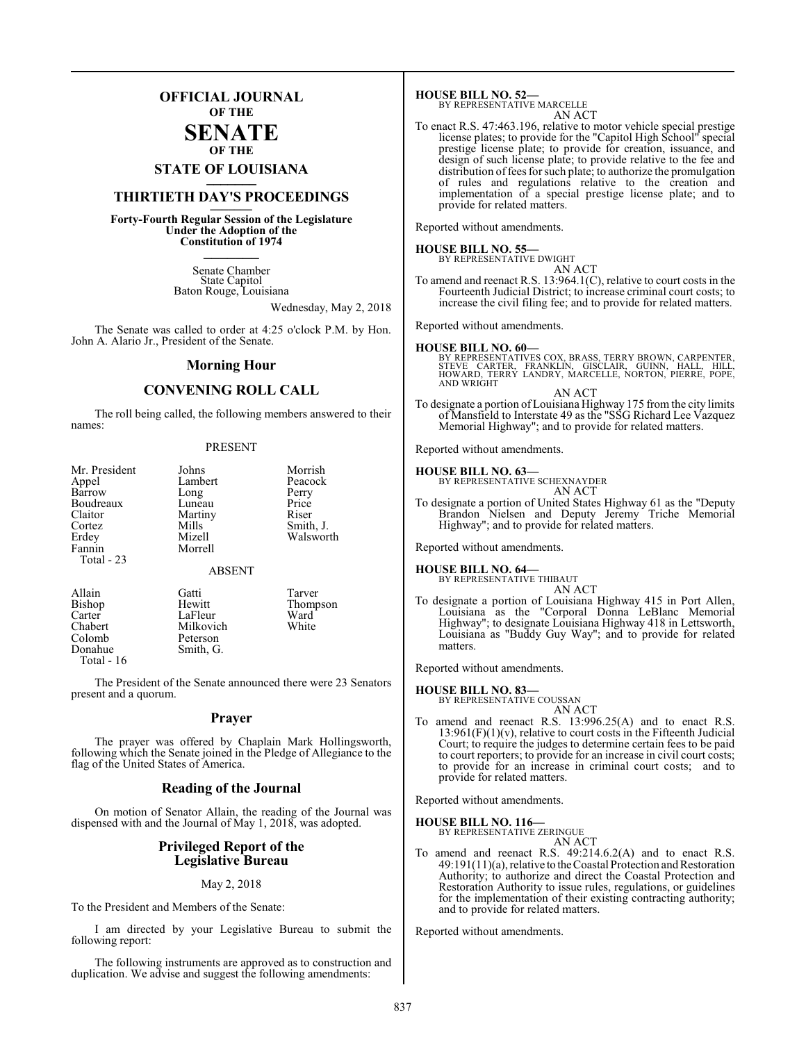# OFFICIAL JOURNAL OF THE SENATE OF THE STATE OF LOUISIANA

## THIRTIETH DAY'S PROCEEDINGS

**Forty-Fourth Regular Session of the Legislature Under the Adoption of the Constitution of 1974**

Senate Chamber
State Capitol
Baton Rouge, Louisiana

Wednesday, May 2, 2018

The Senate was called to order at 4:25 o'clock P.M. by Hon. John A. Alario Jr., President of the Senate.

## Morning Hour

## CONVENING ROLL CALL

The roll being called, the following members answered to their names:

PRESENT

| | | |
|---|---|---|
| Mr. President | Johns | Morrish |
| Appel | Lambert | Peacock |
| Barrow | Long | Perry |
| Boudreaux | Luneau | Price |
| Claitor | Martiny | Riser |
| Cortez | Mills | Smith, J. |
| Erdey | Mizell | Walsworth |
| Fannin | Morrell | |
| Total - 23 | | |

ABSENT

| | | |
|---|---|---|
| Allain | Gatti | Tarver |
| Bishop | Hewitt | Thompson |
| Carter | LaFleur | Ward |
| Chabert | Milkovich | White |
| Colomb | Peterson | |
| Donahue | Smith, G. | |
| Total - 16 | | |

The President of the Senate announced there were 23 Senators present and a quorum.

## Prayer

The prayer was offered by Chaplain Mark Hollingsworth, following which the Senate joined in the Pledge of Allegiance to the flag of the United States of America.

## Reading of the Journal

On motion of Senator Allain, the reading of the Journal was dispensed with and the Journal of May 1, 2018, was adopted.

## Privileged Report of the Legislative Bureau

May 2, 2018

To the President and Members of the Senate:

I am directed by your Legislative Bureau to submit the following report:

The following instruments are approved as to construction and duplication. We advise and suggest the following amendments:

**HOUSE BILL NO. 52—**
BY REPRESENTATIVE MARCELLE
AN ACT
To enact R.S. 47:463.196, relative to motor vehicle special prestige license plates; to provide for the "Capitol High School" special prestige license plate; to provide for creation, issuance, and design of such license plate; to provide relative to the fee and distribution of fees for such plate; to authorize the promulgation of rules and regulations relative to the creation and implementation of a special prestige license plate; and to provide for related matters.

Reported without amendments.

**HOUSE BILL NO. 55—**
BY REPRESENTATIVE DWIGHT
AN ACT
To amend and reenact R.S. 13:964.1(C), relative to court costs in the Fourteenth Judicial District; to increase criminal court costs; to increase the civil filing fee; and to provide for related matters.

Reported without amendments.

**HOUSE BILL NO. 60—**
BY REPRESENTATIVES COX, BRASS, TERRY BROWN, CARPENTER, STEVE CARTER, FRANKLIN, GISCLAIR, GUINN, HALL, HILL, HOWARD, TERRY LANDRY, MARCELLE, NORTON, PIERRE, POPE, AND WRIGHT
AN ACT
To designate a portion of Louisiana Highway 175 from the city limits of Mansfield to Interstate 49 as the "SSG Richard Lee Vazquez Memorial Highway"; and to provide for related matters.

Reported without amendments.

**HOUSE BILL NO. 63—**
BY REPRESENTATIVE SCHEXNAYDER
AN ACT
To designate a portion of United States Highway 61 as the "Deputy Brandon Nielsen and Deputy Jeremy Triche Memorial Highway"; and to provide for related matters.

Reported without amendments.

**HOUSE BILL NO. 64—**
BY REPRESENTATIVE THIBAUT
AN ACT
To designate a portion of Louisiana Highway 415 in Port Allen, Louisiana as the "Corporal Donna LeBlanc Memorial Highway"; to designate Louisiana Highway 418 in Lettsworth, Louisiana as "Buddy Guy Way"; and to provide for related matters.

Reported without amendments.

**HOUSE BILL NO. 83—**
BY REPRESENTATIVE COUSSAN
AN ACT
To amend and reenact R.S. 13:996.25(A) and to enact R.S. 13:961(F)(1)(v), relative to court costs in the Fifteenth Judicial Court; to require the judges to determine certain fees to be paid to court reporters; to provide for an increase in civil court costs; to provide for an increase in criminal court costs; and to provide for related matters.

Reported without amendments.

**HOUSE BILL NO. 116—**
BY REPRESENTATIVE ZERINGUE
AN ACT
To amend and reenact R.S. 49:214.6.2(A) and to enact R.S. 49:191(11)(a), relative to the Coastal Protection and Restoration Authority; to authorize and direct the Coastal Protection and Restoration Authority to issue rules, regulations, or guidelines for the implementation of their existing contracting authority; and to provide for related matters.

Reported without amendments.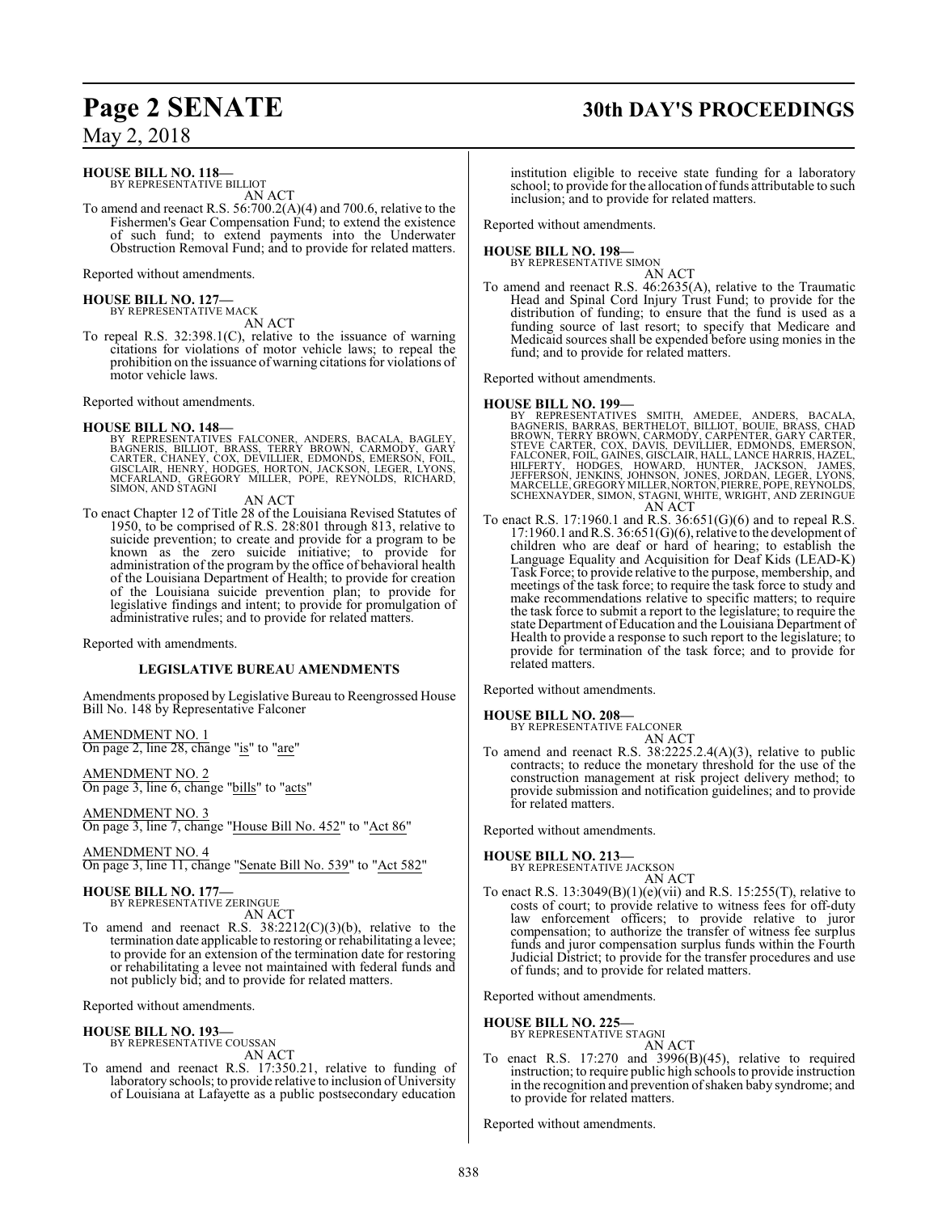**HOUSE BILL NO. 118—**
BY REPRESENTATIVE BILLIOT
AN ACT

To amend and reenact R.S. 56:700.2(A)(4) and 700.6, relative to the Fishermen's Gear Compensation Fund; to extend the existence of such fund; to extend payments into the Underwater Obstruction Removal Fund; and to provide for related matters.

Reported without amendments.

**HOUSE BILL NO. 127—**
BY REPRESENTATIVE MACK
AN ACT

To repeal R.S. 32:398.1(C), relative to the issuance of warning citations for violations of motor vehicle laws; to repeal the prohibition on the issuance of warning citations for violations of motor vehicle laws.

Reported without amendments.

**HOUSE BILL NO. 148—**
BY REPRESENTATIVES FALCONER, ANDERS, BACALA, BAGLEY, BAGNERIS, BILLIOT, BRASS, TERRY BROWN, CARMODY, GARY CARTER, CHANEY, COX, DEVILLIER, EDMONDS, EMERSON, FOIL, GISCLAIR, HENRY, HODGES, HORTON, JACKSON, LEGER, LYONS, MCFARLAND, GREGORY MILLER, POPE, REYNOLDS, RICHARD, SIMON, AND STAGNI
AN ACT

To enact Chapter 12 of Title 28 of the Louisiana Revised Statutes of 1950, to be comprised of R.S. 28:801 through 813, relative to suicide prevention; to create and provide for a program to be known as the zero suicide initiative; to provide for administration of the program by the office of behavioral health of the Louisiana Department of Health; to provide for creation of the Louisiana suicide prevention plan; to provide for legislative findings and intent; to provide for promulgation of administrative rules; and to provide for related matters.

Reported with amendments.

**LEGISLATIVE BUREAU AMENDMENTS**

Amendments proposed by Legislative Bureau to Reengrossed House Bill No. 148 by Representative Falconer

AMENDMENT NO. 1
On page 2, line 28, change "is" to "are"

AMENDMENT NO. 2
On page 3, line 6, change "bills" to "acts"

AMENDMENT NO. 3
On page 3, line 7, change "House Bill No. 452" to "Act 86"

AMENDMENT NO. 4
On page 3, line 11, change "Senate Bill No. 539" to "Act 582"

**HOUSE BILL NO. 177—**
BY REPRESENTATIVE ZERINGUE
AN ACT

To amend and reenact R.S. 38:2212(C)(3)(b), relative to the termination date applicable to restoring or rehabilitating a levee; to provide for an extension of the termination date for restoring or rehabilitating a levee not maintained with federal funds and not publicly bid; and to provide for related matters.

Reported without amendments.

**HOUSE BILL NO. 193—**
BY REPRESENTATIVE COUSSAN
AN ACT

To amend and reenact R.S. 17:350.21, relative to funding of laboratory schools; to provide relative to inclusion of University of Louisiana at Lafayette as a public postsecondary education institution eligible to receive state funding for a laboratory school; to provide for the allocation of funds attributable to such inclusion; and to provide for related matters.

Reported without amendments.

**HOUSE BILL NO. 198—**
BY REPRESENTATIVE SIMON
AN ACT

To amend and reenact R.S. 46:2635(A), relative to the Traumatic Head and Spinal Cord Injury Trust Fund; to provide for the distribution of funding; to ensure that the fund is used as a funding source of last resort; to specify that Medicare and Medicaid sources shall be expended before using monies in the fund; and to provide for related matters.

Reported without amendments.

**HOUSE BILL NO. 199—**
BY REPRESENTATIVES SMITH, AMEDEE, ANDERS, BACALA, BAGNERIS, BARRAS, BERTHELOT, BILLIOT, BOUIE, BRASS, CHAD BROWN, TERRY BROWN, CARMODY, CARPENTER, GARY CARTER, STEVE CARTER, COX, DAVIS, DEVILLIER, EDMONDS, EMERSON, FALCONER, FOIL, GAINES, GISCLAIR, HALL, LANCE HARRIS, HAZEL, HILFERTY, HODGES, HOWARD, HUNTER, JACKSON, JAMES, JEFFERSON, JENKINS, JOHNSON, JONES, JORDAN, LEGER, LYONS, MARCELLE, GREGORY MILLER, NORTON, PIERRE, POPE, REYNOLDS, SCHEXNAYDER, SIMON, STAGNI, WHITE, WRIGHT, AND ZERINGUE
AN ACT

To enact R.S. 17:1960.1 and R.S. 36:651(G)(6) and to repeal R.S. 17:1960.1 and R.S. 36:651(G)(6), relative to the development of children who are deaf or hard of hearing; to establish the Language Equality and Acquisition for Deaf Kids (LEAD-K) Task Force; to provide relative to the purpose, membership, and meetings of the task force; to require the task force to study and make recommendations relative to specific matters; to require the task force to submit a report to the legislature; to require the state Department of Education and the Louisiana Department of Health to provide a response to such report to the legislature; to provide for termination of the task force; and to provide for related matters.

Reported without amendments.

**HOUSE BILL NO. 208—**
BY REPRESENTATIVE FALCONER
AN ACT

To amend and reenact R.S. 38:2225.2.4(A)(3), relative to public contracts; to reduce the monetary threshold for the use of the construction management at risk project delivery method; to provide submission and notification guidelines; and to provide for related matters.

Reported without amendments.

**HOUSE BILL NO. 213—**
BY REPRESENTATIVE JACKSON
AN ACT

To enact R.S. 13:3049(B)(1)(e)(vii) and R.S. 15:255(T), relative to costs of court; to provide relative to witness fees for off-duty law enforcement officers; to provide relative to juror compensation; to authorize the transfer of witness fee surplus funds and juror compensation surplus funds within the Fourth Judicial District; to provide for the transfer procedures and use of funds; and to provide for related matters.

Reported without amendments.

**HOUSE BILL NO. 225—**
BY REPRESENTATIVE STAGNI
AN ACT

To enact R.S. 17:270 and 3996(B)(45), relative to required instruction; to require public high schools to provide instruction in the recognition and prevention of shaken baby syndrome; and to provide for related matters.

Reported without amendments.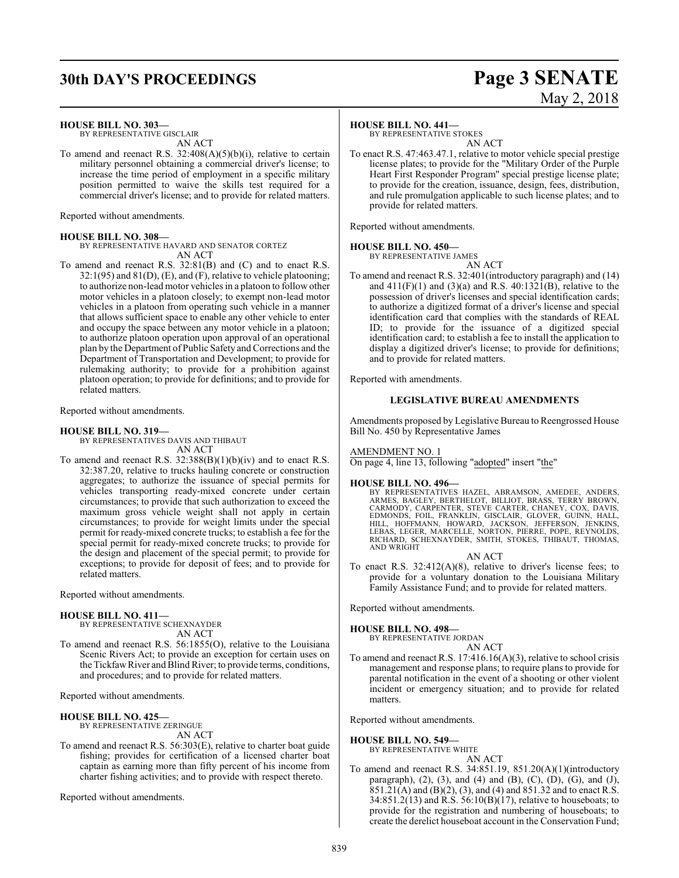**HOUSE BILL NO. 303—**
BY REPRESENTATIVE GISCLAIR
AN ACT

To amend and reenact R.S. 32:408(A)(5)(b)(i), relative to certain military personnel obtaining a commercial driver's license; to increase the time period of employment in a specific military position permitted to waive the skills test required for a commercial driver's license; and to provide for related matters.

Reported without amendments.

**HOUSE BILL NO. 308—**
BY REPRESENTATIVE HAVARD AND SENATOR CORTEZ
AN ACT

To amend and reenact R.S. 32:81(B) and (C) and to enact R.S. 32:1(95) and 81(D), (E), and (F), relative to vehicle platooning; to authorize non-lead motor vehicles in a platoon to follow other motor vehicles in a platoon closely; to exempt non-lead motor vehicles in a platoon from operating such vehicle in a manner that allows sufficient space to enable any other vehicle to enter and occupy the space between any motor vehicle in a platoon; to authorize platoon operation upon approval of an operational plan by the Department of Public Safety and Corrections and the Department of Transportation and Development; to provide for rulemaking authority; to provide for a prohibition against platoon operation; to provide for definitions; and to provide for related matters.

Reported without amendments.

**HOUSE BILL NO. 319—**
BY REPRESENTATIVES DAVIS AND THIBAUT
AN ACT

To amend and reenact R.S. 32:388(B)(1)(b)(iv) and to enact R.S. 32:387.20, relative to trucks hauling concrete or construction aggregates; to authorize the issuance of special permits for vehicles transporting ready-mixed concrete under certain circumstances; to provide that such authorization to exceed the maximum gross vehicle weight shall not apply in certain circumstances; to provide for weight limits under the special permit for ready-mixed concrete trucks; to establish a fee for the special permit for ready-mixed concrete trucks; to provide for the design and placement of the special permit; to provide for exceptions; to provide for deposit of fees; and to provide for related matters.

Reported without amendments.

**HOUSE BILL NO. 411—**
BY REPRESENTATIVE SCHEXNAYDER
AN ACT

To amend and reenact R.S. 56:1855(O), relative to the Louisiana Scenic Rivers Act; to provide an exception for certain uses on the Tickfaw River and Blind River; to provide terms, conditions, and procedures; and to provide for related matters.

Reported without amendments.

**HOUSE BILL NO. 425—**
BY REPRESENTATIVE ZERINGUE
AN ACT

To amend and reenact R.S. 56:303(E), relative to charter boat guide fishing; provides for certification of a licensed charter boat captain as earning more than fifty percent of his income from charter fishing activities; and to provide with respect thereto.

Reported without amendments.

**HOUSE BILL NO. 441—**
BY REPRESENTATIVE STOKES
AN ACT

To enact R.S. 47:463.47.1, relative to motor vehicle special prestige license plates; to provide for the "Military Order of the Purple Heart First Responder Program" special prestige license plate; to provide for the creation, issuance, design, fees, distribution, and rule promulgation applicable to such license plates; and to provide for related matters.

Reported without amendments.

**HOUSE BILL NO. 450—**
BY REPRESENTATIVE JAMES
AN ACT

To amend and reenact R.S. 32:401(introductory paragraph) and (14) and 411(F)(1) and (3)(a) and R.S. 40:1321(B), relative to the possession of driver's licenses and special identification cards; to authorize a digitized format of a driver's license and special identification card that complies with the standards of REAL ID; to provide for the issuance of a digitized special identification card; to establish a fee to install the application to display a digitized driver's license; to provide for definitions; and to provide for related matters.

Reported with amendments.

**LEGISLATIVE BUREAU AMENDMENTS**

Amendments proposed by Legislative Bureau to Reengrossed House Bill No. 450 by Representative James

AMENDMENT NO. 1
On page 4, line 13, following "adopted" insert "the"

**HOUSE BILL NO. 496—**
BY REPRESENTATIVES HAZEL, ABRAMSON, AMEDEE, ANDERS, ARMES, BAGLEY, BERTHELOT, BILLIOT, BRASS, TERRY BROWN, CARMODY, CARPENTER, STEVE CARTER, CHANEY, COX, DAVIS, EDMONDS, FOIL, FRANKLIN, GISCLAIR, GLOVER, GUINN, HALL, HILL, HOFFMANN, HOWARD, JACKSON, JEFFERSON, JENKINS, LEBAS, LEGER, MARCELLE, NORTON, PIERRE, POPE, REYNOLDS, RICHARD, SCHEXNAYDER, SMITH, STOKES, THIBAUT, THOMAS, AND WRIGHT
AN ACT

To enact R.S. 32:412(A)(8), relative to driver's license fees; to provide for a voluntary donation to the Louisiana Military Family Assistance Fund; and to provide for related matters.

Reported without amendments.

**HOUSE BILL NO. 498—**
BY REPRESENTATIVE JORDAN
AN ACT

To amend and reenact R.S. 17:416.16(A)(3), relative to school crisis management and response plans; to require plans to provide for parental notification in the event of a shooting or other violent incident or emergency situation; and to provide for related matters.

Reported without amendments.

**HOUSE BILL NO. 549—**
BY REPRESENTATIVE WHITE
AN ACT

To amend and reenact R.S. 34:851.19, 851.20(A)(1)(introductory paragraph), (2), (3), and (4) and (B), (C), (D), (G), and (J), 851.21(A) and (B)(2), (3), and (4) and 851.32 and to enact R.S. 34:851.2(13) and R.S. 56:10(B)(17), relative to houseboats; to provide for the registration and numbering of houseboats; to create the derelict houseboat account in the Conservation Fund;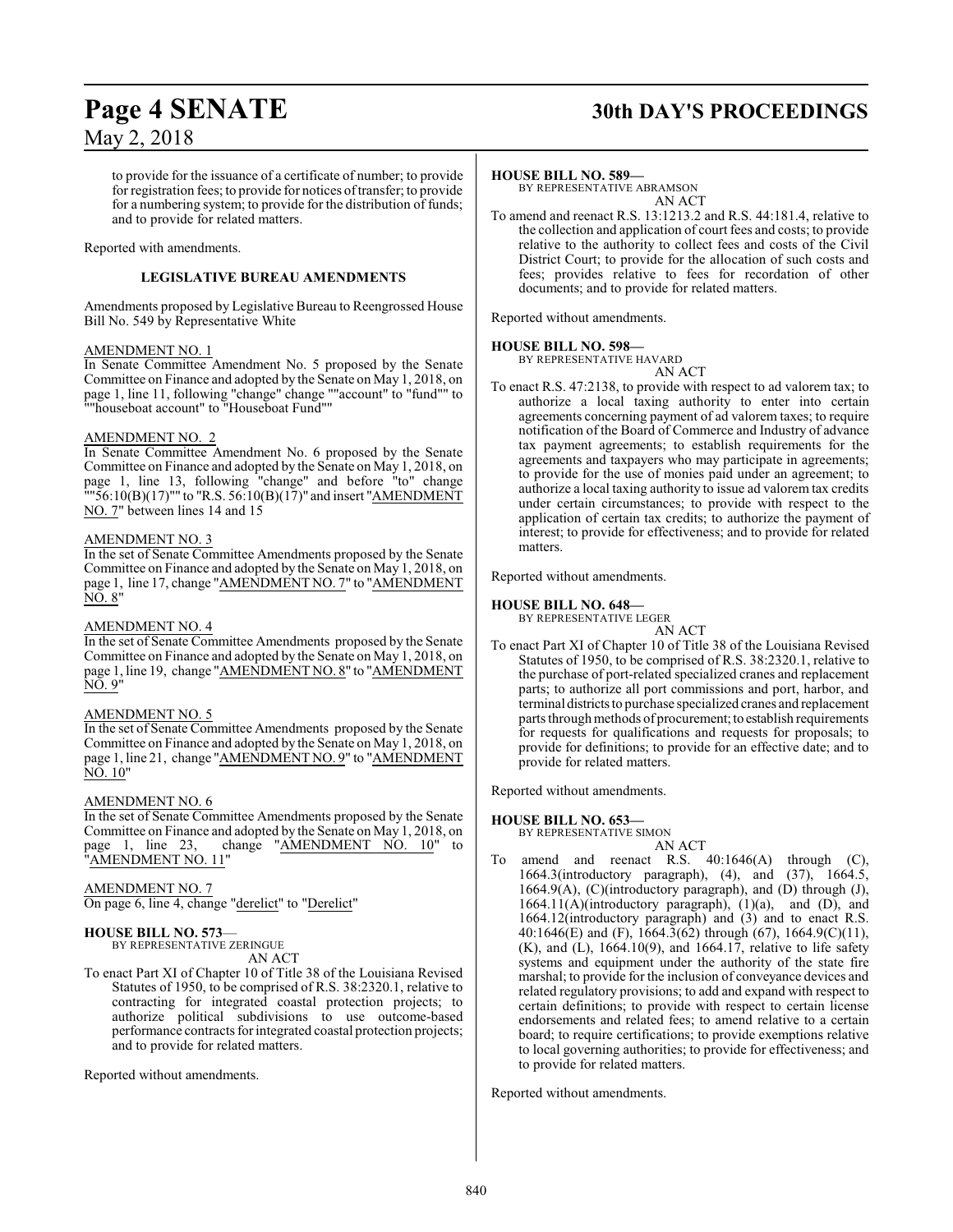to provide for the issuance of a certificate of number; to provide for registration fees; to provide for notices of transfer; to provide for a numbering system; to provide for the distribution of funds; and to provide for related matters.

Reported with amendments.

### LEGISLATIVE BUREAU AMENDMENTS

Amendments proposed by Legislative Bureau to Reengrossed House Bill No. 549 by Representative White

AMENDMENT NO. 1

In Senate Committee Amendment No. 5 proposed by the Senate Committee on Finance and adopted by the Senate on May 1, 2018, on page 1, line 11, following "change" change ""account" to "fund"" to ""houseboat account" to "Houseboat Fund""

AMENDMENT NO. 2

In Senate Committee Amendment No. 6 proposed by the Senate Committee on Finance and adopted by the Senate on May 1, 2018, on page 1, line 13, following "change" and before "to" change ""56:10(B)(17)"" to "R.S. 56:10(B)(17)" and insert "AMENDMENT NO. 7" between lines 14 and 15

AMENDMENT NO. 3

In the set of Senate Committee Amendments proposed by the Senate Committee on Finance and adopted by the Senate on May 1, 2018, on page 1, line 17, change "AMENDMENT NO. 7" to "AMENDMENT NO. 8"

AMENDMENT NO. 4

In the set of Senate Committee Amendments proposed by the Senate Committee on Finance and adopted by the Senate on May 1, 2018, on page 1, line 19, change "AMENDMENT NO. 8" to "AMENDMENT NO. 9"

AMENDMENT NO. 5

In the set of Senate Committee Amendments proposed by the Senate Committee on Finance and adopted by the Senate on May 1, 2018, on page 1, line 21, change "AMENDMENT NO. 9" to "AMENDMENT NO. 10"

AMENDMENT NO. 6

In the set of Senate Committee Amendments proposed by the Senate Committee on Finance and adopted by the Senate on May 1, 2018, on page 1, line 23, change "AMENDMENT NO. 10" to "AMENDMENT NO. 11"

AMENDMENT NO. 7

On page 6, line 4, change "derelict" to "Derelict"

**HOUSE BILL NO. 573—**
BY REPRESENTATIVE ZERINGUE
AN ACT

To enact Part XI of Chapter 10 of Title 38 of the Louisiana Revised Statutes of 1950, to be comprised of R.S. 38:2320.1, relative to contracting for integrated coastal protection projects; to authorize political subdivisions to use outcome-based performance contracts for integrated coastal protection projects; and to provide for related matters.

Reported without amendments.

**HOUSE BILL NO. 589—**
BY REPRESENTATIVE ABRAMSON
AN ACT

To amend and reenact R.S. 13:1213.2 and R.S. 44:181.4, relative to the collection and application of court fees and costs; to provide relative to the authority to collect fees and costs of the Civil District Court; to provide for the allocation of such costs and fees; provides relative to fees for recordation of other documents; and to provide for related matters.

Reported without amendments.

**HOUSE BILL NO. 598—**
BY REPRESENTATIVE HAVARD
AN ACT

To enact R.S. 47:2138, to provide with respect to ad valorem tax; to authorize a local taxing authority to enter into certain agreements concerning payment of ad valorem taxes; to require notification of the Board of Commerce and Industry of advance tax payment agreements; to establish requirements for the agreements and taxpayers who may participate in agreements; to provide for the use of monies paid under an agreement; to authorize a local taxing authority to issue ad valorem tax credits under certain circumstances; to provide with respect to the application of certain tax credits; to authorize the payment of interest; to provide for effectiveness; and to provide for related matters.

Reported without amendments.

**HOUSE BILL NO. 648—**
BY REPRESENTATIVE LEGER
AN ACT

To enact Part XI of Chapter 10 of Title 38 of the Louisiana Revised Statutes of 1950, to be comprised of R.S. 38:2320.1, relative to the purchase of port-related specialized cranes and replacement parts; to authorize all port commissions and port, harbor, and terminal districts to purchase specialized cranes and replacement parts through methods of procurement; to establish requirements for requests for qualifications and requests for proposals; to provide for definitions; to provide for an effective date; and to provide for related matters.

Reported without amendments.

**HOUSE BILL NO. 653—**
BY REPRESENTATIVE SIMON
AN ACT

To amend and reenact R.S. 40:1646(A) through (C), 1664.3(introductory paragraph), (4), and (37), 1664.5, 1664.9(A), (C)(introductory paragraph), and (D) through (J), 1664.11(A)(introductory paragraph), (1)(a), and (D), and 1664.12(introductory paragraph) and (3) and to enact R.S. 40:1646(E) and (F), 1664.3(62) through (67), 1664.9(C)(11), (K), and (L), 1664.10(9), and 1664.17, relative to life safety systems and equipment under the authority of the state fire marshal; to provide for the inclusion of conveyance devices and related regulatory provisions; to add and expand with respect to certain definitions; to provide with respect to certain license endorsements and related fees; to amend relative to a certain board; to require certifications; to provide exemptions relative to local governing authorities; to provide for effectiveness; and to provide for related matters.

Reported without amendments.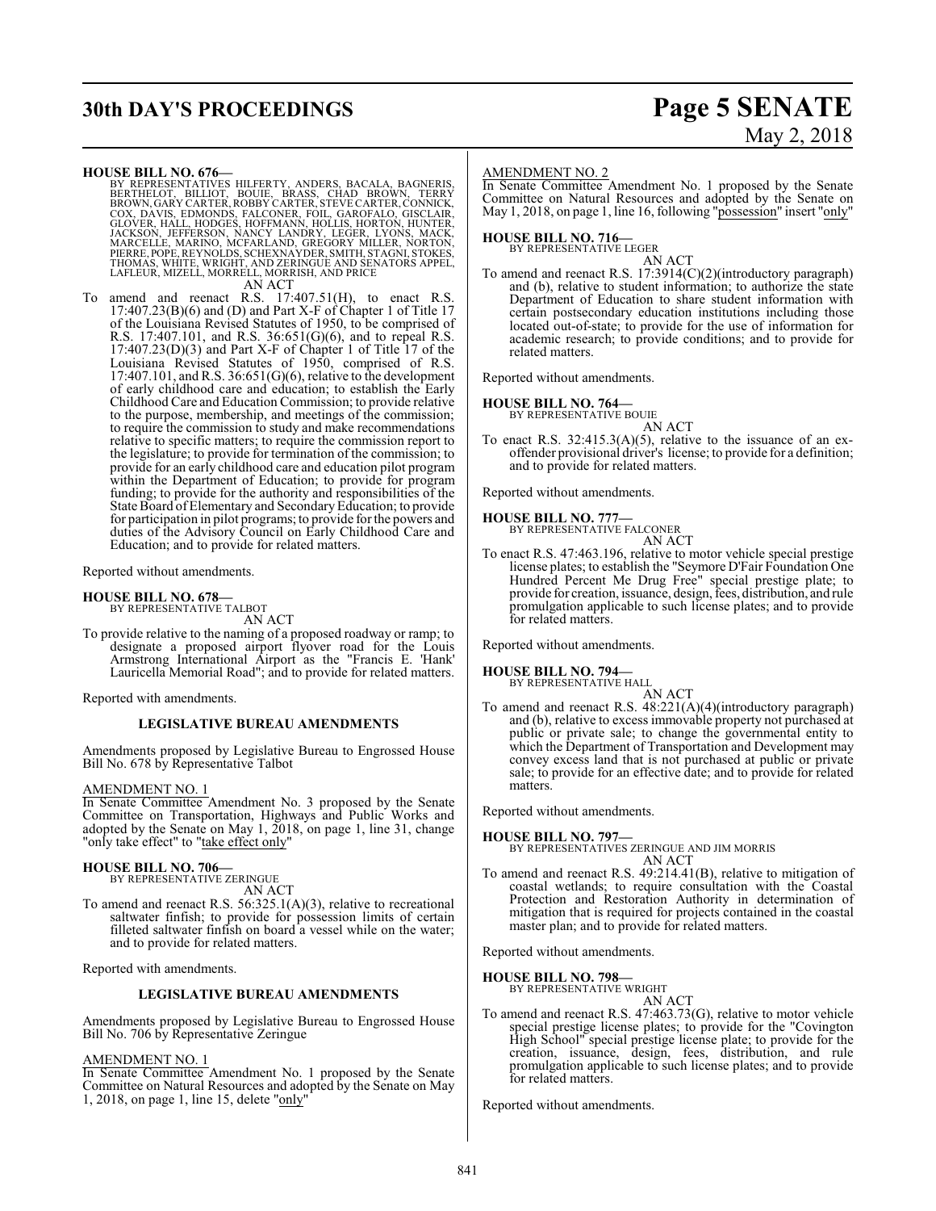**HOUSE BILL NO. 676—**
BY REPRESENTATIVES HILFERTY, ANDERS, BACALA, BAGNERIS, BERTHELOT, BILLIOT, BOUIE, BRASS, CHAD BROWN, TERRY BROWN, GARY CARTER, ROBBY CARTER, STEVE CARTER, CONNICK, COX, DAVIS, EDMONDS, FALCONER, FOIL, GAROFALO, GISCLAIR, GLOVER, HALL, HODGES, HOFFMANN, HOLLIS, HORTON, HUNTER, JACKSON, JEFFERSON, NANCY LANDRY, LEGER, LYONS, MACK, MARCELLE, MARINO, MCFARLAND, GREGORY MILLER, NORTON, PIERRE, POPE, REYNOLDS, SCHEXNAYDER, SMITH, STAGNI, STOKES, THOMAS, WHITE, WRIGHT, AND ZERINGUE AND SENATORS APPEL, LAFLEUR, MIZELL, MORRELL, MORRISH, AND PRICE

AN ACT

To amend and reenact R.S. 17:407.51(H), to enact R.S. 17:407.23(B)(6) and (D) and Part X-F of Chapter 1 of Title 17 of the Louisiana Revised Statutes of 1950, to be comprised of R.S. 17:407.101, and R.S. 36:651(G)(6), and to repeal R.S. 17:407.23(D)(3) and Part X-F of Chapter 1 of Title 17 of the Louisiana Revised Statutes of 1950, comprised of R.S. 17:407.101, and R.S. 36:651(G)(6), relative to the development of early childhood care and education; to establish the Early Childhood Care and Education Commission; to provide relative to the purpose, membership, and meetings of the commission; to require the commission to study and make recommendations relative to specific matters; to require the commission report to the legislature; to provide for termination of the commission; to provide for an early childhood care and education pilot program within the Department of Education; to provide for program funding; to provide for the authority and responsibilities of the State Board of Elementary and Secondary Education; to provide for participation in pilot programs; to provide for the powers and duties of the Advisory Council on Early Childhood Care and Education; and to provide for related matters.

Reported without amendments.

**HOUSE BILL NO. 678—**
BY REPRESENTATIVE TALBOT

AN ACT

To provide relative to the naming of a proposed roadway or ramp; to designate a proposed airport flyover road for the Louis Armstrong International Airport as the "Francis E. 'Hank' Lauricella Memorial Road"; and to provide for related matters.

Reported with amendments.

**LEGISLATIVE BUREAU AMENDMENTS**

Amendments proposed by Legislative Bureau to Engrossed House Bill No. 678 by Representative Talbot

AMENDMENT NO. 1

In Senate Committee Amendment No. 3 proposed by the Senate Committee on Transportation, Highways and Public Works and adopted by the Senate on May 1, 2018, on page 1, line 31, change "only take effect" to "take effect only"

**HOUSE BILL NO. 706—**
BY REPRESENTATIVE ZERINGUE

AN ACT

To amend and reenact R.S. 56:325.1(A)(3), relative to recreational saltwater finfish; to provide for possession limits of certain filleted saltwater finfish on board a vessel while on the water; and to provide for related matters.

Reported with amendments.

**LEGISLATIVE BUREAU AMENDMENTS**

Amendments proposed by Legislative Bureau to Engrossed House Bill No. 706 by Representative Zeringue

AMENDMENT NO. 1

In Senate Committee Amendment No. 1 proposed by the Senate Committee on Natural Resources and adopted by the Senate on May 1, 2018, on page 1, line 15, delete "only"

AMENDMENT NO. 2

In Senate Committee Amendment No. 1 proposed by the Senate Committee on Natural Resources and adopted by the Senate on May 1, 2018, on page 1, line 16, following "possession" insert "only"

**HOUSE BILL NO. 716—**
BY REPRESENTATIVE LEGER

AN ACT

To amend and reenact R.S. 17:3914(C)(2)(introductory paragraph) and (b), relative to student information; to authorize the state Department of Education to share student information with certain postsecondary education institutions including those located out-of-state; to provide for the use of information for academic research; to provide conditions; and to provide for related matters.

Reported without amendments.

**HOUSE BILL NO. 764—**
BY REPRESENTATIVE BOUIE

AN ACT

To enact R.S. 32:415.3(A)(5), relative to the issuance of an ex-offender provisional driver's license; to provide for a definition; and to provide for related matters.

Reported without amendments.

**HOUSE BILL NO. 777—**
BY REPRESENTATIVE FALCONER

AN ACT

To enact R.S. 47:463.196, relative to motor vehicle special prestige license plates; to establish the "Seymore D'Fair Foundation One Hundred Percent Me Drug Free" special prestige plate; to provide for creation, issuance, design, fees, distribution, and rule promulgation applicable to such license plates; and to provide for related matters.

Reported without amendments.

**HOUSE BILL NO. 794—**
BY REPRESENTATIVE HALL

AN ACT

To amend and reenact R.S. 48:221(A)(4)(introductory paragraph) and (b), relative to excess immovable property not purchased at public or private sale; to change the governmental entity to which the Department of Transportation and Development may convey excess land that is not purchased at public or private sale; to provide for an effective date; and to provide for related matters.

Reported without amendments.

**HOUSE BILL NO. 797—**
BY REPRESENTATIVES ZERINGUE AND JIM MORRIS

AN ACT

To amend and reenact R.S. 49:214.41(B), relative to mitigation of coastal wetlands; to require consultation with the Coastal Protection and Restoration Authority in determination of mitigation that is required for projects contained in the coastal master plan; and to provide for related matters.

Reported without amendments.

**HOUSE BILL NO. 798—**
BY REPRESENTATIVE WRIGHT

AN ACT

To amend and reenact R.S. 47:463.73(G), relative to motor vehicle special prestige license plates; to provide for the "Covington High School" special prestige license plate; to provide for the creation, issuance, design, fees, distribution, and rule promulgation applicable to such license plates; and to provide for related matters.

Reported without amendments.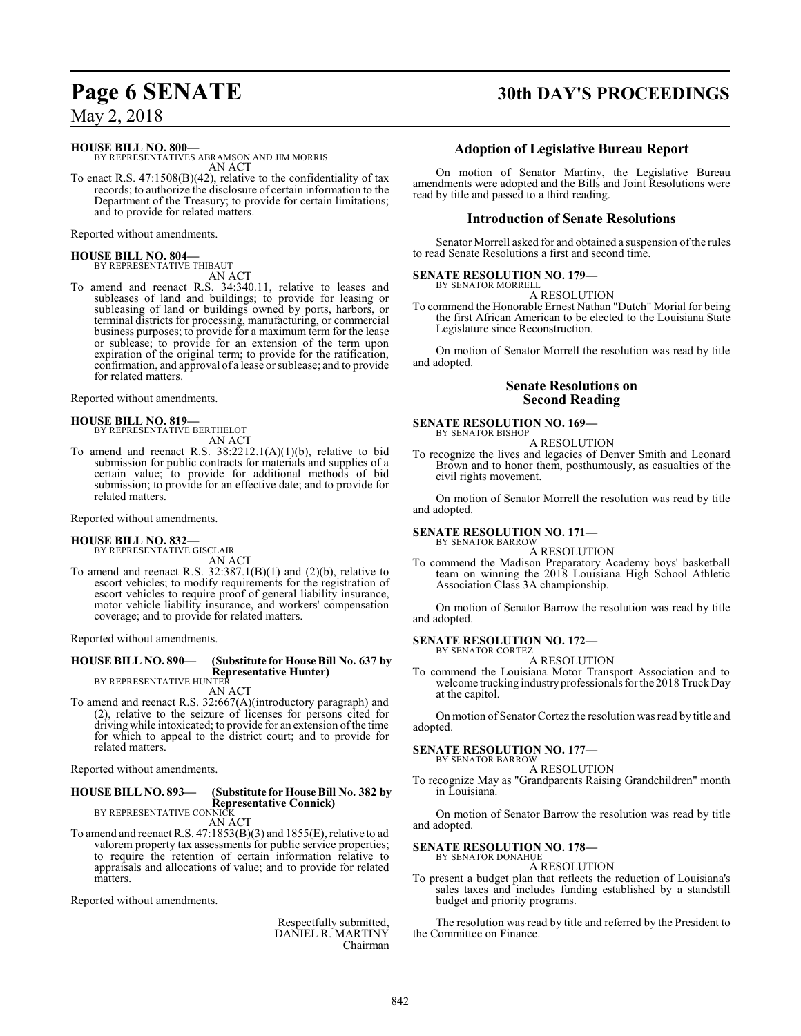**HOUSE BILL NO. 800—**
BY REPRESENTATIVES ABRAMSON AND JIM MORRIS
AN ACT

To enact R.S. 47:1508(B)(42), relative to the confidentiality of tax records; to authorize the disclosure of certain information to the Department of the Treasury; to provide for certain limitations; and to provide for related matters.

Reported without amendments.

**HOUSE BILL NO. 804—**
BY REPRESENTATIVE THIBAUT
AN ACT

To amend and reenact R.S. 34:340.11, relative to leases and subleases of land and buildings; to provide for leasing or subleasing of land or buildings owned by ports, harbors, or terminal districts for processing, manufacturing, or commercial business purposes; to provide for a maximum term for the lease or sublease; to provide for an extension of the term upon expiration of the original term; to provide for the ratification, confirmation, and approval of a lease or sublease; and to provide for related matters.

Reported without amendments.

**HOUSE BILL NO. 819—**
BY REPRESENTATIVE BERTHELOT
AN ACT

To amend and reenact R.S. 38:2212.1(A)(1)(b), relative to bid submission for public contracts for materials and supplies of a certain value; to provide for additional methods of bid submission; to provide for an effective date; and to provide for related matters.

Reported without amendments.

**HOUSE BILL NO. 832—**
BY REPRESENTATIVE GISCLAIR
AN ACT

To amend and reenact R.S. 32:387.1(B)(1) and (2)(b), relative to escort vehicles; to modify requirements for the registration of escort vehicles to require proof of general liability insurance, motor vehicle liability insurance, and workers' compensation coverage; and to provide for related matters.

Reported without amendments.

**HOUSE BILL NO. 890— (Substitute for House Bill No. 637 by Representative Hunter)**
BY REPRESENTATIVE HUNTER
AN ACT

To amend and reenact R.S. 32:667(A)(introductory paragraph) and (2), relative to the seizure of licenses for persons cited for driving while intoxicated; to provide for an extension of the time for which to appeal to the district court; and to provide for related matters.

Reported without amendments.

**HOUSE BILL NO. 893— (Substitute for House Bill No. 382 by Representative Connick)**
BY REPRESENTATIVE CONNICK
AN ACT

To amend and reenact R.S. 47:1853(B)(3) and 1855(E), relative to ad valorem property tax assessments for public service properties; to require the retention of certain information relative to appraisals and allocations of value; and to provide for related matters.

Reported without amendments.

Respectfully submitted,
DANIEL R. MARTINY
Chairman

## Adoption of Legislative Bureau Report

On motion of Senator Martiny, the Legislative Bureau amendments were adopted and the Bills and Joint Resolutions were read by title and passed to a third reading.

## Introduction of Senate Resolutions

Senator Morrell asked for and obtained a suspension of the rules to read Senate Resolutions a first and second time.

**SENATE RESOLUTION NO. 179—**
BY SENATOR MORRELL
A RESOLUTION

To commend the Honorable Ernest Nathan "Dutch" Morial for being the first African American to be elected to the Louisiana State Legislature since Reconstruction.

On motion of Senator Morrell the resolution was read by title and adopted.

## Senate Resolutions on Second Reading

**SENATE RESOLUTION NO. 169—**
BY SENATOR BISHOP
A RESOLUTION

To recognize the lives and legacies of Denver Smith and Leonard Brown and to honor them, posthumously, as casualties of the civil rights movement.

On motion of Senator Morrell the resolution was read by title and adopted.

**SENATE RESOLUTION NO. 171—**
BY SENATOR BARROW
A RESOLUTION

To commend the Madison Preparatory Academy boys' basketball team on winning the 2018 Louisiana High School Athletic Association Class 3A championship.

On motion of Senator Barrow the resolution was read by title and adopted.

**SENATE RESOLUTION NO. 172—**
BY SENATOR CORTEZ
A RESOLUTION

To commend the Louisiana Motor Transport Association and to welcome trucking industry professionals for the 2018 Truck Day at the capitol.

On motion of Senator Cortez the resolution was read by title and adopted.

**SENATE RESOLUTION NO. 177—**
BY SENATOR BARROW
A RESOLUTION

To recognize May as "Grandparents Raising Grandchildren" month in Louisiana.

On motion of Senator Barrow the resolution was read by title and adopted.

**SENATE RESOLUTION NO. 178—**
BY SENATOR DONAHUE
A RESOLUTION

To present a budget plan that reflects the reduction of Louisiana's sales taxes and includes funding established by a standstill budget and priority programs.

The resolution was read by title and referred by the President to the Committee on Finance.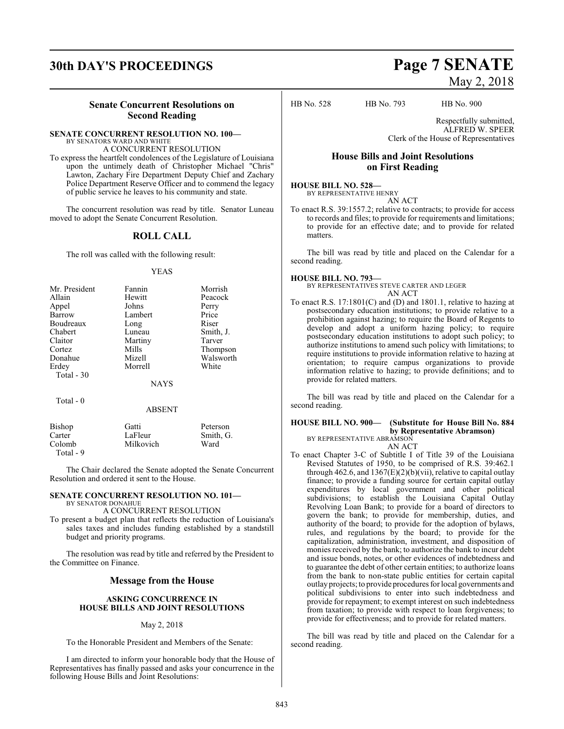## Senate Concurrent Resolutions on Second Reading

**SENATE CONCURRENT RESOLUTION NO. 100—**
BY SENATORS WARD AND WHITE
A CONCURRENT RESOLUTION

To express the heartfelt condolences of the Legislature of Louisiana upon the untimely death of Christopher Michael "Chris" Lawton, Zachary Fire Department Deputy Chief and Zachary Police Department Reserve Officer and to commend the legacy of public service he leaves to his community and state.

The concurrent resolution was read by title. Senator Luneau moved to adopt the Senate Concurrent Resolution.

## ROLL CALL

The roll was called with the following result:

YEAS

| | | |
|---|---|---|
| Mr. President | Fannin | Morrish |
| Allain | Hewitt | Peacock |
| Appel | Johns | Perry |
| Barrow | Lambert | Price |
| Boudreaux | Long | Riser |
| Chabert | Luneau | Smith, J. |
| Claitor | Martiny | Tarver |
| Cortez | Mills | Thompson |
| Donahue | Mizell | Walsworth |
| Erdey | Morrell | White |
| Total - 30 | | |

NAYS

Total - 0

ABSENT

| | | |
|---|---|---|
| Bishop | Gatti | Peterson |
| Carter | LaFleur | Smith, G. |
| Colomb | Milkovich | Ward |
| Total - 9 | | |

The Chair declared the Senate adopted the Senate Concurrent Resolution and ordered it sent to the House.

**SENATE CONCURRENT RESOLUTION NO. 101—**
BY SENATOR DONAHUE
A CONCURRENT RESOLUTION

To present a budget plan that reflects the reduction of Louisiana's sales taxes and includes funding established by a standstill budget and priority programs.

The resolution was read by title and referred by the President to the Committee on Finance.

## Message from the House

**ASKING CONCURRENCE IN HOUSE BILLS AND JOINT RESOLUTIONS**

May 2, 2018

To the Honorable President and Members of the Senate:

I am directed to inform your honorable body that the House of Representatives has finally passed and asks your concurrence in the following House Bills and Joint Resolutions:

HB No. 528 HB No. 793 HB No. 900

Respectfully submitted,
ALFRED W. SPEER
Clerk of the House of Representatives

## House Bills and Joint Resolutions on First Reading

**HOUSE BILL NO. 528—**
BY REPRESENTATIVE HENRY
AN ACT

To enact R.S. 39:1557.2; relative to contracts; to provide for access to records and files; to provide for requirements and limitations; to provide for an effective date; and to provide for related matters.

The bill was read by title and placed on the Calendar for a second reading.

**HOUSE BILL NO. 793—**
BY REPRESENTATIVES STEVE CARTER AND LEGER
AN ACT

To enact R.S. 17:1801(C) and (D) and 1801.1, relative to hazing at postsecondary education institutions; to provide relative to a prohibition against hazing; to require the Board of Regents to develop and adopt a uniform hazing policy; to require postsecondary education institutions to adopt such policy; to authorize institutions to amend such policy with limitations; to require institutions to provide information relative to hazing at orientation; to require campus organizations to provide information relative to hazing; to provide definitions; and to provide for related matters.

The bill was read by title and placed on the Calendar for a second reading.

**HOUSE BILL NO. 900— (Substitute for House Bill No. 884 by Representative Abramson)**
BY REPRESENTATIVE ABRAMSON
AN ACT

To enact Chapter 3-C of Subtitle I of Title 39 of the Louisiana Revised Statutes of 1950, to be comprised of R.S. 39:462.1 through 462.6, and 1367(E)(2)(b)(vii), relative to capital outlay finance; to provide a funding source for certain capital outlay expenditures by local government and other political subdivisions; to establish the Louisiana Capital Outlay Revolving Loan Bank; to provide for a board of directors to govern the bank; to provide for membership, duties, and authority of the board; to provide for the adoption of bylaws, rules, and regulations by the board; to provide for the capitalization, administration, investment, and disposition of monies received by the bank; to authorize the bank to incur debt and issue bonds, notes, or other evidences of indebtedness and to guarantee the debt of other certain entities; to authorize loans from the bank to non-state public entities for certain capital outlay projects; to provide procedures for local governments and political subdivisions to enter into such indebtedness and provide for repayment; to exempt interest on such indebtedness from taxation; to provide with respect to loan forgiveness; to provide for effectiveness; and to provide for related matters.

The bill was read by title and placed on the Calendar for a second reading.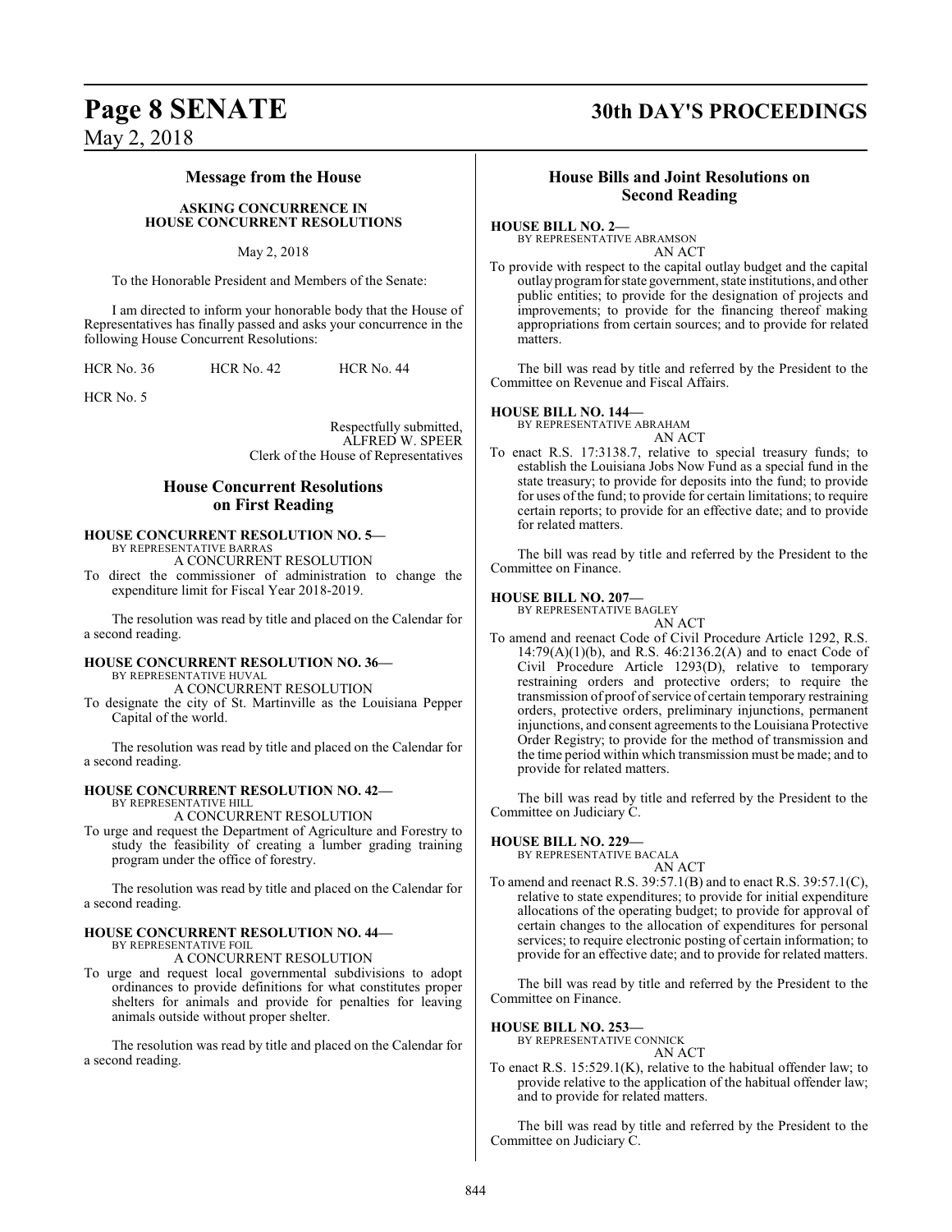## Message from the House

**ASKING CONCURRENCE IN HOUSE CONCURRENT RESOLUTIONS**

May 2, 2018

To the Honorable President and Members of the Senate:

I am directed to inform your honorable body that the House of Representatives has finally passed and asks your concurrence in the following House Concurrent Resolutions:

HCR No. 36 HCR No. 42 HCR No. 44

HCR No. 5

Respectfully submitted,
ALFRED W. SPEER
Clerk of the House of Representatives

## House Concurrent Resolutions on First Reading

**HOUSE CONCURRENT RESOLUTION NO. 5—**
BY REPRESENTATIVE BARRAS
A CONCURRENT RESOLUTION

To direct the commissioner of administration to change the expenditure limit for Fiscal Year 2018-2019.

The resolution was read by title and placed on the Calendar for a second reading.

**HOUSE CONCURRENT RESOLUTION NO. 36—**
BY REPRESENTATIVE HUVAL
A CONCURRENT RESOLUTION

To designate the city of St. Martinville as the Louisiana Pepper Capital of the world.

The resolution was read by title and placed on the Calendar for a second reading.

**HOUSE CONCURRENT RESOLUTION NO. 42—**
BY REPRESENTATIVE HILL
A CONCURRENT RESOLUTION

To urge and request the Department of Agriculture and Forestry to study the feasibility of creating a lumber grading training program under the office of forestry.

The resolution was read by title and placed on the Calendar for a second reading.

**HOUSE CONCURRENT RESOLUTION NO. 44—**
BY REPRESENTATIVE FOIL
A CONCURRENT RESOLUTION

To urge and request local governmental subdivisions to adopt ordinances to provide definitions for what constitutes proper shelters for animals and provide for penalties for leaving animals outside without proper shelter.

The resolution was read by title and placed on the Calendar for a second reading.

## House Bills and Joint Resolutions on Second Reading

**HOUSE BILL NO. 2—**
BY REPRESENTATIVE ABRAMSON
AN ACT

To provide with respect to the capital outlay budget and the capital outlay program for state government, state institutions, and other public entities; to provide for the designation of projects and improvements; to provide for the financing thereof making appropriations from certain sources; and to provide for related matters.

The bill was read by title and referred by the President to the Committee on Revenue and Fiscal Affairs.

**HOUSE BILL NO. 144—**
BY REPRESENTATIVE ABRAHAM
AN ACT

To enact R.S. 17:3138.7, relative to special treasury funds; to establish the Louisiana Jobs Now Fund as a special fund in the state treasury; to provide for deposits into the fund; to provide for uses of the fund; to provide for certain limitations; to require certain reports; to provide for an effective date; and to provide for related matters.

The bill was read by title and referred by the President to the Committee on Finance.

**HOUSE BILL NO. 207—**
BY REPRESENTATIVE BAGLEY
AN ACT

To amend and reenact Code of Civil Procedure Article 1292, R.S. 14:79(A)(1)(b), and R.S. 46:2136.2(A) and to enact Code of Civil Procedure Article 1293(D), relative to temporary restraining orders and protective orders; to require the transmission of proof of service of certain temporary restraining orders, protective orders, preliminary injunctions, permanent injunctions, and consent agreements to the Louisiana Protective Order Registry; to provide for the method of transmission and the time period within which transmission must be made; and to provide for related matters.

The bill was read by title and referred by the President to the Committee on Judiciary C.

**HOUSE BILL NO. 229—**
BY REPRESENTATIVE BACALA
AN ACT

To amend and reenact R.S. 39:57.1(B) and to enact R.S. 39:57.1(C), relative to state expenditures; to provide for initial expenditure allocations of the operating budget; to provide for approval of certain changes to the allocation of expenditures for personal services; to require electronic posting of certain information; to provide for an effective date; and to provide for related matters.

The bill was read by title and referred by the President to the Committee on Finance.

**HOUSE BILL NO. 253—**
BY REPRESENTATIVE CONNICK
AN ACT

To enact R.S. 15:529.1(K), relative to the habitual offender law; to provide relative to the application of the habitual offender law; and to provide for related matters.

The bill was read by title and referred by the President to the Committee on Judiciary C.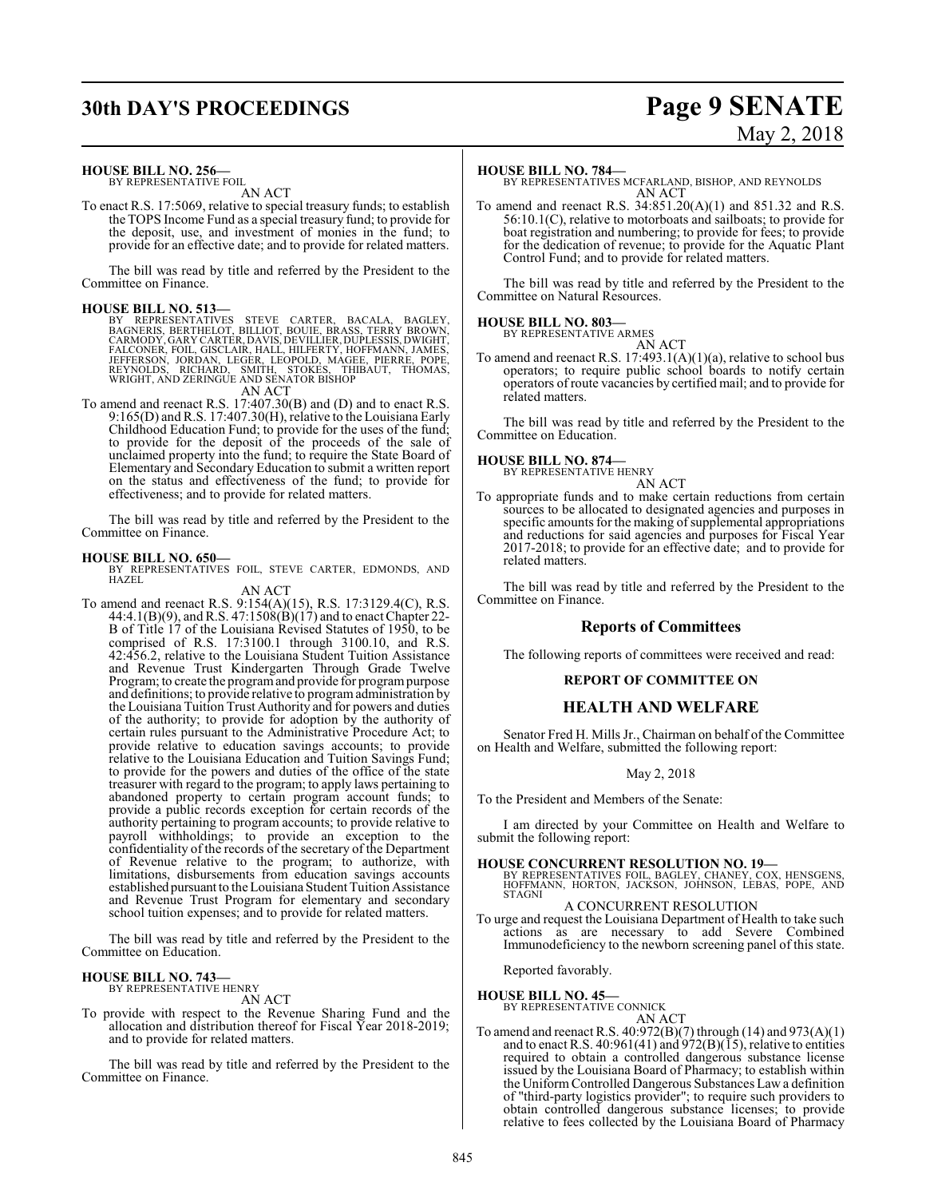**HOUSE BILL NO. 256—**
BY REPRESENTATIVE FOIL

AN ACT

To enact R.S. 17:5069, relative to special treasury funds; to establish the TOPS Income Fund as a special treasury fund; to provide for the deposit, use, and investment of monies in the fund; to provide for an effective date; and to provide for related matters.

The bill was read by title and referred by the President to the Committee on Finance.

**HOUSE BILL NO. 513—**
BY REPRESENTATIVES STEVE CARTER, BACALA, BAGLEY, BAGNERIS, BERTHELOT, BILLIOT, BOUIE, BRASS, TERRY BROWN, CARMODY, GARY CARTER, DAVIS, DEVILLIER, DUPLESSIS, DWIGHT, FALCONER, FOIL, GISCLAIR, HALL, HILFERTY, HOFFMANN, JAMES, JEFFERSON, JORDAN, LEGER, LEOPOLD, MAGEE, PIERRE, POPE, REYNOLDS, RICHARD, SMITH, STOKES, THIBAUT, THOMAS, WRIGHT, AND ZERINGUE AND SENATOR BISHOP

AN ACT

To amend and reenact R.S. 17:407.30(B) and (D) and to enact R.S. 9:165(D) and R.S. 17:407.30(H), relative to the Louisiana Early Childhood Education Fund; to provide for the uses of the fund; to provide for the deposit of the proceeds of the sale of unclaimed property into the fund; to require the State Board of Elementary and Secondary Education to submit a written report on the status and effectiveness of the fund; to provide for effectiveness; and to provide for related matters.

The bill was read by title and referred by the President to the Committee on Finance.

**HOUSE BILL NO. 650—**
BY REPRESENTATIVES FOIL, STEVE CARTER, EDMONDS, AND HAZEL

AN ACT

To amend and reenact R.S. 9:154(A)(15), R.S. 17:3129.4(C), R.S. 44:4.1(B)(9), and R.S. 47:1508(B)(17) and to enact Chapter 22-B of Title 17 of the Louisiana Revised Statutes of 1950, to be comprised of R.S. 17:3100.1 through 3100.10, and R.S. 42:456.2, relative to the Louisiana Student Tuition Assistance and Revenue Trust Kindergarten Through Grade Twelve Program; to create the program and provide for program purpose and definitions; to provide relative to program administration by the Louisiana Tuition Trust Authority and for powers and duties of the authority; to provide for adoption by the authority of certain rules pursuant to the Administrative Procedure Act; to provide relative to education savings accounts; to provide relative to the Louisiana Education and Tuition Savings Fund; to provide for the powers and duties of the office of the state treasurer with regard to the program; to apply laws pertaining to abandoned property to certain program account funds; to provide a public records exception for certain records of the authority pertaining to program accounts; to provide relative to payroll withholdings; to provide an exception to the confidentiality of the records of the secretary of the Department of Revenue relative to the program; to authorize, with limitations, disbursements from education savings accounts established pursuant to the Louisiana Student Tuition Assistance and Revenue Trust Program for elementary and secondary school tuition expenses; and to provide for related matters.

The bill was read by title and referred by the President to the Committee on Education.

**HOUSE BILL NO. 743—**
BY REPRESENTATIVE HENRY

AN ACT

To provide with respect to the Revenue Sharing Fund and the allocation and distribution thereof for Fiscal Year 2018-2019; and to provide for related matters.

The bill was read by title and referred by the President to the Committee on Finance.

**HOUSE BILL NO. 784—**
BY REPRESENTATIVES MCFARLAND, BISHOP, AND REYNOLDS

AN ACT

To amend and reenact R.S. 34:851.20(A)(1) and 851.32 and R.S. 56:10.1(C), relative to motorboats and sailboats; to provide for boat registration and numbering; to provide for fees; to provide for the dedication of revenue; to provide for the Aquatic Plant Control Fund; and to provide for related matters.

The bill was read by title and referred by the President to the Committee on Natural Resources.

**HOUSE BILL NO. 803—**
BY REPRESENTATIVE ARMES

AN ACT

To amend and reenact R.S. 17:493.1(A)(1)(a), relative to school bus operators; to require public school boards to notify certain operators of route vacancies by certified mail; and to provide for related matters.

The bill was read by title and referred by the President to the Committee on Education.

**HOUSE BILL NO. 874—**
BY REPRESENTATIVE HENRY

AN ACT

To appropriate funds and to make certain reductions from certain sources to be allocated to designated agencies and purposes in specific amounts for the making of supplemental appropriations and reductions for said agencies and purposes for Fiscal Year 2017-2018; to provide for an effective date; and to provide for related matters.

The bill was read by title and referred by the President to the Committee on Finance.

## Reports of Committees

The following reports of committees were received and read:

### REPORT OF COMMITTEE ON

## HEALTH AND WELFARE

Senator Fred H. Mills Jr., Chairman on behalf of the Committee on Health and Welfare, submitted the following report:

May 2, 2018

To the President and Members of the Senate:

I am directed by your Committee on Health and Welfare to submit the following report:

**HOUSE CONCURRENT RESOLUTION NO. 19—**
BY REPRESENTATIVES FOIL, BAGLEY, CHANEY, COX, HENSGENS, HOFFMANN, HORTON, JACKSON, JOHNSON, LEBAS, POPE, AND STAGNI

A CONCURRENT RESOLUTION

To urge and request the Louisiana Department of Health to take such actions as are necessary to add Severe Combined Immunodeficiency to the newborn screening panel of this state.

Reported favorably.

**HOUSE BILL NO. 45—**
BY REPRESENTATIVE CONNICK

AN ACT

To amend and reenact R.S. 40:972(B)(7) through (14) and 973(A)(1) and to enact R.S. 40:961(41) and 972(B)(15), relative to entities required to obtain a controlled dangerous substance license issued by the Louisiana Board of Pharmacy; to establish within the Uniform Controlled Dangerous Substances Law a definition of "third-party logistics provider"; to require such providers to obtain controlled dangerous substance licenses; to provide relative to fees collected by the Louisiana Board of Pharmacy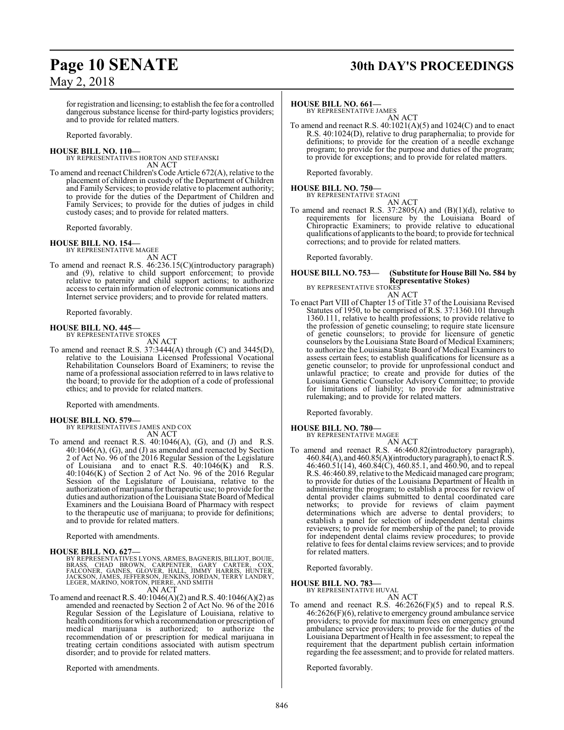for registration and licensing; to establish the fee for a controlled dangerous substance license for third-party logistics providers; and to provide for related matters.

Reported favorably.

**HOUSE BILL NO. 110—**
BY REPRESENTATIVES HORTON AND STEFANSKI
AN ACT

To amend and reenact Children's Code Article 672(A), relative to the placement of children in custody of the Department of Children and Family Services; to provide relative to placement authority; to provide for the duties of the Department of Children and Family Services; to provide for the duties of judges in child custody cases; and to provide for related matters.

Reported favorably.

**HOUSE BILL NO. 154—**
BY REPRESENTATIVE MAGEE
AN ACT

To amend and reenact R.S. 46:236.15(C)(introductory paragraph) and (9), relative to child support enforcement; to provide relative to paternity and child support actions; to authorize access to certain information of electronic communications and Internet service providers; and to provide for related matters.

Reported favorably.

**HOUSE BILL NO. 445—**
BY REPRESENTATIVE STOKES
AN ACT

To amend and reenact R.S. 37:3444(A) through (C) and 3445(D), relative to the Louisiana Licensed Professional Vocational Rehabilitation Counselors Board of Examiners; to revise the name of a professional association referred to in laws relative to the board; to provide for the adoption of a code of professional ethics; and to provide for related matters.

Reported with amendments.

**HOUSE BILL NO. 579—**
BY REPRESENTATIVES JAMES AND COX
AN ACT

To amend and reenact R.S. 40:1046(A), (G), and (J) and R.S. 40:1046(A), (G), and (J) as amended and reenacted by Section 2 of Act No. 96 of the 2016 Regular Session of the Legislature of Louisiana and to enact R.S. 40:1046(K) and R.S. 40:1046(K) of Section 2 of Act No. 96 of the 2016 Regular Session of the Legislature of Louisiana, relative to the authorization of marijuana for therapeutic use; to provide for the duties and authorization of the Louisiana State Board of Medical Examiners and the Louisiana Board of Pharmacy with respect to the therapeutic use of marijuana; to provide for definitions; and to provide for related matters.

Reported with amendments.

**HOUSE BILL NO. 627—**
BY REPRESENTATIVES LYONS, ARMES, BAGNERIS, BILLIOT, BOUIE, BRASS, CHAD BROWN, CARPENTER, GARY CARTER, COX, FALCONER, GAINES, GLOVER, HALL, JIMMY HARRIS, HUNTER, JACKSON, JAMES, JEFFERSON, JENKINS, JORDAN, TERRY LANDRY, LEGER, MARINO, NORTON, PIERRE, AND SMITH
AN ACT

To amend and reenact R.S. 40:1046(A)(2) and R.S. 40:1046(A)(2) as amended and reenacted by Section 2 of Act No. 96 of the 2016 Regular Session of the Legislature of Louisiana, relative to health conditions for which a recommendation or prescription of medical marijuana is authorized; to authorize the recommendation of or prescription for medical marijuana in treating certain conditions associated with autism spectrum disorder; and to provide for related matters.

Reported with amendments.

**HOUSE BILL NO. 661—**
BY REPRESENTATIVE JAMES
AN ACT

To amend and reenact R.S. 40:1021(A)(5) and 1024(C) and to enact R.S. 40:1024(D), relative to drug paraphernalia; to provide for definitions; to provide for the creation of a needle exchange program; to provide for the purpose and duties of the program; to provide for exceptions; and to provide for related matters.

Reported favorably.

**HOUSE BILL NO. 750—**
BY REPRESENTATIVE STAGNI
AN ACT

To amend and reenact R.S. 37:2805(A) and (B)(1)(d), relative to requirements for licensure by the Louisiana Board of Chiropractic Examiners; to provide relative to educational qualifications of applicants to the board; to provide for technical corrections; and to provide for related matters.

Reported favorably.

**HOUSE BILL NO. 753— (Substitute for House Bill No. 584 by Representative Stokes)**
BY REPRESENTATIVE STOKES
AN ACT

To enact Part VIII of Chapter 15 of Title 37 of the Louisiana Revised Statutes of 1950, to be comprised of R.S. 37:1360.101 through 1360.111, relative to health professions; to provide relative to the profession of genetic counseling; to require state licensure of genetic counselors; to provide for licensure of genetic counselors by the Louisiana State Board of Medical Examiners; to authorize the Louisiana State Board of Medical Examiners to assess certain fees; to establish qualifications for licensure as a genetic counselor; to provide for unprofessional conduct and unlawful practice; to create and provide for duties of the Louisiana Genetic Counselor Advisory Committee; to provide for limitations of liability; to provide for administrative rulemaking; and to provide for related matters.

Reported favorably.

**HOUSE BILL NO. 780—**
BY REPRESENTATIVE MAGEE
AN ACT

To amend and reenact R.S. 46:460.82(introductory paragraph), 460.84(A), and 460.85(A)(introductory paragraph), to enact R.S. 46:460.51(14), 460.84(C), 460.85.1, and 460.90, and to repeal R.S. 46:460.89, relative to the Medicaid managed care program; to provide for duties of the Louisiana Department of Health in administering the program; to establish a process for review of dental provider claims submitted to dental coordinated care networks; to provide for reviews of claim payment determinations which are adverse to dental providers; to establish a panel for selection of independent dental claims reviewers; to provide for membership of the panel; to provide for independent dental claims review procedures; to provide relative to fees for dental claims review services; and to provide for related matters.

Reported favorably.

**HOUSE BILL NO. 783—**
BY REPRESENTATIVE HUVAL
AN ACT

To amend and reenact R.S. 46:2626(F)(5) and to repeal R.S. 46:2626(F)(6), relative to emergency ground ambulance service providers; to provide for maximum fees on emergency ground ambulance service providers; to provide for the duties of the Louisiana Department of Health in fee assessment; to repeal the requirement that the department publish certain information regarding the fee assessment; and to provide for related matters.

Reported favorably.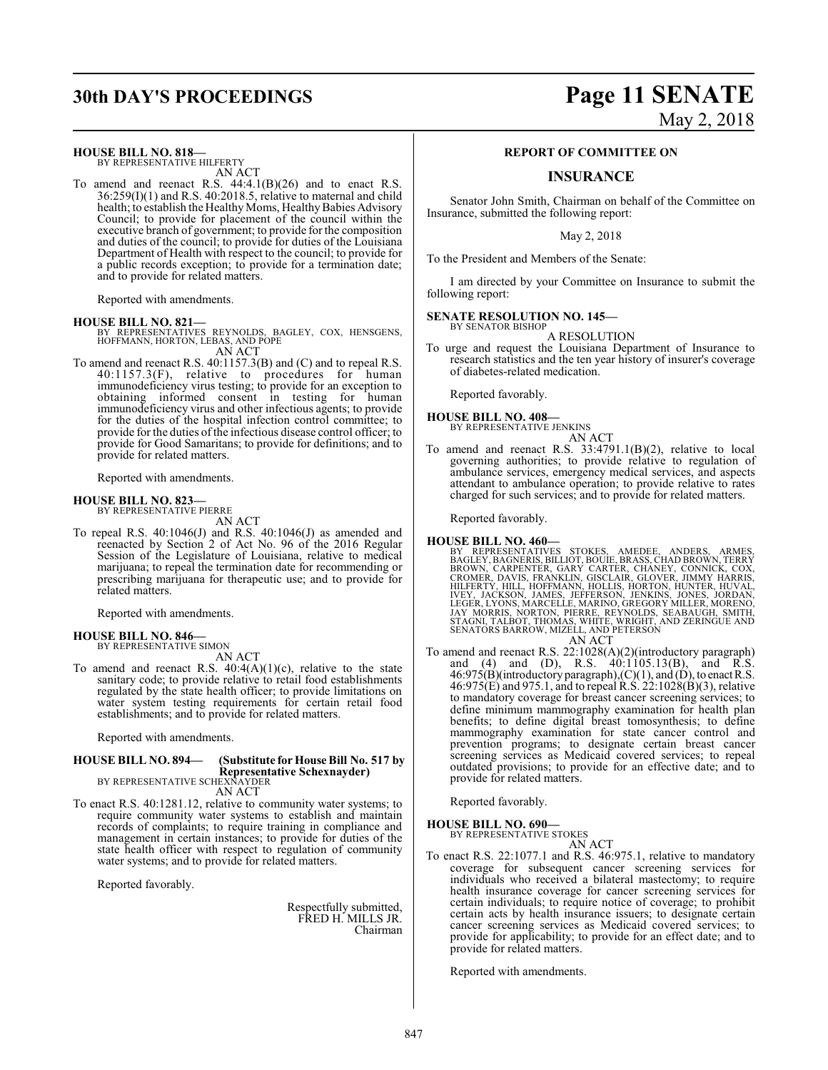**HOUSE BILL NO. 818—**
BY REPRESENTATIVE HILFERTY

AN ACT

To amend and reenact R.S. 44:4.1(B)(26) and to enact R.S. 36:259(I)(1) and R.S. 40:2018.5, relative to maternal and child health; to establish the Healthy Moms, Healthy Babies Advisory Council; to provide for placement of the council within the executive branch of government; to provide for the composition and duties of the council; to provide for duties of the Louisiana Department of Health with respect to the council; to provide for a public records exception; to provide for a termination date; and to provide for related matters.

Reported with amendments.

**HOUSE BILL NO. 821—**
BY REPRESENTATIVES REYNOLDS, BAGLEY, COX, HENSGENS, HOFFMANN, HORTON, LEBAS, AND POPE

AN ACT

To amend and reenact R.S. 40:1157.3(B) and (C) and to repeal R.S. 40:1157.3(F), relative to procedures for human immunodeficiency virus testing; to provide for an exception to obtaining informed consent in testing for human immunodeficiency virus and other infectious agents; to provide for the duties of the hospital infection control committee; to provide for the duties of the infectious disease control officer; to provide for Good Samaritans; to provide for definitions; and to provide for related matters.

Reported with amendments.

**HOUSE BILL NO. 823—**
BY REPRESENTATIVE PIERRE

AN ACT

To repeal R.S. 40:1046(J) and R.S. 40:1046(J) as amended and reenacted by Section 2 of Act No. 96 of the 2016 Regular Session of the Legislature of Louisiana, relative to medical marijuana; to repeal the termination date for recommending or prescribing marijuana for therapeutic use; and to provide for related matters.

Reported with amendments.

**HOUSE BILL NO. 846—**
BY REPRESENTATIVE SIMON

AN ACT

To amend and reenact R.S. 40:4(A)(1)(c), relative to the state sanitary code; to provide relative to retail food establishments regulated by the state health officer; to provide limitations on water system testing requirements for certain retail food establishments; and to provide for related matters.

Reported with amendments.

**HOUSE BILL NO. 894— (Substitute for House Bill No. 517 by Representative Schexnayder)**
BY REPRESENTATIVE SCHEXNAYDER

AN ACT

To enact R.S. 40:1281.12, relative to community water systems; to require community water systems to establish and maintain records of complaints; to require training in compliance and management in certain instances; to provide for duties of the state health officer with respect to regulation of community water systems; and to provide for related matters.

Reported favorably.

Respectfully submitted,
FRED H. MILLS JR.
Chairman

## REPORT OF COMMITTEE ON

## INSURANCE

Senator John Smith, Chairman on behalf of the Committee on Insurance, submitted the following report:

May 2, 2018

To the President and Members of the Senate:

I am directed by your Committee on Insurance to submit the following report:

**SENATE RESOLUTION NO. 145—**
BY SENATOR BISHOP

A RESOLUTION

To urge and request the Louisiana Department of Insurance to research statistics and the ten year history of insurer's coverage of diabetes-related medication.

Reported favorably.

**HOUSE BILL NO. 408—**
BY REPRESENTATIVE JENKINS

AN ACT

To amend and reenact R.S. 33:4791.1(B)(2), relative to local governing authorities; to provide relative to regulation of ambulance services, emergency medical services, and aspects attendant to ambulance operation; to provide relative to rates charged for such services; and to provide for related matters.

Reported favorably.

**HOUSE BILL NO. 460—**
BY REPRESENTATIVES STOKES, AMEDEE, ANDERS, ARMES, BAGLEY, BAGNERIS, BILLIOT, BOUIE, BRASS, CHAD BROWN, TERRY BROWN, CARPENTER, GARY CARTER, CHANEY, CONNICK, COX, CROMER, DAVIS, FRANKLIN, GISCLAIR, GLOVER, JIMMY HARRIS, HILFERTY, HILL, HOFFMANN, HOLLIS, HORTON, HUNTER, HUVAL, IVEY, JACKSON, JAMES, JEFFERSON, JENKINS, JONES, JORDAN, LEGER, LYONS, MARCELLE, MARINO, GREGORY MILLER, MORENO, JAY MORRIS, NORTON, PIERRE, REYNOLDS, SEABAUGH, SMITH, STAGNI, TALBOT, THOMAS, WHITE, WRIGHT, AND ZERINGUE AND SENATORS BARROW, MIZELL, AND PETERSON

AN ACT

To amend and reenact R.S. 22:1028(A)(2)(introductory paragraph) and (4) and (D), R.S. 40:1105.13(B), and R.S. 46:975(B)(introductory paragraph),(C)(1), and (D), to enact R.S. 46:975(E) and 975.1, and to repeal R.S. 22:1028(B)(3), relative to mandatory coverage for breast cancer screening services; to define minimum mammography examination for health plan benefits; to define digital breast tomosynthesis; to define mammography examination for state cancer control and prevention programs; to designate certain breast cancer screening services as Medicaid covered services; to repeal outdated provisions; to provide for an effective date; and to provide for related matters.

Reported favorably.

**HOUSE BILL NO. 690—**
BY REPRESENTATIVE STOKES

AN ACT

To enact R.S. 22:1077.1 and R.S. 46:975.1, relative to mandatory coverage for subsequent cancer screening services for individuals who received a bilateral mastectomy; to require health insurance coverage for cancer screening services for certain individuals; to require notice of coverage; to prohibit certain acts by health insurance issuers; to designate certain cancer screening services as Medicaid covered services; to provide for applicability; to provide for an effect date; and to provide for related matters.

Reported with amendments.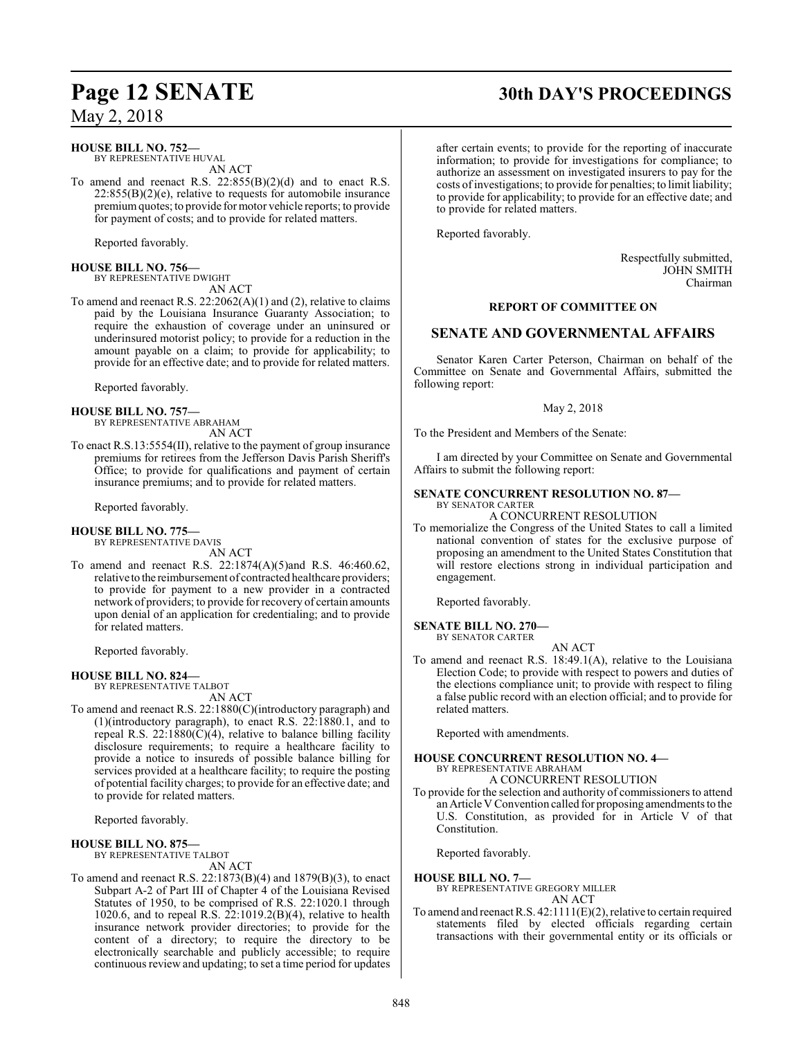**HOUSE BILL NO. 752—**
BY REPRESENTATIVE HUVAL

AN ACT

To amend and reenact R.S. 22:855(B)(2)(d) and to enact R.S. 22:855(B)(2)(e), relative to requests for automobile insurance premium quotes; to provide for motor vehicle reports; to provide for payment of costs; and to provide for related matters.

Reported favorably.

**HOUSE BILL NO. 756—**
BY REPRESENTATIVE DWIGHT

AN ACT

To amend and reenact R.S. 22:2062(A)(1) and (2), relative to claims paid by the Louisiana Insurance Guaranty Association; to require the exhaustion of coverage under an uninsured or underinsured motorist policy; to provide for a reduction in the amount payable on a claim; to provide for applicability; to provide for an effective date; and to provide for related matters.

Reported favorably.

**HOUSE BILL NO. 757—**
BY REPRESENTATIVE ABRAHAM

AN ACT

To enact R.S.13:5554(II), relative to the payment of group insurance premiums for retirees from the Jefferson Davis Parish Sheriff's Office; to provide for qualifications and payment of certain insurance premiums; and to provide for related matters.

Reported favorably.

**HOUSE BILL NO. 775—**
BY REPRESENTATIVE DAVIS

AN ACT

To amend and reenact R.S. 22:1874(A)(5)and R.S. 46:460.62, relative to the reimbursement of contracted healthcare providers; to provide for payment to a new provider in a contracted network of providers; to provide for recovery of certain amounts upon denial of an application for credentialing; and to provide for related matters.

Reported favorably.

**HOUSE BILL NO. 824—**
BY REPRESENTATIVE TALBOT

AN ACT

To amend and reenact R.S. 22:1880(C)(introductory paragraph) and (1)(introductory paragraph), to enact R.S. 22:1880.1, and to repeal R.S. 22:1880(C)(4), relative to balance billing facility disclosure requirements; to require a healthcare facility to provide a notice to insureds of possible balance billing for services provided at a healthcare facility; to require the posting of potential facility charges; to provide for an effective date; and to provide for related matters.

Reported favorably.

**HOUSE BILL NO. 875—**
BY REPRESENTATIVE TALBOT

AN ACT

To amend and reenact R.S. 22:1873(B)(4) and 1879(B)(3), to enact Subpart A-2 of Part III of Chapter 4 of the Louisiana Revised Statutes of 1950, to be comprised of R.S. 22:1020.1 through 1020.6, and to repeal R.S. 22:1019.2(B)(4), relative to health insurance network provider directories; to provide for the content of a directory; to require the directory to be electronically searchable and publicly accessible; to require continuous review and updating; to set a time period for updates after certain events; to provide for the reporting of inaccurate information; to provide for investigations for compliance; to authorize an assessment on investigated insurers to pay for the costs of investigations; to provide for penalties; to limit liability; to provide for applicability; to provide for an effective date; and to provide for related matters.

Reported favorably.

Respectfully submitted,
JOHN SMITH
Chairman

**REPORT OF COMMITTEE ON**

## SENATE AND GOVERNMENTAL AFFAIRS

Senator Karen Carter Peterson, Chairman on behalf of the Committee on Senate and Governmental Affairs, submitted the following report:

May 2, 2018

To the President and Members of the Senate:

I am directed by your Committee on Senate and Governmental Affairs to submit the following report:

**SENATE CONCURRENT RESOLUTION NO. 87—**
BY SENATOR CARTER

A CONCURRENT RESOLUTION

To memorialize the Congress of the United States to call a limited national convention of states for the exclusive purpose of proposing an amendment to the United States Constitution that will restore elections strong in individual participation and engagement.

Reported favorably.

**SENATE BILL NO. 270—**
BY SENATOR CARTER

AN ACT

To amend and reenact R.S. 18:49.1(A), relative to the Louisiana Election Code; to provide with respect to powers and duties of the elections compliance unit; to provide with respect to filing a false public record with an election official; and to provide for related matters.

Reported with amendments.

**HOUSE CONCURRENT RESOLUTION NO. 4—**
BY REPRESENTATIVE ABRAHAM

A CONCURRENT RESOLUTION

To provide for the selection and authority of commissioners to attend an Article V Convention called for proposing amendments to the U.S. Constitution, as provided for in Article V of that Constitution.

Reported favorably.

**HOUSE BILL NO. 7—**
BY REPRESENTATIVE GREGORY MILLER

AN ACT

To amend and reenact R.S. 42:1111(E)(2), relative to certain required statements filed by elected officials regarding certain transactions with their governmental entity or its officials or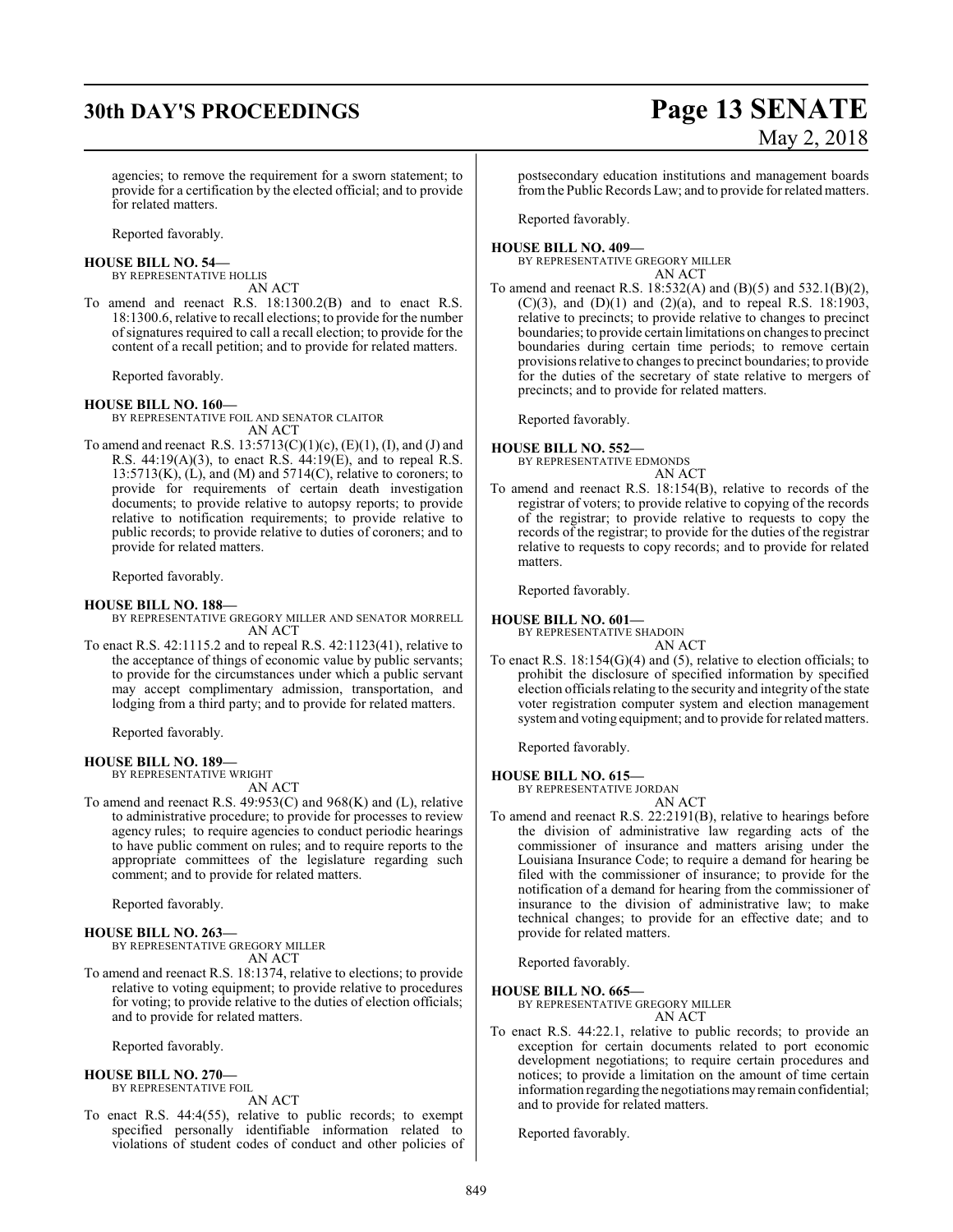agencies; to remove the requirement for a sworn statement; to provide for a certification by the elected official; and to provide for related matters.

Reported favorably.

**HOUSE BILL NO. 54—**
BY REPRESENTATIVE HOLLIS
AN ACT

To amend and reenact R.S. 18:1300.2(B) and to enact R.S. 18:1300.6, relative to recall elections; to provide for the number of signatures required to call a recall election; to provide for the content of a recall petition; and to provide for related matters.

Reported favorably.

**HOUSE BILL NO. 160—**
BY REPRESENTATIVE FOIL AND SENATOR CLAITOR
AN ACT

To amend and reenact R.S. 13:5713(C)(1)(c), (E)(1), (I), and (J) and R.S. 44:19(A)(3), to enact R.S. 44:19(E), and to repeal R.S. 13:5713(K), (L), and (M) and 5714(C), relative to coroners; to provide for requirements of certain death investigation documents; to provide relative to autopsy reports; to provide relative to notification requirements; to provide relative to public records; to provide relative to duties of coroners; and to provide for related matters.

Reported favorably.

**HOUSE BILL NO. 188—**
BY REPRESENTATIVE GREGORY MILLER AND SENATOR MORRELL
AN ACT

To enact R.S. 42:1115.2 and to repeal R.S. 42:1123(41), relative to the acceptance of things of economic value by public servants; to provide for the circumstances under which a public servant may accept complimentary admission, transportation, and lodging from a third party; and to provide for related matters.

Reported favorably.

**HOUSE BILL NO. 189—**
BY REPRESENTATIVE WRIGHT
AN ACT

To amend and reenact R.S. 49:953(C) and 968(K) and (L), relative to administrative procedure; to provide for processes to review agency rules; to require agencies to conduct periodic hearings to have public comment on rules; and to require reports to the appropriate committees of the legislature regarding such comment; and to provide for related matters.

Reported favorably.

**HOUSE BILL NO. 263—**
BY REPRESENTATIVE GREGORY MILLER
AN ACT

To amend and reenact R.S. 18:1374, relative to elections; to provide relative to voting equipment; to provide relative to procedures for voting; to provide relative to the duties of election officials; and to provide for related matters.

Reported favorably.

**HOUSE BILL NO. 270—**
BY REPRESENTATIVE FOIL
AN ACT

To enact R.S. 44:4(55), relative to public records; to exempt specified personally identifiable information related to violations of student codes of conduct and other policies of postsecondary education institutions and management boards from the Public Records Law; and to provide for related matters.

Reported favorably.

**HOUSE BILL NO. 409—**
BY REPRESENTATIVE GREGORY MILLER
AN ACT

To amend and reenact R.S. 18:532(A) and (B)(5) and 532.1(B)(2), (C)(3), and (D)(1) and (2)(a), and to repeal R.S. 18:1903, relative to precincts; to provide relative to changes to precinct boundaries; to provide certain limitations on changes to precinct boundaries during certain time periods; to remove certain provisions relative to changes to precinct boundaries; to provide for the duties of the secretary of state relative to mergers of precincts; and to provide for related matters.

Reported favorably.

**HOUSE BILL NO. 552—**
BY REPRESENTATIVE EDMONDS
AN ACT

To amend and reenact R.S. 18:154(B), relative to records of the registrar of voters; to provide relative to copying of the records of the registrar; to provide relative to requests to copy the records of the registrar; to provide for the duties of the registrar relative to requests to copy records; and to provide for related matters.

Reported favorably.

**HOUSE BILL NO. 601—**
BY REPRESENTATIVE SHADOIN
AN ACT

To enact R.S. 18:154(G)(4) and (5), relative to election officials; to prohibit the disclosure of specified information by specified election officials relating to the security and integrity of the state voter registration computer system and election management system and voting equipment; and to provide for related matters.

Reported favorably.

**HOUSE BILL NO. 615—**
BY REPRESENTATIVE JORDAN
AN ACT

To amend and reenact R.S. 22:2191(B), relative to hearings before the division of administrative law regarding acts of the commissioner of insurance and matters arising under the Louisiana Insurance Code; to require a demand for hearing be filed with the commissioner of insurance; to provide for the notification of a demand for hearing from the commissioner of insurance to the division of administrative law; to make technical changes; to provide for an effective date; and to provide for related matters.

Reported favorably.

**HOUSE BILL NO. 665—**
BY REPRESENTATIVE GREGORY MILLER
AN ACT

To enact R.S. 44:22.1, relative to public records; to provide an exception for certain documents related to port economic development negotiations; to require certain procedures and notices; to provide a limitation on the amount of time certain information regarding the negotiations may remain confidential; and to provide for related matters.

Reported favorably.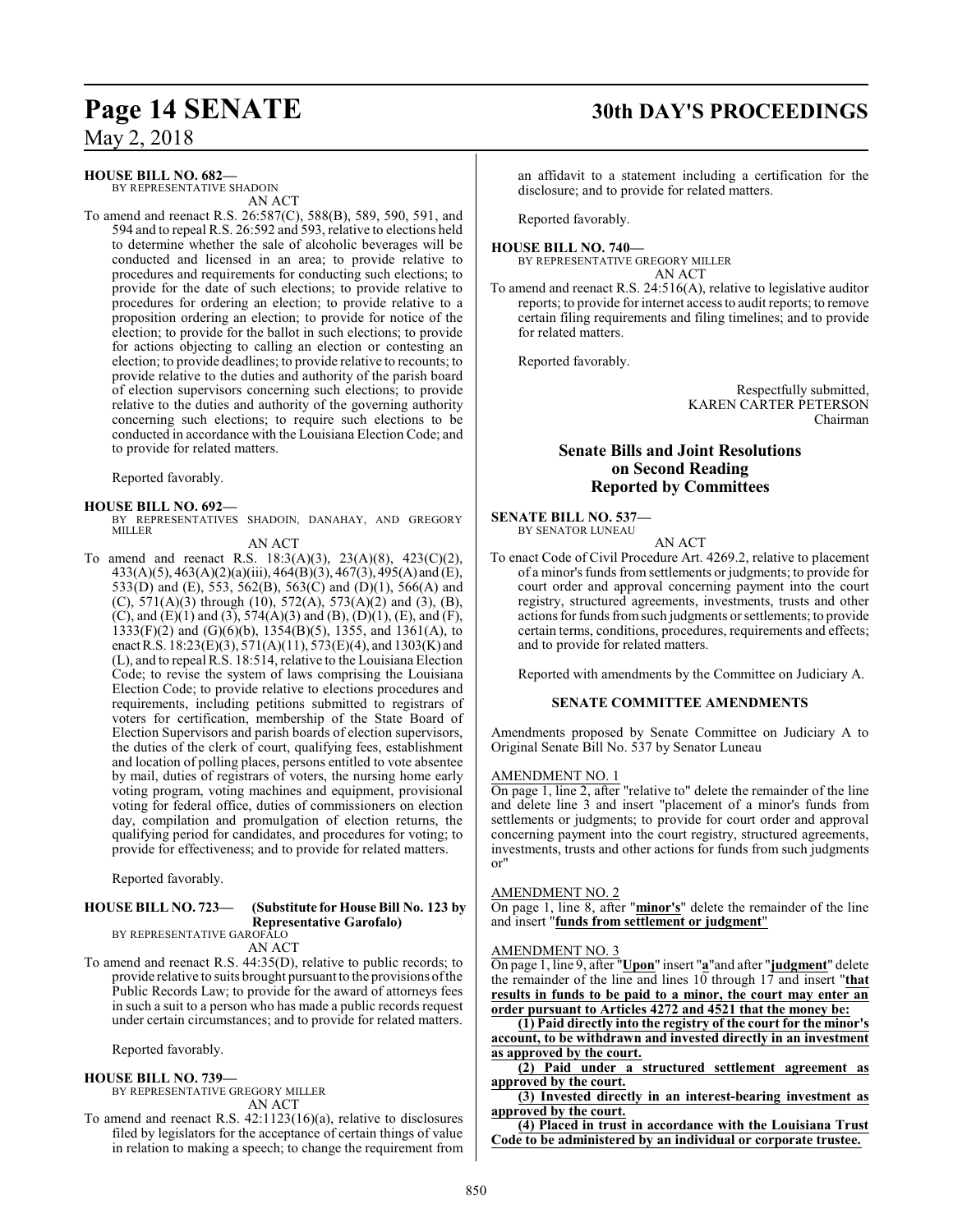**HOUSE BILL NO. 682—**
BY REPRESENTATIVE SHADOIN
AN ACT

To amend and reenact R.S. 26:587(C), 588(B), 589, 590, 591, and 594 and to repeal R.S. 26:592 and 593, relative to elections held to determine whether the sale of alcoholic beverages will be conducted and licensed in an area; to provide relative to procedures and requirements for conducting such elections; to provide for the date of such elections; to provide relative to procedures for ordering an election; to provide relative to a proposition ordering an election; to provide for notice of the election; to provide for the ballot in such elections; to provide for actions objecting to calling an election or contesting an election; to provide deadlines; to provide relative to recounts; to provide relative to the duties and authority of the parish board of election supervisors concerning such elections; to provide relative to the duties and authority of the governing authority concerning such elections; to require such elections to be conducted in accordance with the Louisiana Election Code; and to provide for related matters.

Reported favorably.

**HOUSE BILL NO. 692—**
BY REPRESENTATIVES SHADOIN, DANAHAY, AND GREGORY MILLER
AN ACT

To amend and reenact R.S. 18:3(A)(3), 23(A)(8), 423(C)(2), 433(A)(5), 463(A)(2)(a)(iii), 464(B)(3), 467(3), 495(A) and (E), 533(D) and (E), 553, 562(B), 563(C) and (D)(1), 566(A) and (C), 571(A)(3) through (10), 572(A), 573(A)(2) and (3), (B), (C), and (E)(1) and (3), 574(A)(3) and (B), (D)(1), (E), and (F), 1333(F)(2) and (G)(6)(b), 1354(B)(5), 1355, and 1361(A), to enact R.S. 18:23(E)(3), 571(A)(11), 573(E)(4), and 1303(K) and (L), and to repeal R.S. 18:514, relative to the Louisiana Election Code; to revise the system of laws comprising the Louisiana Election Code; to provide relative to elections procedures and requirements, including petitions submitted to registrars of voters for certification, membership of the State Board of Election Supervisors and parish boards of election supervisors, the duties of the clerk of court, qualifying fees, establishment and location of polling places, persons entitled to vote absentee by mail, duties of registrars of voters, the nursing home early voting program, voting machines and equipment, provisional voting for federal office, duties of commissioners on election day, compilation and promulgation of election returns, the qualifying period for candidates, and procedures for voting; to provide for effectiveness; and to provide for related matters.

Reported favorably.

**HOUSE BILL NO. 723— (Substitute for House Bill No. 123 by Representative Garofalo)**
BY REPRESENTATIVE GAROFALO
AN ACT

To amend and reenact R.S. 44:35(D), relative to public records; to provide relative to suits brought pursuant to the provisions of the Public Records Law; to provide for the award of attorneys fees in such a suit to a person who has made a public records request under certain circumstances; and to provide for related matters.

Reported favorably.

**HOUSE BILL NO. 739—**
BY REPRESENTATIVE GREGORY MILLER
AN ACT

To amend and reenact R.S. 42:1123(16)(a), relative to disclosures filed by legislators for the acceptance of certain things of value in relation to making a speech; to change the requirement from an affidavit to a statement including a certification for the disclosure; and to provide for related matters.

Reported favorably.

**HOUSE BILL NO. 740—**
BY REPRESENTATIVE GREGORY MILLER
AN ACT

To amend and reenact R.S. 24:516(A), relative to legislative auditor reports; to provide for internet access to audit reports; to remove certain filing requirements and filing timelines; and to provide for related matters.

Reported favorably.

Respectfully submitted,
KAREN CARTER PETERSON
Chairman

## Senate Bills and Joint Resolutions on Second Reading Reported by Committees

**SENATE BILL NO. 537—**
BY SENATOR LUNEAU
AN ACT

To enact Code of Civil Procedure Art. 4269.2, relative to placement of a minor's funds from settlements or judgments; to provide for court order and approval concerning payment into the court registry, structured agreements, investments, trusts and other actions for funds from such judgments or settlements; to provide certain terms, conditions, procedures, requirements and effects; and to provide for related matters.

Reported with amendments by the Committee on Judiciary A.

**SENATE COMMITTEE AMENDMENTS**

Amendments proposed by Senate Committee on Judiciary A to Original Senate Bill No. 537 by Senator Luneau

AMENDMENT NO. 1
On page 1, line 2, after "relative to" delete the remainder of the line and delete line 3 and insert "placement of a minor's funds from settlements or judgments; to provide for court order and approval concerning payment into the court registry, structured agreements, investments, trusts and other actions for funds from such judgments or"

AMENDMENT NO. 2
On page 1, line 8, after "**minor's**" delete the remainder of the line and insert "**funds from settlement or judgment**"

AMENDMENT NO. 3
On page 1, line 9, after "**Upon**" insert "**a**" and after "**judgment**" delete the remainder of the line and lines 10 through 17 and insert "**that results in funds to be paid to a minor, the court may enter an order pursuant to Articles 4272 and 4521 that the money be:**

**(1) Paid directly into the registry of the court for the minor's account, to be withdrawn and invested directly in an investment as approved by the court.**

**(2) Paid under a structured settlement agreement as approved by the court.**

**(3) Invested directly in an interest-bearing investment as approved by the court.**

**(4) Placed in trust in accordance with the Louisiana Trust Code to be administered by an individual or corporate trustee.**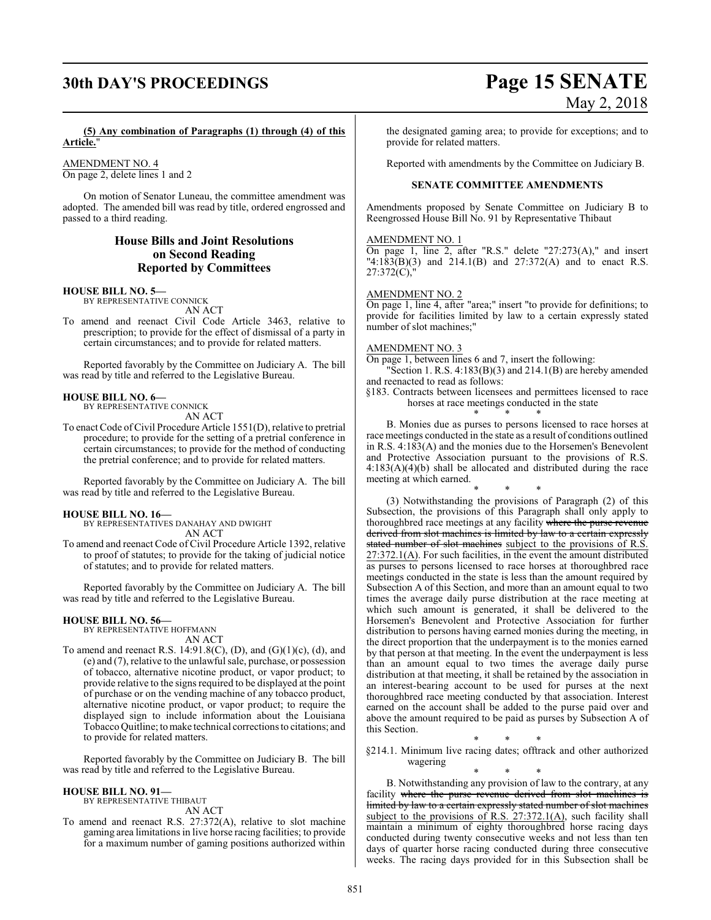**(5) Any combination of Paragraphs (1) through (4) of this Article.**"

AMENDMENT NO. 4
On page 2, delete lines 1 and 2

On motion of Senator Luneau, the committee amendment was adopted. The amended bill was read by title, ordered engrossed and passed to a third reading.

## House Bills and Joint Resolutions on Second Reading Reported by Committees

**HOUSE BILL NO. 5—**
BY REPRESENTATIVE CONNICK
AN ACT

To amend and reenact Civil Code Article 3463, relative to prescription; to provide for the effect of dismissal of a party in certain circumstances; and to provide for related matters.

Reported favorably by the Committee on Judiciary A. The bill was read by title and referred to the Legislative Bureau.

**HOUSE BILL NO. 6—**
BY REPRESENTATIVE CONNICK
AN ACT

To enact Code of Civil Procedure Article 1551(D), relative to pretrial procedure; to provide for the setting of a pretrial conference in certain circumstances; to provide for the method of conducting the pretrial conference; and to provide for related matters.

Reported favorably by the Committee on Judiciary A. The bill was read by title and referred to the Legislative Bureau.

**HOUSE BILL NO. 16—**
BY REPRESENTATIVES DANAHAY AND DWIGHT
AN ACT

To amend and reenact Code of Civil Procedure Article 1392, relative to proof of statutes; to provide for the taking of judicial notice of statutes; and to provide for related matters.

Reported favorably by the Committee on Judiciary A. The bill was read by title and referred to the Legislative Bureau.

**HOUSE BILL NO. 56—**
BY REPRESENTATIVE HOFFMANN
AN ACT

To amend and reenact R.S. 14:91.8(C), (D), and (G)(1)(c), (d), and (e) and (7), relative to the unlawful sale, purchase, or possession of tobacco, alternative nicotine product, or vapor product; to provide relative to the signs required to be displayed at the point of purchase or on the vending machine of any tobacco product, alternative nicotine product, or vapor product; to require the displayed sign to include information about the Louisiana Tobacco Quitline; to make technical corrections to citations; and to provide for related matters.

Reported favorably by the Committee on Judiciary B. The bill was read by title and referred to the Legislative Bureau.

**HOUSE BILL NO. 91—**
BY REPRESENTATIVE THIBAUT
AN ACT

To amend and reenact R.S. 27:372(A), relative to slot machine gaming area limitations in live horse racing facilities; to provide for a maximum number of gaming positions authorized within the designated gaming area; to provide for exceptions; and to provide for related matters.

Reported with amendments by the Committee on Judiciary B.

### SENATE COMMITTEE AMENDMENTS

Amendments proposed by Senate Committee on Judiciary B to Reengrossed House Bill No. 91 by Representative Thibaut

AMENDMENT NO. 1
On page 1, line 2, after "R.S." delete "27:273(A)," and insert "4:183(B)(3) and 214.1(B) and 27:372(A) and to enact R.S. 27:372(C),"

AMENDMENT NO. 2
On page 1, line 4, after "area;" insert "to provide for definitions; to provide for facilities limited by law to a certain expressly stated number of slot machines;"

AMENDMENT NO. 3
On page 1, between lines 6 and 7, insert the following:

"Section 1. R.S. 4:183(B)(3) and 214.1(B) are hereby amended and reenacted to read as follows:

§183. Contracts between licensees and permittees licensed to race horses at race meetings conducted in the state

\* \* \*

B. Monies due as purses to persons licensed to race horses at race meetings conducted in the state as a result of conditions outlined in R.S. 4:183(A) and the monies due to the Horsemen's Benevolent and Protective Association pursuant to the provisions of R.S. 4:183(A)(4)(b) shall be allocated and distributed during the race meeting at which earned.

\* \* \*

(3) Notwithstanding the provisions of Paragraph (2) of this Subsection, the provisions of this Paragraph shall only apply to thoroughbred race meetings at any facility ~~where the purse revenue derived from slot machines is limited by law to a certain expressly stated number of slot machines~~ subject to the provisions of R.S. 27:372.1(A). For such facilities, in the event the amount distributed as purses to persons licensed to race horses at thoroughbred race meetings conducted in the state is less than the amount required by Subsection A of this Section, and more than an amount equal to two times the average daily purse distribution at the race meeting at which such amount is generated, it shall be delivered to the Horsemen's Benevolent and Protective Association for further distribution to persons having earned monies during the meeting, in the direct proportion that the underpayment is to the monies earned by that person at that meeting. In the event the underpayment is less than an amount equal to two times the average daily purse distribution at that meeting, it shall be retained by the association in an interest-bearing account to be used for purses at the next thoroughbred race meeting conducted by that association. Interest earned on the account shall be added to the purse paid over and above the amount required to be paid as purses by Subsection A of this Section.

\* \* \*

§214.1. Minimum live racing dates; offtrack and other authorized wagering

\* \* \*

B. Notwithstanding any provision of law to the contrary, at any facility ~~where the purse revenue derived from slot machines is limited by law to a certain expressly stated number of slot machines~~ subject to the provisions of R.S. 27:372.1(A), such facility shall maintain a minimum of eighty thoroughbred horse racing days conducted during twenty consecutive weeks and not less than ten days of quarter horse racing conducted during three consecutive weeks. The racing days provided for in this Subsection shall be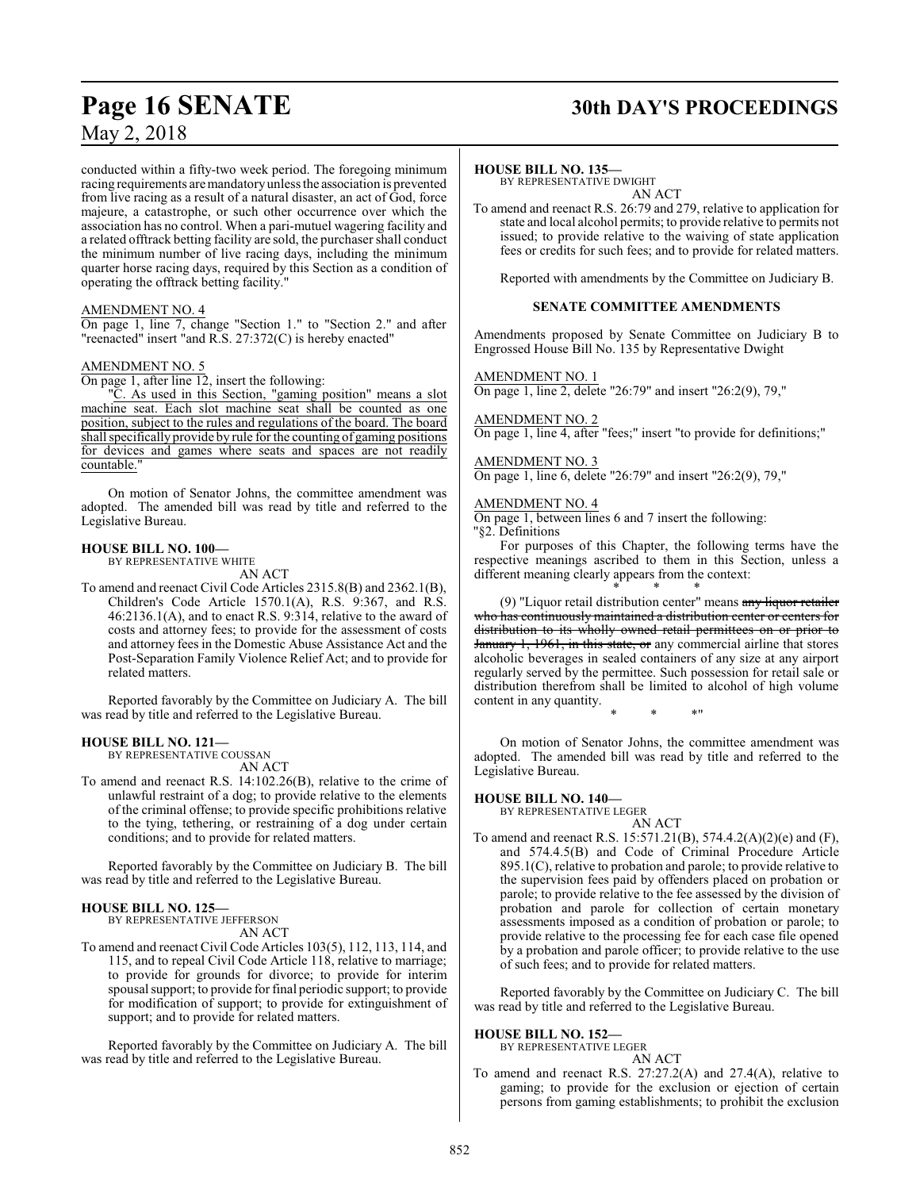conducted within a fifty-two week period. The foregoing minimum racing requirements are mandatory unless the association is prevented from live racing as a result of a natural disaster, an act of God, force majeure, a catastrophe, or such other occurrence over which the association has no control. When a pari-mutuel wagering facility and a related offtrack betting facility are sold, the purchaser shall conduct the minimum number of live racing days, including the minimum quarter horse racing days, required by this Section as a condition of operating the offtrack betting facility."

AMENDMENT NO. 4

On page 1, line 7, change "Section 1." to "Section 2." and after "reenacted" insert "and R.S. 27:372(C) is hereby enacted"

AMENDMENT NO. 5

On page 1, after line 12, insert the following:

"C. As used in this Section, "gaming position" means a slot machine seat. Each slot machine seat shall be counted as one position, subject to the rules and regulations of the board. The board shall specifically provide by rule for the counting of gaming positions for devices and games where seats and spaces are not readily countable."

On motion of Senator Johns, the committee amendment was adopted. The amended bill was read by title and referred to the Legislative Bureau.

**HOUSE BILL NO. 100—**
BY REPRESENTATIVE WHITE
AN ACT

To amend and reenact Civil Code Articles 2315.8(B) and 2362.1(B), Children's Code Article 1570.1(A), R.S. 9:367, and R.S. 46:2136.1(A), and to enact R.S. 9:314, relative to the award of costs and attorney fees; to provide for the assessment of costs and attorney fees in the Domestic Abuse Assistance Act and the Post-Separation Family Violence Relief Act; and to provide for related matters.

Reported favorably by the Committee on Judiciary A. The bill was read by title and referred to the Legislative Bureau.

**HOUSE BILL NO. 121—**
BY REPRESENTATIVE COUSSAN
AN ACT

To amend and reenact R.S. 14:102.26(B), relative to the crime of unlawful restraint of a dog; to provide relative to the elements of the criminal offense; to provide specific prohibitions relative to the tying, tethering, or restraining of a dog under certain conditions; and to provide for related matters.

Reported favorably by the Committee on Judiciary B. The bill was read by title and referred to the Legislative Bureau.

**HOUSE BILL NO. 125—**
BY REPRESENTATIVE JEFFERSON
AN ACT

To amend and reenact Civil Code Articles 103(5), 112, 113, 114, and 115, and to repeal Civil Code Article 118, relative to marriage; to provide for grounds for divorce; to provide for interim spousal support; to provide for final periodic support; to provide for modification of support; to provide for extinguishment of support; and to provide for related matters.

Reported favorably by the Committee on Judiciary A. The bill was read by title and referred to the Legislative Bureau.

**HOUSE BILL NO. 135—**
BY REPRESENTATIVE DWIGHT
AN ACT

To amend and reenact R.S. 26:79 and 279, relative to application for state and local alcohol permits; to provide relative to permits not issued; to provide relative to the waiving of state application fees or credits for such fees; and to provide for related matters.

Reported with amendments by the Committee on Judiciary B.

**SENATE COMMITTEE AMENDMENTS**

Amendments proposed by Senate Committee on Judiciary B to Engrossed House Bill No. 135 by Representative Dwight

AMENDMENT NO. 1

On page 1, line 2, delete "26:79" and insert "26:2(9), 79,"

AMENDMENT NO. 2

On page 1, line 4, after "fees;" insert "to provide for definitions;"

AMENDMENT NO. 3

On page 1, line 6, delete "26:79" and insert "26:2(9), 79,"

AMENDMENT NO. 4

On page 1, between lines 6 and 7 insert the following:

"§2. Definitions

For purposes of this Chapter, the following terms have the respective meanings ascribed to them in this Section, unless a different meaning clearly appears from the context:

\* \* \*

(9) "Liquor retail distribution center" means ~~any liquor retailer who has continuously maintained a distribution center or centers for distribution to its wholly owned retail permittees on or prior to January 1, 1961, in this state, or~~ any commercial airline that stores alcoholic beverages in sealed containers of any size at any airport regularly served by the permittee. Such possession for retail sale or distribution therefrom shall be limited to alcohol of high volume content in any quantity.

\* \* \*"

On motion of Senator Johns, the committee amendment was adopted. The amended bill was read by title and referred to the Legislative Bureau.

**HOUSE BILL NO. 140—**
BY REPRESENTATIVE LEGER
AN ACT

To amend and reenact R.S. 15:571.21(B), 574.4.2(A)(2)(e) and (F), and 574.4.5(B) and Code of Criminal Procedure Article 895.1(C), relative to probation and parole; to provide relative to the supervision fees paid by offenders placed on probation or parole; to provide relative to the fee assessed by the division of probation and parole for collection of certain monetary assessments imposed as a condition of probation or parole; to provide relative to the processing fee for each case file opened by a probation and parole officer; to provide relative to the use of such fees; and to provide for related matters.

Reported favorably by the Committee on Judiciary C. The bill was read by title and referred to the Legislative Bureau.

**HOUSE BILL NO. 152—**
BY REPRESENTATIVE LEGER
AN ACT

To amend and reenact R.S. 27:27.2(A) and 27.4(A), relative to gaming; to provide for the exclusion or ejection of certain persons from gaming establishments; to prohibit the exclusion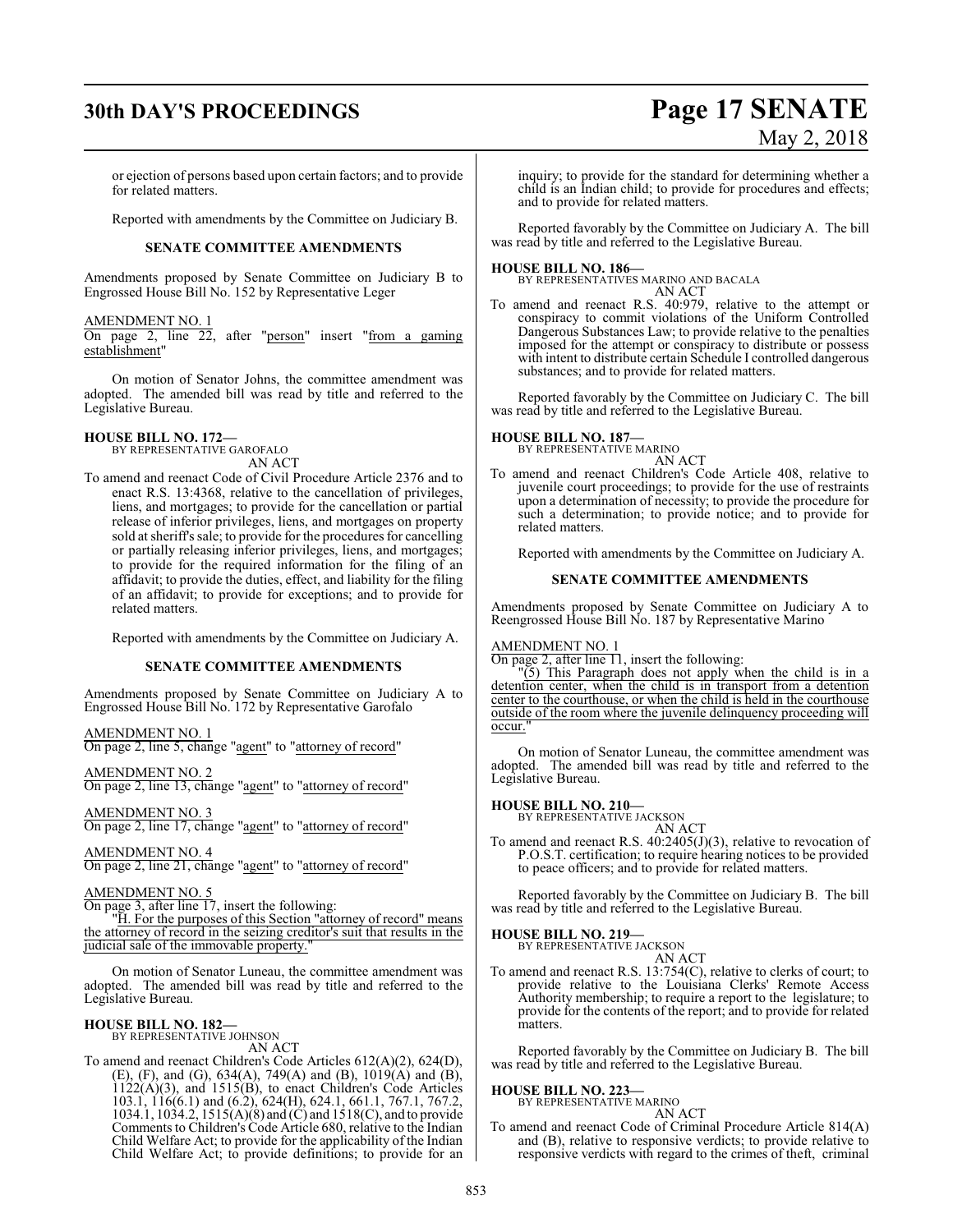or ejection of persons based upon certain factors; and to provide for related matters.

Reported with amendments by the Committee on Judiciary B.

**SENATE COMMITTEE AMENDMENTS**

Amendments proposed by Senate Committee on Judiciary B to Engrossed House Bill No. 152 by Representative Leger

AMENDMENT NO. 1
On page 2, line 22, after "person" insert "from a gaming establishment"

On motion of Senator Johns, the committee amendment was adopted. The amended bill was read by title and referred to the Legislative Bureau.

**HOUSE BILL NO. 172—**
BY REPRESENTATIVE GAROFALO
AN ACT

To amend and reenact Code of Civil Procedure Article 2376 and to enact R.S. 13:4368, relative to the cancellation of privileges, liens, and mortgages; to provide for the cancellation or partial release of inferior privileges, liens, and mortgages on property sold at sheriff's sale; to provide for the procedures for cancelling or partially releasing inferior privileges, liens, and mortgages; to provide for the required information for the filing of an affidavit; to provide the duties, effect, and liability for the filing of an affidavit; to provide for exceptions; and to provide for related matters.

Reported with amendments by the Committee on Judiciary A.

**SENATE COMMITTEE AMENDMENTS**

Amendments proposed by Senate Committee on Judiciary A to Engrossed House Bill No. 172 by Representative Garofalo

AMENDMENT NO. 1
On page 2, line 5, change "agent" to "attorney of record"

AMENDMENT NO. 2
On page 2, line 13, change "agent" to "attorney of record"

AMENDMENT NO. 3
On page 2, line 17, change "agent" to "attorney of record"

AMENDMENT NO. 4
On page 2, line 21, change "agent" to "attorney of record"

AMENDMENT NO. 5
On page 3, after line 17, insert the following:

"H. For the purposes of this Section "attorney of record" means the attorney of record in the seizing creditor's suit that results in the judicial sale of the immovable property."

On motion of Senator Luneau, the committee amendment was adopted. The amended bill was read by title and referred to the Legislative Bureau.

**HOUSE BILL NO. 182—**
BY REPRESENTATIVE JOHNSON
AN ACT

To amend and reenact Children's Code Articles 612(A)(2), 624(D), (E), (F), and (G), 634(A), 749(A) and (B), 1019(A) and (B), 1122(A)(3), and 1515(B), to enact Children's Code Articles 103.1, 116(6.1) and (6.2), 624(H), 624.1, 661.1, 767.1, 767.2, 1034.1, 1034.2, 1515(A)(8) and (C) and 1518(C), and to provide Comments to Children's Code Article 680, relative to the Indian Child Welfare Act; to provide for the applicability of the Indian Child Welfare Act; to provide definitions; to provide for an inquiry; to provide for the standard for determining whether a child is an Indian child; to provide for procedures and effects; and to provide for related matters.

Reported favorably by the Committee on Judiciary A. The bill was read by title and referred to the Legislative Bureau.

**HOUSE BILL NO. 186—**
BY REPRESENTATIVES MARINO AND BACALA
AN ACT

To amend and reenact R.S. 40:979, relative to the attempt or conspiracy to commit violations of the Uniform Controlled Dangerous Substances Law; to provide relative to the penalties imposed for the attempt or conspiracy to distribute or possess with intent to distribute certain Schedule I controlled dangerous substances; and to provide for related matters.

Reported favorably by the Committee on Judiciary C. The bill was read by title and referred to the Legislative Bureau.

**HOUSE BILL NO. 187—**
BY REPRESENTATIVE MARINO
AN ACT

To amend and reenact Children's Code Article 408, relative to juvenile court proceedings; to provide for the use of restraints upon a determination of necessity; to provide the procedure for such a determination; to provide notice; and to provide for related matters.

Reported with amendments by the Committee on Judiciary A.

**SENATE COMMITTEE AMENDMENTS**

Amendments proposed by Senate Committee on Judiciary A to Reengrossed House Bill No. 187 by Representative Marino

AMENDMENT NO. 1
On page 2, after line 11, insert the following:

"(5) This Paragraph does not apply when the child is in a detention center, when the child is in transport from a detention center to the courthouse, or when the child is held in the courthouse outside of the room where the juvenile delinquency proceeding will occur."

On motion of Senator Luneau, the committee amendment was adopted. The amended bill was read by title and referred to the Legislative Bureau.

**HOUSE BILL NO. 210—**
BY REPRESENTATIVE JACKSON
AN ACT

To amend and reenact R.S. 40:2405(J)(3), relative to revocation of P.O.S.T. certification; to require hearing notices to be provided to peace officers; and to provide for related matters.

Reported favorably by the Committee on Judiciary B. The bill was read by title and referred to the Legislative Bureau.

**HOUSE BILL NO. 219—**
BY REPRESENTATIVE JACKSON
AN ACT

To amend and reenact R.S. 13:754(C), relative to clerks of court; to provide relative to the Louisiana Clerks' Remote Access Authority membership; to require a report to the legislature; to provide for the contents of the report; and to provide for related matters.

Reported favorably by the Committee on Judiciary B. The bill was read by title and referred to the Legislative Bureau.

**HOUSE BILL NO. 223—**
BY REPRESENTATIVE MARINO
AN ACT

To amend and reenact Code of Criminal Procedure Article 814(A) and (B), relative to responsive verdicts; to provide relative to responsive verdicts with regard to the crimes of theft, criminal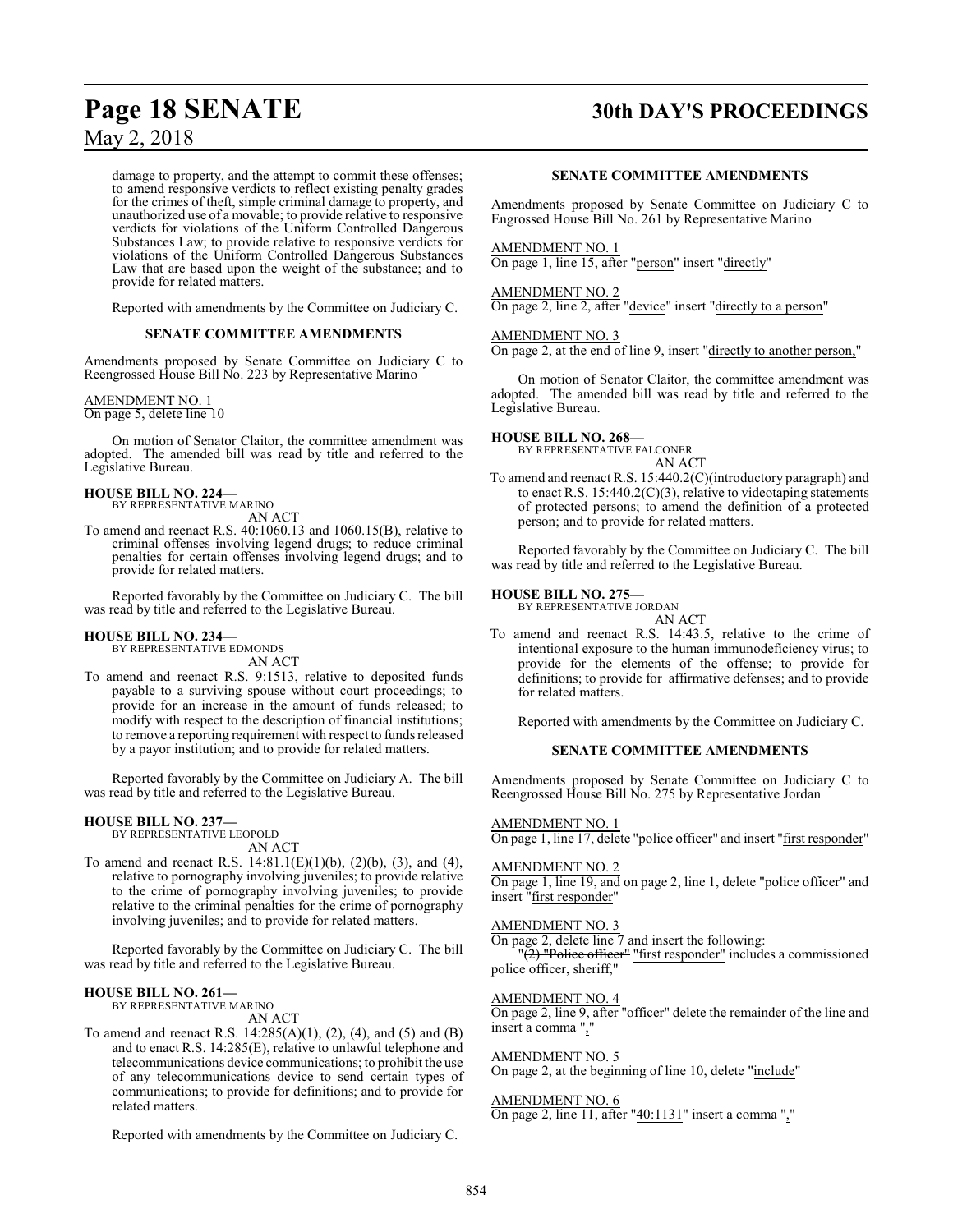damage to property, and the attempt to commit these offenses; to amend responsive verdicts to reflect existing penalty grades for the crimes of theft, simple criminal damage to property, and unauthorized use of a movable; to provide relative to responsive verdicts for violations of the Uniform Controlled Dangerous Substances Law; to provide relative to responsive verdicts for violations of the Uniform Controlled Dangerous Substances Law that are based upon the weight of the substance; and to provide for related matters.

Reported with amendments by the Committee on Judiciary C.

### SENATE COMMITTEE AMENDMENTS

Amendments proposed by Senate Committee on Judiciary C to Reengrossed House Bill No. 223 by Representative Marino

AMENDMENT NO. 1
On page 5, delete line 10

On motion of Senator Claitor, the committee amendment was adopted. The amended bill was read by title and referred to the Legislative Bureau.

**HOUSE BILL NO. 224—**
BY REPRESENTATIVE MARINO
AN ACT
To amend and reenact R.S. 40:1060.13 and 1060.15(B), relative to criminal offenses involving legend drugs; to reduce criminal penalties for certain offenses involving legend drugs; and to provide for related matters.

Reported favorably by the Committee on Judiciary C. The bill was read by title and referred to the Legislative Bureau.

**HOUSE BILL NO. 234—**
BY REPRESENTATIVE EDMONDS
AN ACT
To amend and reenact R.S. 9:1513, relative to deposited funds payable to a surviving spouse without court proceedings; to provide for an increase in the amount of funds released; to modify with respect to the description of financial institutions; to remove a reporting requirement with respect to funds released by a payor institution; and to provide for related matters.

Reported favorably by the Committee on Judiciary A. The bill was read by title and referred to the Legislative Bureau.

**HOUSE BILL NO. 237—**
BY REPRESENTATIVE LEOPOLD
AN ACT
To amend and reenact R.S. 14:81.1(E)(1)(b), (2)(b), (3), and (4), relative to pornography involving juveniles; to provide relative to the crime of pornography involving juveniles; to provide relative to the criminal penalties for the crime of pornography involving juveniles; and to provide for related matters.

Reported favorably by the Committee on Judiciary C. The bill was read by title and referred to the Legislative Bureau.

**HOUSE BILL NO. 261—**
BY REPRESENTATIVE MARINO
AN ACT
To amend and reenact R.S. 14:285(A)(1), (2), (4), and (5) and (B) and to enact R.S. 14:285(E), relative to unlawful telephone and telecommunications device communications; to prohibit the use of any telecommunications device to send certain types of communications; to provide for definitions; and to provide for related matters.

Reported with amendments by the Committee on Judiciary C.

### SENATE COMMITTEE AMENDMENTS

Amendments proposed by Senate Committee on Judiciary C to Engrossed House Bill No. 261 by Representative Marino

AMENDMENT NO. 1
On page 1, line 15, after "person" insert "directly"

AMENDMENT NO. 2
On page 2, line 2, after "device" insert "directly to a person"

AMENDMENT NO. 3
On page 2, at the end of line 9, insert "directly to another person,"

On motion of Senator Claitor, the committee amendment was adopted. The amended bill was read by title and referred to the Legislative Bureau.

**HOUSE BILL NO. 268—**
BY REPRESENTATIVE FALCONER
AN ACT
To amend and reenact R.S. 15:440.2(C)(introductory paragraph) and to enact R.S. 15:440.2(C)(3), relative to videotaping statements of protected persons; to amend the definition of a protected person; and to provide for related matters.

Reported favorably by the Committee on Judiciary C. The bill was read by title and referred to the Legislative Bureau.

**HOUSE BILL NO. 275—**
BY REPRESENTATIVE JORDAN
AN ACT
To amend and reenact R.S. 14:43.5, relative to the crime of intentional exposure to the human immunodeficiency virus; to provide for the elements of the offense; to provide for definitions; to provide for affirmative defenses; and to provide for related matters.

Reported with amendments by the Committee on Judiciary C.

### SENATE COMMITTEE AMENDMENTS

Amendments proposed by Senate Committee on Judiciary C to Reengrossed House Bill No. 275 by Representative Jordan

AMENDMENT NO. 1
On page 1, line 17, delete "police officer" and insert "first responder"

AMENDMENT NO. 2
On page 1, line 19, and on page 2, line 1, delete "police officer" and insert "first responder"

AMENDMENT NO. 3
On page 2, delete line 7 and insert the following:
"~~(2) "Police officer"~~ "first responder" includes a commissioned police officer, sheriff,"

AMENDMENT NO. 4
On page 2, line 9, after "officer" delete the remainder of the line and insert a comma ","

AMENDMENT NO. 5
On page 2, at the beginning of line 10, delete "include"

AMENDMENT NO. 6
On page 2, line 11, after "40:1131" insert a comma ","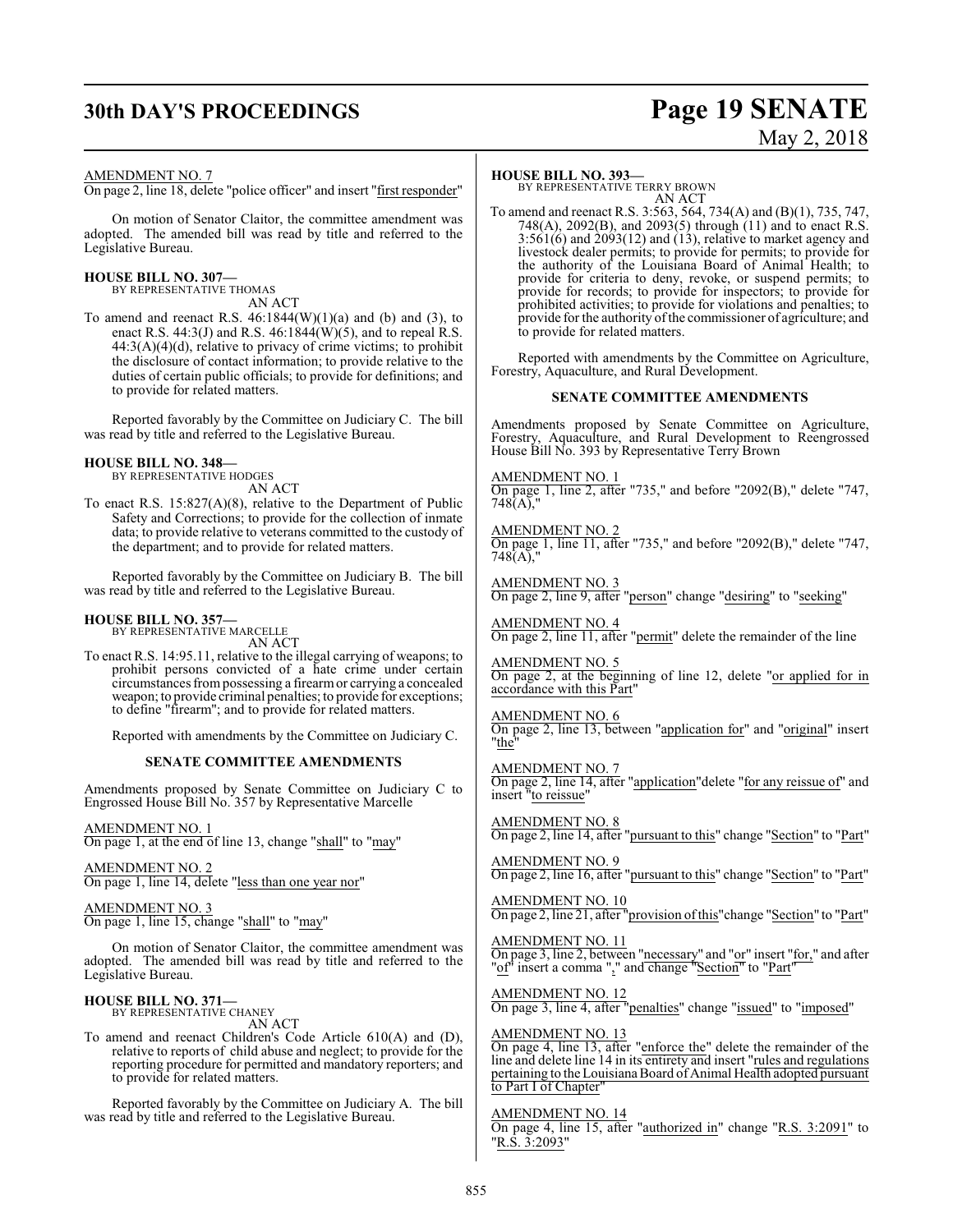AMENDMENT NO. 7
On page 2, line 18, delete "police officer" and insert "first responder"

On motion of Senator Claitor, the committee amendment was adopted. The amended bill was read by title and referred to the Legislative Bureau.

**HOUSE BILL NO. 307—**
BY REPRESENTATIVE THOMAS
AN ACT

To amend and reenact R.S. 46:1844(W)(1)(a) and (b) and (3), to enact R.S. 44:3(J) and R.S. 46:1844(W)(5), and to repeal R.S. 44:3(A)(4)(d), relative to privacy of crime victims; to prohibit the disclosure of contact information; to provide relative to the duties of certain public officials; to provide for definitions; and to provide for related matters.

Reported favorably by the Committee on Judiciary C. The bill was read by title and referred to the Legislative Bureau.

**HOUSE BILL NO. 348—**
BY REPRESENTATIVE HODGES
AN ACT

To enact R.S. 15:827(A)(8), relative to the Department of Public Safety and Corrections; to provide for the collection of inmate data; to provide relative to veterans committed to the custody of the department; and to provide for related matters.

Reported favorably by the Committee on Judiciary B. The bill was read by title and referred to the Legislative Bureau.

**HOUSE BILL NO. 357—**
BY REPRESENTATIVE MARCELLE
AN ACT

To enact R.S. 14:95.11, relative to the illegal carrying of weapons; to prohibit persons convicted of a hate crime under certain circumstances from possessing a firearm or carrying a concealed weapon; to provide criminal penalties; to provide for exceptions; to define "firearm"; and to provide for related matters.

Reported with amendments by the Committee on Judiciary C.

**SENATE COMMITTEE AMENDMENTS**

Amendments proposed by Senate Committee on Judiciary C to Engrossed House Bill No. 357 by Representative Marcelle

AMENDMENT NO. 1
On page 1, at the end of line 13, change "shall" to "may"

AMENDMENT NO. 2
On page 1, line 14, delete "less than one year nor"

AMENDMENT NO. 3
On page 1, line 15, change "shall" to "may"

On motion of Senator Claitor, the committee amendment was adopted. The amended bill was read by title and referred to the Legislative Bureau.

**HOUSE BILL NO. 371—**
BY REPRESENTATIVE CHANEY
AN ACT

To amend and reenact Children's Code Article 610(A) and (D), relative to reports of child abuse and neglect; to provide for the reporting procedure for permitted and mandatory reporters; and to provide for related matters.

Reported favorably by the Committee on Judiciary A. The bill was read by title and referred to the Legislative Bureau.

**HOUSE BILL NO. 393—**
BY REPRESENTATIVE TERRY BROWN
AN ACT

To amend and reenact R.S. 3:563, 564, 734(A) and (B)(1), 735, 747, 748(A), 2092(B), and 2093(5) through (11) and to enact R.S. 3:561(6) and 2093(12) and (13), relative to market agency and livestock dealer permits; to provide for permits; to provide for the authority of the Louisiana Board of Animal Health; to provide for criteria to deny, revoke, or suspend permits; to provide for records; to provide for inspectors; to provide for prohibited activities; to provide for violations and penalties; to provide for the authority of the commissioner of agriculture; and to provide for related matters.

Reported with amendments by the Committee on Agriculture, Forestry, Aquaculture, and Rural Development.

**SENATE COMMITTEE AMENDMENTS**

Amendments proposed by Senate Committee on Agriculture, Forestry, Aquaculture, and Rural Development to Reengrossed House Bill No. 393 by Representative Terry Brown

AMENDMENT NO. 1
On page 1, line 2, after "735," and before "2092(B)," delete "747, 748(A),"

AMENDMENT NO. 2
On page 1, line 11, after "735," and before "2092(B)," delete "747, 748(A),"

AMENDMENT NO. 3
On page 2, line 9, after "person" change "desiring" to "seeking"

AMENDMENT NO. 4
On page 2, line 11, after "permit" delete the remainder of the line

AMENDMENT NO. 5
On page 2, at the beginning of line 12, delete "or applied for in accordance with this Part"

AMENDMENT NO. 6
On page 2, line 13, between "application for" and "original" insert "the"

AMENDMENT NO. 7
On page 2, line 14, after "application" delete "for any reissue of" and insert "to reissue"

AMENDMENT NO. 8
On page 2, line 14, after "pursuant to this" change "Section" to "Part"

AMENDMENT NO. 9
On page 2, line 16, after "pursuant to this" change "Section" to "Part"

AMENDMENT NO. 10
On page 2, line 21, after "provision of this" change "Section" to "Part"

AMENDMENT NO. 11
On page 3, line 2, between "necessary" and "or" insert "for," and after "of" insert a comma "," and change "Section" to "Part"

AMENDMENT NO. 12
On page 3, line 4, after "penalties" change "issued" to "imposed"

AMENDMENT NO. 13
On page 4, line 13, after "enforce the" delete the remainder of the line and delete line 14 in its entirety and insert "rules and regulations pertaining to the Louisiana Board of Animal Health adopted pursuant to Part I of Chapter"

AMENDMENT NO. 14
On page 4, line 15, after "authorized in" change "R.S. 3:2091" to "R.S. 3:2093"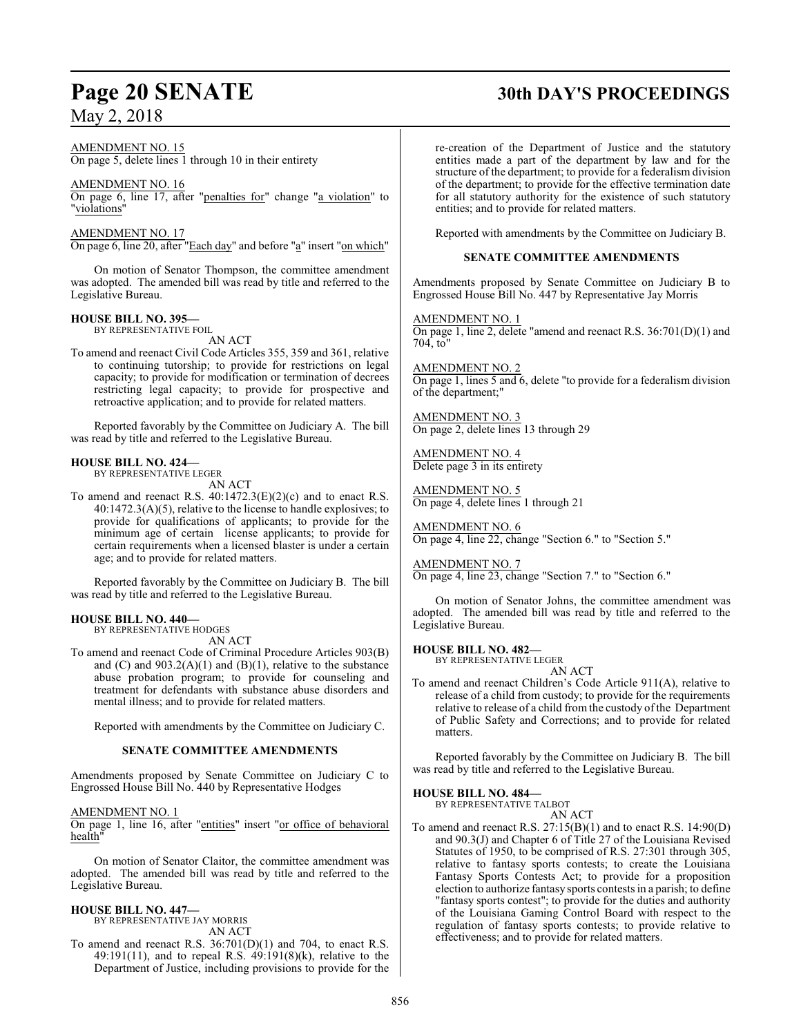AMENDMENT NO. 15
On page 5, delete lines 1 through 10 in their entirety

AMENDMENT NO. 16
On page 6, line 17, after "penalties for" change "a violation" to "violations"

AMENDMENT NO. 17
On page 6, line 20, after "Each day" and before "a" insert "on which"

On motion of Senator Thompson, the committee amendment was adopted. The amended bill was read by title and referred to the Legislative Bureau.

**HOUSE BILL NO. 395—**
BY REPRESENTATIVE FOIL
AN ACT

To amend and reenact Civil Code Articles 355, 359 and 361, relative to continuing tutorship; to provide for restrictions on legal capacity; to provide for modification or termination of decrees restricting legal capacity; to provide for prospective and retroactive application; and to provide for related matters.

Reported favorably by the Committee on Judiciary A. The bill was read by title and referred to the Legislative Bureau.

**HOUSE BILL NO. 424—**
BY REPRESENTATIVE LEGER
AN ACT

To amend and reenact R.S. 40:1472.3(E)(2)(c) and to enact R.S. 40:1472.3(A)(5), relative to the license to handle explosives; to provide for qualifications of applicants; to provide for the minimum age of certain license applicants; to provide for certain requirements when a licensed blaster is under a certain age; and to provide for related matters.

Reported favorably by the Committee on Judiciary B. The bill was read by title and referred to the Legislative Bureau.

**HOUSE BILL NO. 440—**
BY REPRESENTATIVE HODGES
AN ACT

To amend and reenact Code of Criminal Procedure Articles 903(B) and (C) and 903.2(A)(1) and (B)(1), relative to the substance abuse probation program; to provide for counseling and treatment for defendants with substance abuse disorders and mental illness; and to provide for related matters.

Reported with amendments by the Committee on Judiciary C.

**SENATE COMMITTEE AMENDMENTS**

Amendments proposed by Senate Committee on Judiciary C to Engrossed House Bill No. 440 by Representative Hodges

AMENDMENT NO. 1
On page 1, line 16, after "entities" insert "or office of behavioral health"

On motion of Senator Claitor, the committee amendment was adopted. The amended bill was read by title and referred to the Legislative Bureau.

**HOUSE BILL NO. 447—**
BY REPRESENTATIVE JAY MORRIS
AN ACT

To amend and reenact R.S. 36:701(D)(1) and 704, to enact R.S. 49:191(11), and to repeal R.S. 49:191(8)(k), relative to the Department of Justice, including provisions to provide for the re-creation of the Department of Justice and the statutory entities made a part of the department by law and for the structure of the department; to provide for a federalism division of the department; to provide for the effective termination date for all statutory authority for the existence of such statutory entities; and to provide for related matters.

Reported with amendments by the Committee on Judiciary B.

**SENATE COMMITTEE AMENDMENTS**

Amendments proposed by Senate Committee on Judiciary B to Engrossed House Bill No. 447 by Representative Jay Morris

AMENDMENT NO. 1
On page 1, line 2, delete "amend and reenact R.S. 36:701(D)(1) and 704, to"

AMENDMENT NO. 2
On page 1, lines 5 and 6, delete "to provide for a federalism division of the department;"

AMENDMENT NO. 3
On page 2, delete lines 13 through 29

AMENDMENT NO. 4
Delete page 3 in its entirety

AMENDMENT NO. 5
On page 4, delete lines 1 through 21

AMENDMENT NO. 6
On page 4, line 22, change "Section 6." to "Section 5."

AMENDMENT NO. 7
On page 4, line 23, change "Section 7." to "Section 6."

On motion of Senator Johns, the committee amendment was adopted. The amended bill was read by title and referred to the Legislative Bureau.

**HOUSE BILL NO. 482—**
BY REPRESENTATIVE LEGER
AN ACT

To amend and reenact Children's Code Article 911(A), relative to release of a child from custody; to provide for the requirements relative to release of a child from the custody of the Department of Public Safety and Corrections; and to provide for related matters.

Reported favorably by the Committee on Judiciary B. The bill was read by title and referred to the Legislative Bureau.

**HOUSE BILL NO. 484—**
BY REPRESENTATIVE TALBOT
AN ACT

To amend and reenact R.S. 27:15(B)(1) and to enact R.S. 14:90(D) and 90.3(J) and Chapter 6 of Title 27 of the Louisiana Revised Statutes of 1950, to be comprised of R.S. 27:301 through 305, relative to fantasy sports contests; to create the Louisiana Fantasy Sports Contests Act; to provide for a proposition election to authorize fantasy sports contests in a parish; to define "fantasy sports contest"; to provide for the duties and authority of the Louisiana Gaming Control Board with respect to the regulation of fantasy sports contests; to provide relative to effectiveness; and to provide for related matters.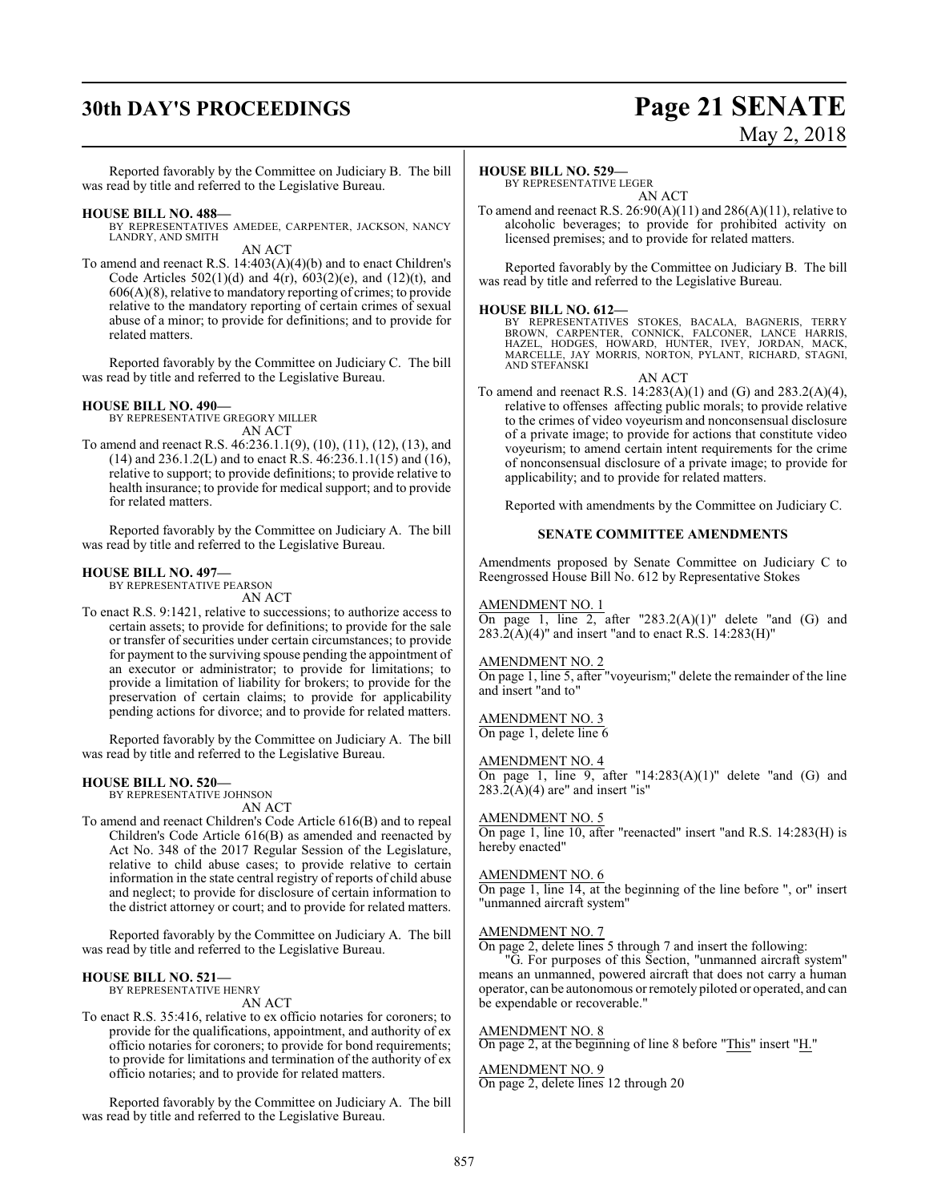Reported favorably by the Committee on Judiciary B. The bill was read by title and referred to the Legislative Bureau.

**HOUSE BILL NO. 488—**
BY REPRESENTATIVES AMEDEE, CARPENTER, JACKSON, NANCY LANDRY, AND SMITH

AN ACT

To amend and reenact R.S. 14:403(A)(4)(b) and to enact Children's Code Articles 502(1)(d) and 4(r), 603(2)(e), and (12)(t), and 606(A)(8), relative to mandatory reporting of crimes; to provide relative to the mandatory reporting of certain crimes of sexual abuse of a minor; to provide for definitions; and to provide for related matters.

Reported favorably by the Committee on Judiciary C. The bill was read by title and referred to the Legislative Bureau.

**HOUSE BILL NO. 490—**
BY REPRESENTATIVE GREGORY MILLER

AN ACT

To amend and reenact R.S. 46:236.1.1(9), (10), (11), (12), (13), and (14) and 236.1.2(L) and to enact R.S. 46:236.1.1(15) and (16), relative to support; to provide definitions; to provide relative to health insurance; to provide for medical support; and to provide for related matters.

Reported favorably by the Committee on Judiciary A. The bill was read by title and referred to the Legislative Bureau.

**HOUSE BILL NO. 497—**
BY REPRESENTATIVE PEARSON

AN ACT

To enact R.S. 9:1421, relative to successions; to authorize access to certain assets; to provide for definitions; to provide for the sale or transfer of securities under certain circumstances; to provide for payment to the surviving spouse pending the appointment of an executor or administrator; to provide for limitations; to provide a limitation of liability for brokers; to provide for the preservation of certain claims; to provide for applicability pending actions for divorce; and to provide for related matters.

Reported favorably by the Committee on Judiciary A. The bill was read by title and referred to the Legislative Bureau.

**HOUSE BILL NO. 520—**
BY REPRESENTATIVE JOHNSON

AN ACT

To amend and reenact Children's Code Article 616(B) and to repeal Children's Code Article 616(B) as amended and reenacted by Act No. 348 of the 2017 Regular Session of the Legislature, relative to child abuse cases; to provide relative to certain information in the state central registry of reports of child abuse and neglect; to provide for disclosure of certain information to the district attorney or court; and to provide for related matters.

Reported favorably by the Committee on Judiciary A. The bill was read by title and referred to the Legislative Bureau.

**HOUSE BILL NO. 521—**
BY REPRESENTATIVE HENRY

AN ACT

To enact R.S. 35:416, relative to ex officio notaries for coroners; to provide for the qualifications, appointment, and authority of ex officio notaries for coroners; to provide for bond requirements; to provide for limitations and termination of the authority of ex officio notaries; and to provide for related matters.

Reported favorably by the Committee on Judiciary A. The bill was read by title and referred to the Legislative Bureau.

**HOUSE BILL NO. 529—**
BY REPRESENTATIVE LEGER

AN ACT

To amend and reenact R.S. 26:90(A)(11) and 286(A)(11), relative to alcoholic beverages; to provide for prohibited activity on licensed premises; and to provide for related matters.

Reported favorably by the Committee on Judiciary B. The bill was read by title and referred to the Legislative Bureau.

**HOUSE BILL NO. 612—**
BY REPRESENTATIVES STOKES, BACALA, BAGNERIS, TERRY BROWN, CARPENTER, CONNICK, FALCONER, LANCE HARRIS, HAZEL, HODGES, HOWARD, HUNTER, IVEY, JORDAN, MACK, MARCELLE, JAY MORRIS, NORTON, PYLANT, RICHARD, STAGNI, AND STEFANSKI

AN ACT

To amend and reenact R.S. 14:283(A)(1) and (G) and 283.2(A)(4), relative to offenses affecting public morals; to provide relative to the crimes of video voyeurism and nonconsensual disclosure of a private image; to provide for actions that constitute video voyeurism; to amend certain intent requirements for the crime of nonconsensual disclosure of a private image; to provide for applicability; and to provide for related matters.

Reported with amendments by the Committee on Judiciary C.

**SENATE COMMITTEE AMENDMENTS**

Amendments proposed by Senate Committee on Judiciary C to Reengrossed House Bill No. 612 by Representative Stokes

AMENDMENT NO. 1
On page 1, line 2, after "283.2(A)(1)" delete "and (G) and 283.2(A)(4)" and insert "and to enact R.S. 14:283(H)"

AMENDMENT NO. 2
On page 1, line 5, after "voyeurism;" delete the remainder of the line and insert "and to"

AMENDMENT NO. 3
On page 1, delete line 6

AMENDMENT NO. 4
On page 1, line 9, after "14:283(A)(1)" delete "and (G) and 283.2(A)(4) are" and insert "is"

AMENDMENT NO. 5
On page 1, line 10, after "reenacted" insert "and R.S. 14:283(H) is hereby enacted"

AMENDMENT NO. 6
On page 1, line 14, at the beginning of the line before ", or" insert "unmanned aircraft system"

AMENDMENT NO. 7
On page 2, delete lines 5 through 7 and insert the following:

"G. For purposes of this Section, "unmanned aircraft system" means an unmanned, powered aircraft that does not carry a human operator, can be autonomous or remotely piloted or operated, and can be expendable or recoverable."

AMENDMENT NO. 8
On page 2, at the beginning of line 8 before "This" insert "H."

AMENDMENT NO. 9
On page 2, delete lines 12 through 20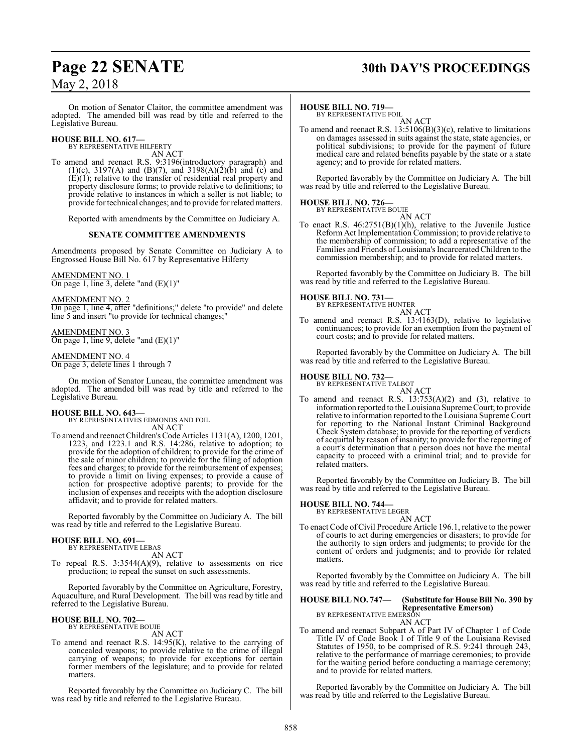On motion of Senator Claitor, the committee amendment was adopted. The amended bill was read by title and referred to the Legislative Bureau.

**HOUSE BILL NO. 617—**
BY REPRESENTATIVE HILFERTY
AN ACT

To amend and reenact R.S. 9:3196(introductory paragraph) and (1)(c), 3197(A) and (B)(7), and 3198(A)(2)(b) and (c) and (E)(1); relative to the transfer of residential real property and property disclosure forms; to provide relative to definitions; to provide relative to instances in which a seller is not liable; to provide for technical changes; and to provide for related matters.

Reported with amendments by the Committee on Judiciary A.

**SENATE COMMITTEE AMENDMENTS**

Amendments proposed by Senate Committee on Judiciary A to Engrossed House Bill No. 617 by Representative Hilferty

AMENDMENT NO. 1
On page 1, line 3, delete "and (E)(1)"

AMENDMENT NO. 2
On page 1, line 4, after "definitions;" delete "to provide" and delete line 5 and insert "to provide for technical changes;"

AMENDMENT NO. 3
On page 1, line 9, delete "and (E)(1)"

AMENDMENT NO. 4
On page 3, delete lines 1 through 7

On motion of Senator Luneau, the committee amendment was adopted. The amended bill was read by title and referred to the Legislative Bureau.

**HOUSE BILL NO. 643—**
BY REPRESENTATIVES EDMONDS AND FOIL
AN ACT

To amend and reenact Children's Code Articles 1131(A), 1200, 1201, 1223, and 1223.1 and R.S. 14:286, relative to adoption; to provide for the adoption of children; to provide for the crime of the sale of minor children; to provide for the filing of adoption fees and charges; to provide for the reimbursement of expenses; to provide a limit on living expenses; to provide a cause of action for prospective adoptive parents; to provide for the inclusion of expenses and receipts with the adoption disclosure affidavit; and to provide for related matters.

Reported favorably by the Committee on Judiciary A. The bill was read by title and referred to the Legislative Bureau.

**HOUSE BILL NO. 691—**
BY REPRESENTATIVE LEBAS
AN ACT

To repeal R.S. 3:3544(A)(9), relative to assessments on rice production; to repeal the sunset on such assessments.

Reported favorably by the Committee on Agriculture, Forestry, Aquaculture, and Rural Development. The bill was read by title and referred to the Legislative Bureau.

**HOUSE BILL NO. 702—**
BY REPRESENTATIVE BOUIE
AN ACT

To amend and reenact R.S. 14:95(K), relative to the carrying of concealed weapons; to provide relative to the crime of illegal carrying of weapons; to provide for exceptions for certain former members of the legislature; and to provide for related matters.

Reported favorably by the Committee on Judiciary C. The bill was read by title and referred to the Legislative Bureau.

**HOUSE BILL NO. 719—**
BY REPRESENTATIVE FOIL
AN ACT

To amend and reenact R.S. 13:5106(B)(3)(c), relative to limitations on damages assessed in suits against the state, state agencies, or political subdivisions; to provide for the payment of future medical care and related benefits payable by the state or a state agency; and to provide for related matters.

Reported favorably by the Committee on Judiciary A. The bill was read by title and referred to the Legislative Bureau.

**HOUSE BILL NO. 726—**
BY REPRESENTATIVE BOUIE
AN ACT

To enact R.S. 46:2751(B)(1)(h), relative to the Juvenile Justice Reform Act Implementation Commission; to provide relative to the membership of commission; to add a representative of the Families and Friends of Louisiana's Incarcerated Children to the commission membership; and to provide for related matters.

Reported favorably by the Committee on Judiciary B. The bill was read by title and referred to the Legislative Bureau.

**HOUSE BILL NO. 731—**
BY REPRESENTATIVE HUNTER
AN ACT

To amend and reenact R.S. 13:4163(D), relative to legislative continuances; to provide for an exemption from the payment of court costs; and to provide for related matters.

Reported favorably by the Committee on Judiciary A. The bill was read by title and referred to the Legislative Bureau.

**HOUSE BILL NO. 732—**
BY REPRESENTATIVE TALBOT
AN ACT

To amend and reenact R.S. 13:753(A)(2) and (3), relative to information reported to the Louisiana Supreme Court; to provide relative to information reported to the Louisiana Supreme Court for reporting to the National Instant Criminal Background Check System database; to provide for the reporting of verdicts of acquittal by reason of insanity; to provide for the reporting of a court's determination that a person does not have the mental capacity to proceed with a criminal trial; and to provide for related matters.

Reported favorably by the Committee on Judiciary B. The bill was read by title and referred to the Legislative Bureau.

**HOUSE BILL NO. 744—**
BY REPRESENTATIVE LEGER
AN ACT

To enact Code of Civil Procedure Article 196.1, relative to the power of courts to act during emergencies or disasters; to provide for the authority to sign orders and judgments; to provide for the content of orders and judgments; and to provide for related matters.

Reported favorably by the Committee on Judiciary A. The bill was read by title and referred to the Legislative Bureau.

**HOUSE BILL NO. 747— (Substitute for House Bill No. 390 by Representative Emerson)**
BY REPRESENTATIVE EMERSON
AN ACT

To amend and reenact Subpart A of Part IV of Chapter 1 of Code Title IV of Code Book I of Title 9 of the Louisiana Revised Statutes of 1950, to be comprised of R.S. 9:241 through 243, relative to the performance of marriage ceremonies; to provide for the waiting period before conducting a marriage ceremony; and to provide for related matters.

Reported favorably by the Committee on Judiciary A. The bill was read by title and referred to the Legislative Bureau.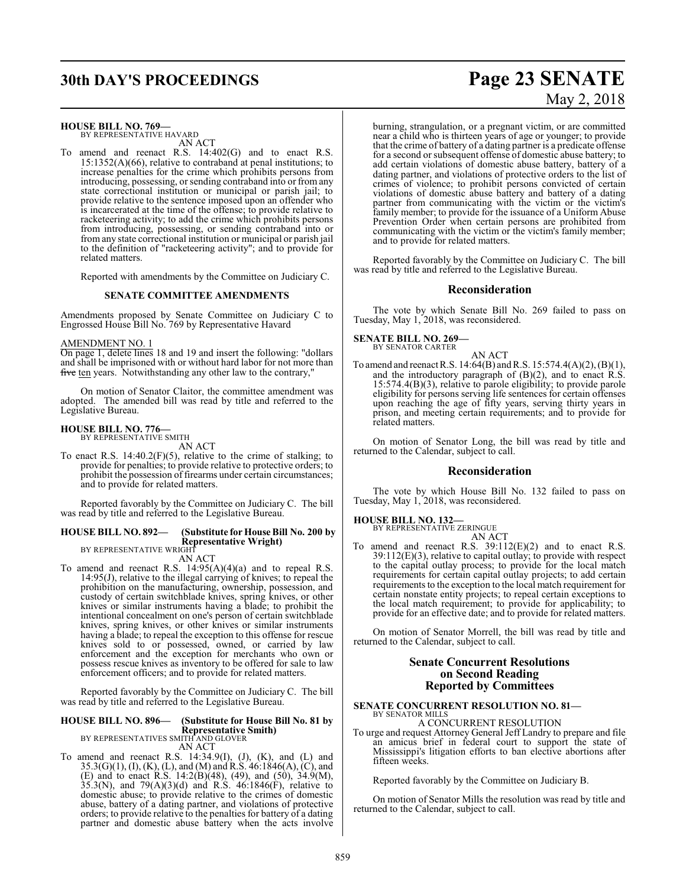**HOUSE BILL NO. 769—**
BY REPRESENTATIVE HAVARD

AN ACT

To amend and reenact R.S. 14:402(G) and to enact R.S. 15:1352(A)(66), relative to contraband at penal institutions; to increase penalties for the crime which prohibits persons from introducing, possessing, or sending contraband into or from any state correctional institution or municipal or parish jail; to provide relative to the sentence imposed upon an offender who is incarcerated at the time of the offense; to provide relative to racketeering activity; to add the crime which prohibits persons from introducing, possessing, or sending contraband into or from any state correctional institution or municipal or parish jail to the definition of "racketeering activity"; and to provide for related matters.

Reported with amendments by the Committee on Judiciary C.

### SENATE COMMITTEE AMENDMENTS

Amendments proposed by Senate Committee on Judiciary C to Engrossed House Bill No. 769 by Representative Havard

AMENDMENT NO. 1

On page 1, delete lines 18 and 19 and insert the following: "dollars and shall be imprisoned with or without hard labor for not more than ~~five~~ ten years. Notwithstanding any other law to the contrary,"

On motion of Senator Claitor, the committee amendment was adopted. The amended bill was read by title and referred to the Legislative Bureau.

**HOUSE BILL NO. 776—**
BY REPRESENTATIVE SMITH

AN ACT

To enact R.S. 14:40.2(F)(5), relative to the crime of stalking; to provide for penalties; to provide relative to protective orders; to prohibit the possession of firearms under certain circumstances; and to provide for related matters.

Reported favorably by the Committee on Judiciary C. The bill was read by title and referred to the Legislative Bureau.

**HOUSE BILL NO. 892— (Substitute for House Bill No. 200 by Representative Wright)**
BY REPRESENTATIVE WRIGHT

AN ACT

To amend and reenact R.S. 14:95(A)(4)(a) and to repeal R.S. 14:95(J), relative to the illegal carrying of knives; to repeal the prohibition on the manufacturing, ownership, possession, and custody of certain switchblade knives, spring knives, or other knives or similar instruments having a blade; to prohibit the intentional concealment on one's person of certain switchblade knives, spring knives, or other knives or similar instruments having a blade; to repeal the exception to this offense for rescue knives sold to or possessed, owned, or carried by law enforcement and the exception for merchants who own or possess rescue knives as inventory to be offered for sale to law enforcement officers; and to provide for related matters.

Reported favorably by the Committee on Judiciary C. The bill was read by title and referred to the Legislative Bureau.

**HOUSE BILL NO. 896— (Substitute for House Bill No. 81 by Representative Smith)**
BY REPRESENTATIVES SMITH AND GLOVER

AN ACT

To amend and reenact R.S. 14:34.9(I), (J), (K), and (L) and 35.3(G)(1), (I), (K), (L), and (M) and R.S. 46:1846(A), (C), and (E) and to enact R.S. 14:2(B)(48), (49), and (50), 34.9(M), 35.3(N), and 79(A)(3)(d) and R.S. 46:1846(F), relative to domestic abuse; to provide relative to the crimes of domestic abuse, battery of a dating partner, and violations of protective orders; to provide relative to the penalties for battery of a dating partner and domestic abuse battery when the acts involve burning, strangulation, or a pregnant victim, or are committed near a child who is thirteen years of age or younger; to provide that the crime of battery of a dating partner is a predicate offense for a second or subsequent offense of domestic abuse battery; to add certain violations of domestic abuse battery, battery of a dating partner, and violations of protective orders to the list of crimes of violence; to prohibit persons convicted of certain violations of domestic abuse battery and battery of a dating partner from communicating with the victim or the victim's family member; to provide for the issuance of a Uniform Abuse Prevention Order when certain persons are prohibited from communicating with the victim or the victim's family member; and to provide for related matters.

Reported favorably by the Committee on Judiciary C. The bill was read by title and referred to the Legislative Bureau.

## Reconsideration

The vote by which Senate Bill No. 269 failed to pass on Tuesday, May 1, 2018, was reconsidered.

**SENATE BILL NO. 269—**
BY SENATOR CARTER

AN ACT

To amend and reenact R.S. 14:64(B) and R.S. 15:574.4(A)(2), (B)(1), and the introductory paragraph of (B)(2), and to enact R.S. 15:574.4(B)(3), relative to parole eligibility; to provide parole eligibility for persons serving life sentences for certain offenses upon reaching the age of fifty years, serving thirty years in prison, and meeting certain requirements; and to provide for related matters.

On motion of Senator Long, the bill was read by title and returned to the Calendar, subject to call.

## Reconsideration

The vote by which House Bill No. 132 failed to pass on Tuesday, May 1, 2018, was reconsidered.

**HOUSE BILL NO. 132—**
BY REPRESENTATIVE ZERINGUE

AN ACT

To amend and reenact R.S. 39:112(E)(2) and to enact R.S. 39:112(E)(3), relative to capital outlay; to provide with respect to the capital outlay process; to provide for the local match requirements for certain capital outlay projects; to add certain requirements to the exception to the local match requirement for certain nonstate entity projects; to repeal certain exceptions to the local match requirement; to provide for applicability; to provide for an effective date; and to provide for related matters.

On motion of Senator Morrell, the bill was read by title and returned to the Calendar, subject to call.

## Senate Concurrent Resolutions on Second Reading Reported by Committees

**SENATE CONCURRENT RESOLUTION NO. 81—**
BY SENATOR MILLS

A CONCURRENT RESOLUTION

To urge and request Attorney General Jeff Landry to prepare and file an amicus brief in federal court to support the state of Mississippi's litigation efforts to ban elective abortions after fifteen weeks.

Reported favorably by the Committee on Judiciary B.

On motion of Senator Mills the resolution was read by title and returned to the Calendar, subject to call.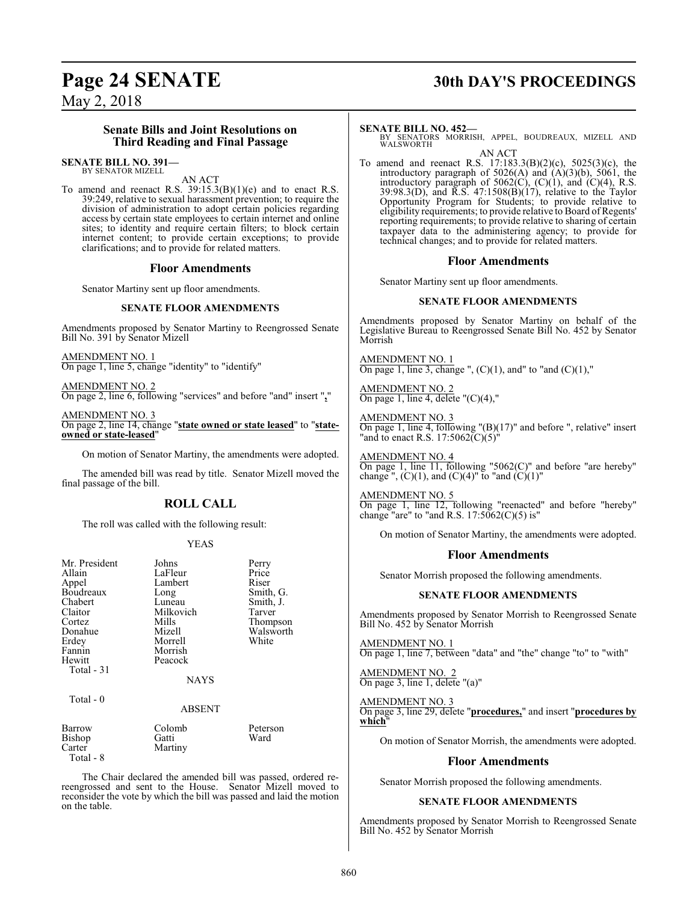## Senate Bills and Joint Resolutions on Third Reading and Final Passage

**SENATE BILL NO. 391—**
BY SENATOR MIZELL

AN ACT

To amend and reenact R.S. 39:15.3(B)(1)(e) and to enact R.S. 39:249, relative to sexual harassment prevention; to require the division of administration to adopt certain policies regarding access by certain state employees to certain internet and online sites; to identity and require certain filters; to block certain internet content; to provide certain exceptions; to provide clarifications; and to provide for related matters.

### Floor Amendments

Senator Martiny sent up floor amendments.

#### SENATE FLOOR AMENDMENTS

Amendments proposed by Senator Martiny to Reengrossed Senate Bill No. 391 by Senator Mizell

AMENDMENT NO. 1
On page 1, line 5, change "identity" to "identify"

AMENDMENT NO. 2
On page 2, line 6, following "services" and before "and" insert "**,**"

AMENDMENT NO. 3
On page 2, line 14, change "**state owned or state leased**" to "**state-owned or state-leased**"

On motion of Senator Martiny, the amendments were adopted.

The amended bill was read by title. Senator Mizell moved the final passage of the bill.

## ROLL CALL

The roll was called with the following result:

YEAS

| | | |
|---|---|---|
| Mr. President | Johns | Perry |
| Allain | LaFleur | Price |
| Appel | Lambert | Riser |
| Boudreaux | Long | Smith, G. |
| Chabert | Luneau | Smith, J. |
| Claitor | Milkovich | Tarver |
| Cortez | Mills | Thompson |
| Donahue | Mizell | Walsworth |
| Erdey | Morrell | White |
| Fannin | Morrish | |
| Hewitt | Peacock | |

Total - 31

NAYS

Total - 0

ABSENT

| | | |
|---|---|---|
| Barrow | Colomb | Peterson |
| Bishop | Gatti | Ward |
| Carter | Martiny | |

Total - 8

The Chair declared the amended bill was passed, ordered re-reengrossed and sent to the House. Senator Mizell moved to reconsider the vote by which the bill was passed and laid the motion on the table.

**SENATE BILL NO. 452—**
BY SENATORS MORRISH, APPEL, BOUDREAUX, MIZELL AND WALSWORTH

AN ACT

To amend and reenact R.S. 17:183.3(B)(2)(c), 5025(3)(c), the introductory paragraph of 5026(A) and (A)(3)(b), 5061, the introductory paragraph of 5062(C), (C)(1), and (C)(4), R.S. 39:98.3(D), and R.S. 47:1508(B)(17), relative to the Taylor Opportunity Program for Students; to provide relative to eligibility requirements; to provide relative to Board of Regents' reporting requirements; to provide relative to sharing of certain taxpayer data to the administering agency; to provide for technical changes; and to provide for related matters.

### Floor Amendments

Senator Martiny sent up floor amendments.

#### SENATE FLOOR AMENDMENTS

Amendments proposed by Senator Martiny on behalf of the Legislative Bureau to Reengrossed Senate Bill No. 452 by Senator Morrish

AMENDMENT NO. 1
On page 1, line 3, change ", (C)(1), and" to "and (C)(1),"

AMENDMENT NO. 2
On page 1, line 4, delete "(C)(4),"

AMENDMENT NO. 3
On page 1, line 4, following "(B)(17)" and before ", relative" insert "and to enact R.S. 17:5062(C)(5)"

AMENDMENT NO. 4
On page 1, line 11, following "5062(C)" and before "are hereby" change ", (C)(1), and (C)(4)" to "and (C)(1)"

AMENDMENT NO. 5
On page 1, line 12, following "reenacted" and before "hereby" change "are" to "and R.S. 17:5062(C)(5) is"

On motion of Senator Martiny, the amendments were adopted.

### Floor Amendments

Senator Morrish proposed the following amendments.

#### SENATE FLOOR AMENDMENTS

Amendments proposed by Senator Morrish to Reengrossed Senate Bill No. 452 by Senator Morrish

AMENDMENT NO. 1
On page 1, line 7, between "data" and "the" change "to" to "with"

AMENDMENT NO. 2
On page 3, line 1, delete "(a)"

AMENDMENT NO. 3
On page 3, line 29, delete "**procedures,**" and insert "**procedures by which**"

On motion of Senator Morrish, the amendments were adopted.

### Floor Amendments

Senator Morrish proposed the following amendments.

#### SENATE FLOOR AMENDMENTS

Amendments proposed by Senator Morrish to Reengrossed Senate Bill No. 452 by Senator Morrish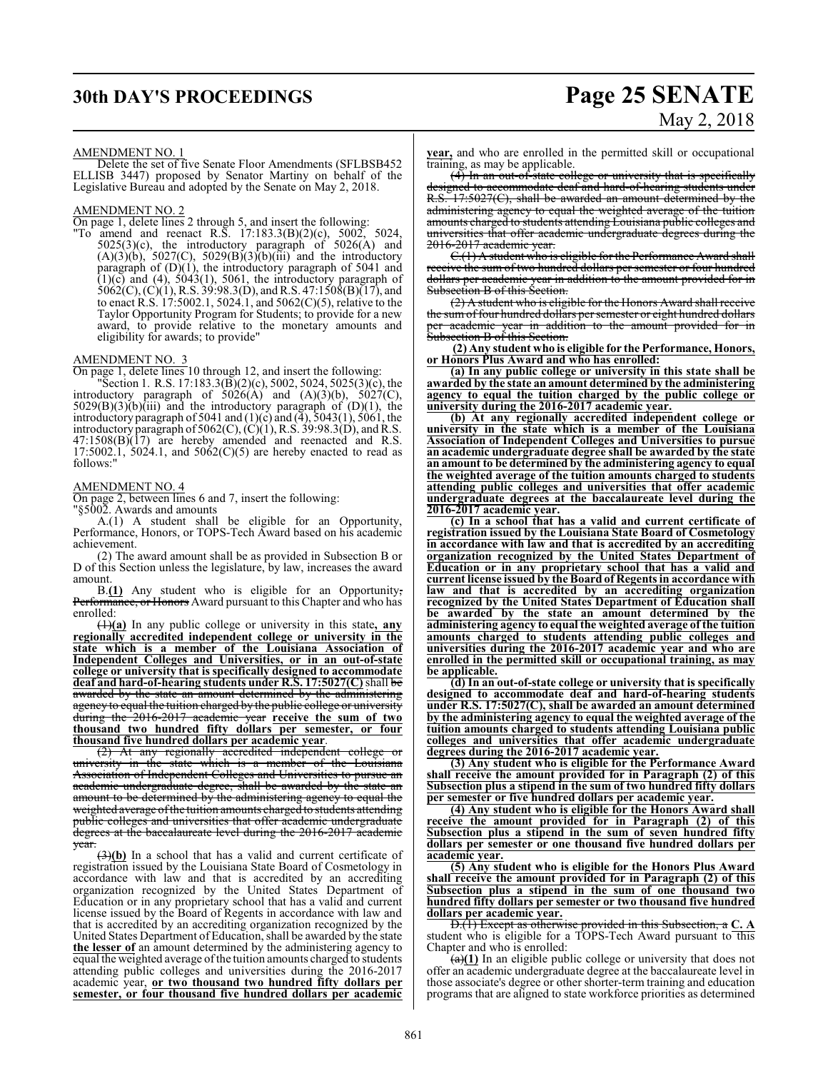AMENDMENT NO. 1

Delete the set of five Senate Floor Amendments (SFLBSB452 ELLISB 3447) proposed by Senator Martiny on behalf of the Legislative Bureau and adopted by the Senate on May 2, 2018.

AMENDMENT NO. 2

On page 1, delete lines 2 through 5, and insert the following:

"To amend and reenact R.S. 17:183.3(B)(2)(c), 5002, 5024, 5025(3)(c), the introductory paragraph of 5026(A) and (A)(3)(b), 5027(C), 5029(B)(3)(b)(iii) and the introductory paragraph of (D)(1), the introductory paragraph of 5041 and (1)(c) and (4), 5043(1), 5061, the introductory paragraph of 5062(C), (C)(1), R.S. 39:98.3(D), and R.S. 47:1508(B)(17), and to enact R.S. 17:5002.1, 5024.1, and 5062(C)(5), relative to the Taylor Opportunity Program for Students; to provide for a new award, to provide relative to the monetary amounts and eligibility for awards; to provide"

AMENDMENT NO. 3

On page 1, delete lines 10 through 12, and insert the following:

"Section 1. R.S. 17:183.3(B)(2)(c), 5002, 5024, 5025(3)(c), the introductory paragraph of 5026(A) and (A)(3)(b), 5027(C), 5029(B)(3)(b)(iii) and the introductory paragraph of (D)(1), the introductory paragraph of 5041 and (1)(c) and (4), 5043(1), 5061, the introductory paragraph of 5062(C), (C)(1), R.S. 39:98.3(D), and R.S. 47:1508(B)(17) are hereby amended and reenacted and R.S. 17:5002.1, 5024.1, and 5062(C)(5) are hereby enacted to read as follows:"

AMENDMENT NO. 4

On page 2, between lines 6 and 7, insert the following:

"§5002. Awards and amounts

A.(1) A student shall be eligible for an Opportunity, Performance, Honors, or TOPS-Tech Award based on his academic achievement.

(2) The award amount shall be as provided in Subsection B or D of this Section unless the legislature, by law, increases the award amount.

B.**(1)** Any student who is eligible for an Opportunity~~, Performance, or Honors~~ Award pursuant to this Chapter and who has enrolled:

~~(1)~~**(a)** In any public college or university in this state**, any regionally accredited independent college or university in the state which is a member of the Louisiana Association of Independent Colleges and Universities, or in an out-of-state college or university that is specifically designed to accommodate deaf and hard-of-hearing students under R.S. 17:5027(C)** shall ~~be awarded by the state an amount determined by the administering agency to equal the tuition charged by the public college or university during the 2016-2017 academic year~~ **receive the sum of two thousand two hundred fifty dollars per semester, or four thousand five hundred dollars per academic year**.

~~(2) At any regionally accredited independent college or university in the state which is a member of the Louisiana Association of Independent Colleges and Universities to pursue an academic undergraduate degree, shall be awarded by the state an amount to be determined by the administering agency to equal the weighted average of the tuition amounts charged to students attending public colleges and universities that offer academic undergraduate degrees at the baccalaureate level during the 2016-2017 academic year.~~

~~(3)~~**(b)** In a school that has a valid and current certificate of registration issued by the Louisiana State Board of Cosmetology in accordance with law and that is accredited by an accrediting organization recognized by the United States Department of Education or in any proprietary school that has a valid and current license issued by the Board of Regents in accordance with law and that is accredited by an accrediting organization recognized by the United States Department of Education, shall be awarded by the state **the lesser of** an amount determined by the administering agency to equal the weighted average of the tuition amounts charged to students attending public colleges and universities during the 2016-2017 academic year, **or two thousand two hundred fifty dollars per semester, or four thousand five hundred dollars per academic year,** and who are enrolled in the permitted skill or occupational training, as may be applicable.

~~(4) In an out-of-state college or university that is specifically designed to accommodate deaf and hard-of-hearing students under R.S. 17:5027(C), shall be awarded an amount determined by the administering agency to equal the weighted average of the tuition amounts charged to students attending Louisiana public colleges and universities that offer academic undergraduate degrees during the 2016-2017 academic year.~~

~~C.(1) A student who is eligible for the Performance Award shall receive the sum of two hundred dollars per semester or four hundred dollars per academic year in addition to the amount provided for in Subsection B of this Section.~~

~~(2) A student who is eligible for the Honors Award shall receive the sum of four hundred dollars per semester or eight hundred dollars per academic year in addition to the amount provided for in Subsection B of this Section.~~

**(2) Any student who is eligible for the Performance, Honors, or Honors Plus Award and who has enrolled:**

**(a) In any public college or university in this state shall be awarded by the state an amount determined by the administering agency to equal the tuition charged by the public college or university during the 2016-2017 academic year.**

**(b) At any regionally accredited independent college or university in the state which is a member of the Louisiana Association of Independent Colleges and Universities to pursue an academic undergraduate degree shall be awarded by the state an amount to be determined by the administering agency to equal the weighted average of the tuition amounts charged to students attending public colleges and universities that offer academic undergraduate degrees at the baccalaureate level during the 2016-2017 academic year.**

**(c) In a school that has a valid and current certificate of registration issued by the Louisiana State Board of Cosmetology in accordance with law and that is accredited by an accrediting organization recognized by the United States Department of Education or in any proprietary school that has a valid and current license issued by the Board of Regents in accordance with law and that is accredited by an accrediting organization recognized by the United States Department of Education shall be awarded by the state an amount determined by the administering agency to equal the weighted average of the tuition amounts charged to students attending public colleges and universities during the 2016-2017 academic year and who are enrolled in the permitted skill or occupational training, as may be applicable.**

**(d) In an out-of-state college or university that is specifically designed to accommodate deaf and hard-of-hearing students under R.S. 17:5027(C), shall be awarded an amount determined by the administering agency to equal the weighted average of the tuition amounts charged to students attending Louisiana public colleges and universities that offer academic undergraduate degrees during the 2016-2017 academic year.**

**(3) Any student who is eligible for the Performance Award shall receive the amount provided for in Paragraph (2) of this Subsection plus a stipend in the sum of two hundred fifty dollars per semester or five hundred dollars per academic year.**

**(4) Any student who is eligible for the Honors Award shall receive the amount provided for in Paragraph (2) of this Subsection plus a stipend in the sum of seven hundred fifty dollars per semester or one thousand five hundred dollars per academic year.**

**(5) Any student who is eligible for the Honors Plus Award shall receive the amount provided for in Paragraph (2) of this Subsection plus a stipend in the sum of one thousand two hundred fifty dollars per semester or two thousand five hundred dollars per academic year.**

~~D.(1) Except as otherwise provided in this Subsection, a~~ **C. A** student who is eligible for a TOPS-Tech Award pursuant to this Chapter and who is enrolled:

~~(a)~~**(1)** In an eligible public college or university that does not offer an academic undergraduate degree at the baccalaureate level in those associate's degree or other shorter-term training and education programs that are aligned to state workforce priorities as determined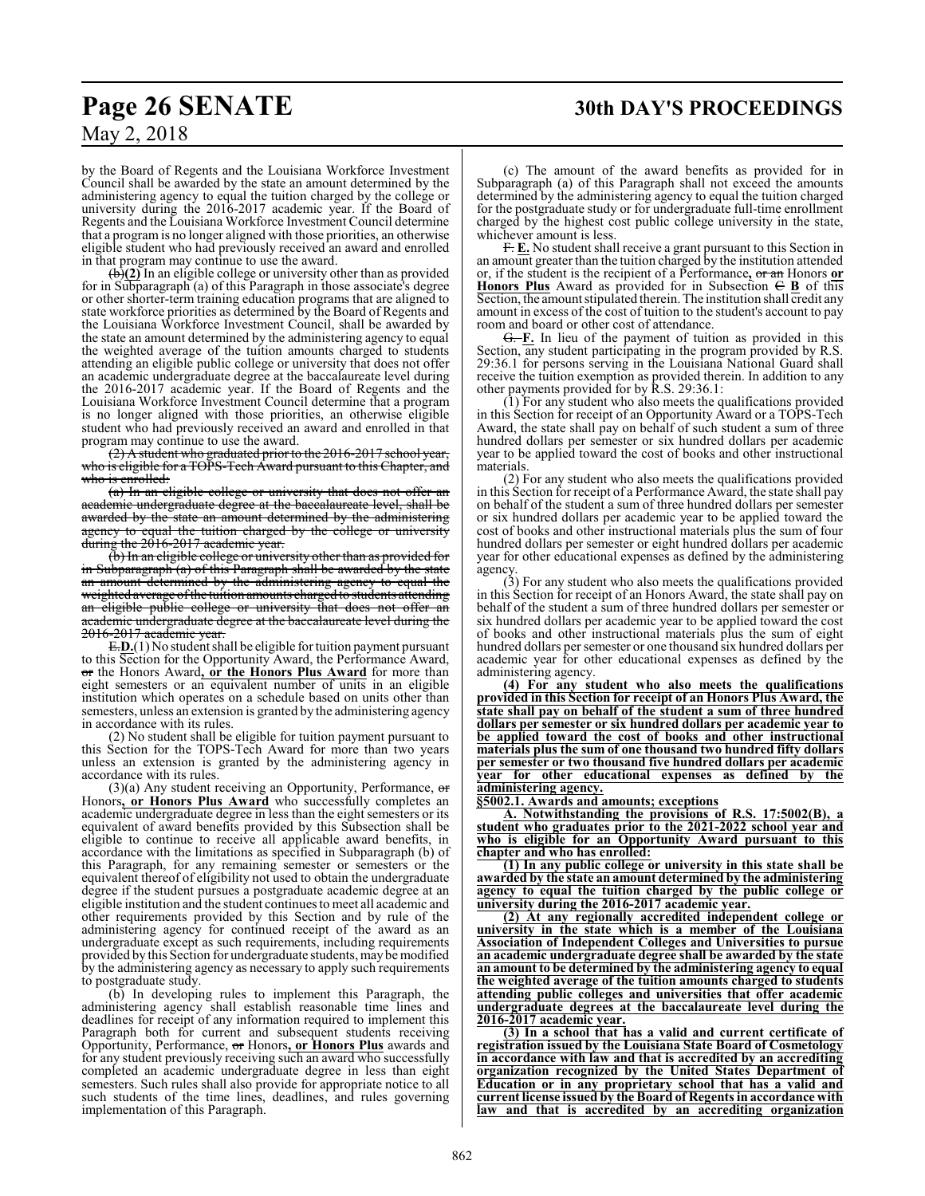by the Board of Regents and the Louisiana Workforce Investment Council shall be awarded by the state an amount determined by the administering agency to equal the tuition charged by the college or university during the 2016-2017 academic year. If the Board of Regents and the Louisiana Workforce Investment Council determine that a program is no longer aligned with those priorities, an otherwise eligible student who had previously received an award and enrolled in that program may continue to use the award.

~~(b)~~**(2)** In an eligible college or university other than as provided for in Subparagraph (a) of this Paragraph in those associate's degree or other shorter-term training education programs that are aligned to state workforce priorities as determined by the Board of Regents and the Louisiana Workforce Investment Council, shall be awarded by the state an amount determined by the administering agency to equal the weighted average of the tuition amounts charged to students attending an eligible public college or university that does not offer an academic undergraduate degree at the baccalaureate level during the 2016-2017 academic year. If the Board of Regents and the Louisiana Workforce Investment Council determine that a program is no longer aligned with those priorities, an otherwise eligible student who had previously received an award and enrolled in that program may continue to use the award.

~~(2) A student who graduated prior to the 2016-2017 school year, who is eligible for a TOPS-Tech Award pursuant to this Chapter, and who is enrolled:~~

~~(a) In an eligible college or university that does not offer an academic undergraduate degree at the baccalaureate level, shall be awarded by the state an amount determined by the administering agency to equal the tuition charged by the college or university during the 2016-2017 academic year.~~

~~(b) In an eligible college or university other than as provided for in Subparagraph (a) of this Paragraph shall be awarded by the state an amount determined by the administering agency to equal the weighted average of the tuition amounts charged to students attending an eligible public college or university that does not offer an academic undergraduate degree at the baccalaureate level during the 2016-2017 academic year.~~

~~E.~~**D.**(1) No student shall be eligible for tuition payment pursuant to this Section for the Opportunity Award, the Performance Award, ~~or~~ the Honors Award**, or the Honors Plus Award** for more than eight semesters or an equivalent number of units in an eligible institution which operates on a schedule based on units other than semesters, unless an extension is granted by the administering agency in accordance with its rules.

(2) No student shall be eligible for tuition payment pursuant to this Section for the TOPS-Tech Award for more than two years unless an extension is granted by the administering agency in accordance with its rules.

(3)(a) Any student receiving an Opportunity, Performance, ~~or~~ Honors**, or Honors Plus Award** who successfully completes an academic undergraduate degree in less than the eight semesters or its equivalent of award benefits provided by this Subsection shall be eligible to continue to receive all applicable award benefits, in accordance with the limitations as specified in Subparagraph (b) of this Paragraph, for any remaining semester or semesters or the equivalent thereof of eligibility not used to obtain the undergraduate degree if the student pursues a postgraduate academic degree at an eligible institution and the student continues to meet all academic and other requirements provided by this Section and by rule of the administering agency for continued receipt of the award as an undergraduate except as such requirements, including requirements provided by this Section for undergraduate students, may be modified by the administering agency as necessary to apply such requirements to postgraduate study.

(b) In developing rules to implement this Paragraph, the administering agency shall establish reasonable time lines and deadlines for receipt of any information required to implement this Paragraph both for current and subsequent students receiving Opportunity, Performance, ~~or~~ Honors**, or Honors Plus** awards and for any student previously receiving such an award who successfully completed an academic undergraduate degree in less than eight semesters. Such rules shall also provide for appropriate notice to all such students of the time lines, deadlines, and rules governing implementation of this Paragraph.

(c) The amount of the award benefits as provided for in Subparagraph (a) of this Paragraph shall not exceed the amounts determined by the administering agency to equal the tuition charged for the postgraduate study or for undergraduate full-time enrollment charged by the highest cost public college university in the state, whichever amount is less.

~~F.~~ **E.** No student shall receive a grant pursuant to this Section in an amount greater than the tuition charged by the institution attended or, if the student is the recipient of a Performance**,** ~~or an~~ Honors **or Honors Plus** Award as provided for in Subsection ~~C~~ **B** of this Section, the amount stipulated therein. The institution shall credit any amount in excess of the cost of tuition to the student's account to pay room and board or other cost of attendance.

~~G.~~ **F.** In lieu of the payment of tuition as provided in this Section, any student participating in the program provided by R.S. 29:36.1 for persons serving in the Louisiana National Guard shall receive the tuition exemption as provided therein. In addition to any other payments provided for by R.S. 29:36.1:

(1) For any student who also meets the qualifications provided in this Section for receipt of an Opportunity Award or a TOPS-Tech Award, the state shall pay on behalf of such student a sum of three hundred dollars per semester or six hundred dollars per academic year to be applied toward the cost of books and other instructional materials.

(2) For any student who also meets the qualifications provided in this Section for receipt of a Performance Award, the state shall pay on behalf of the student a sum of three hundred dollars per semester or six hundred dollars per academic year to be applied toward the cost of books and other instructional materials plus the sum of four hundred dollars per semester or eight hundred dollars per academic year for other educational expenses as defined by the administering agency.

(3) For any student who also meets the qualifications provided in this Section for receipt of an Honors Award, the state shall pay on behalf of the student a sum of three hundred dollars per semester or six hundred dollars per academic year to be applied toward the cost of books and other instructional materials plus the sum of eight hundred dollars per semester or one thousand six hundred dollars per academic year for other educational expenses as defined by the administering agency.

**(4) For any student who also meets the qualifications provided in this Section for receipt of an Honors Plus Award, the state shall pay on behalf of the student a sum of three hundred dollars per semester or six hundred dollars per academic year to be applied toward the cost of books and other instructional materials plus the sum of one thousand two hundred fifty dollars per semester or two thousand five hundred dollars per academic year for other educational expenses as defined by the administering agency.**

**§5002.1. Awards and amounts; exceptions**

**A. Notwithstanding the provisions of R.S. 17:5002(B), a student who graduates prior to the 2021-2022 school year and who is eligible for an Opportunity Award pursuant to this chapter and who has enrolled:**

**(1) In any public college or university in this state shall be awarded by the state an amount determined by the administering agency to equal the tuition charged by the public college or university during the 2016-2017 academic year.**

**(2) At any regionally accredited independent college or university in the state which is a member of the Louisiana Association of Independent Colleges and Universities to pursue an academic undergraduate degree shall be awarded by the state an amount to be determined by the administering agency to equal the weighted average of the tuition amounts charged to students attending public colleges and universities that offer academic undergraduate degrees at the baccalaureate level during the 2016-2017 academic year.**

**(3) In a school that has a valid and current certificate of registration issued by the Louisiana State Board of Cosmetology in accordance with law and that is accredited by an accrediting organization recognized by the United States Department of Education or in any proprietary school that has a valid and current license issued by the Board of Regents in accordance with law and that is accredited by an accrediting organization**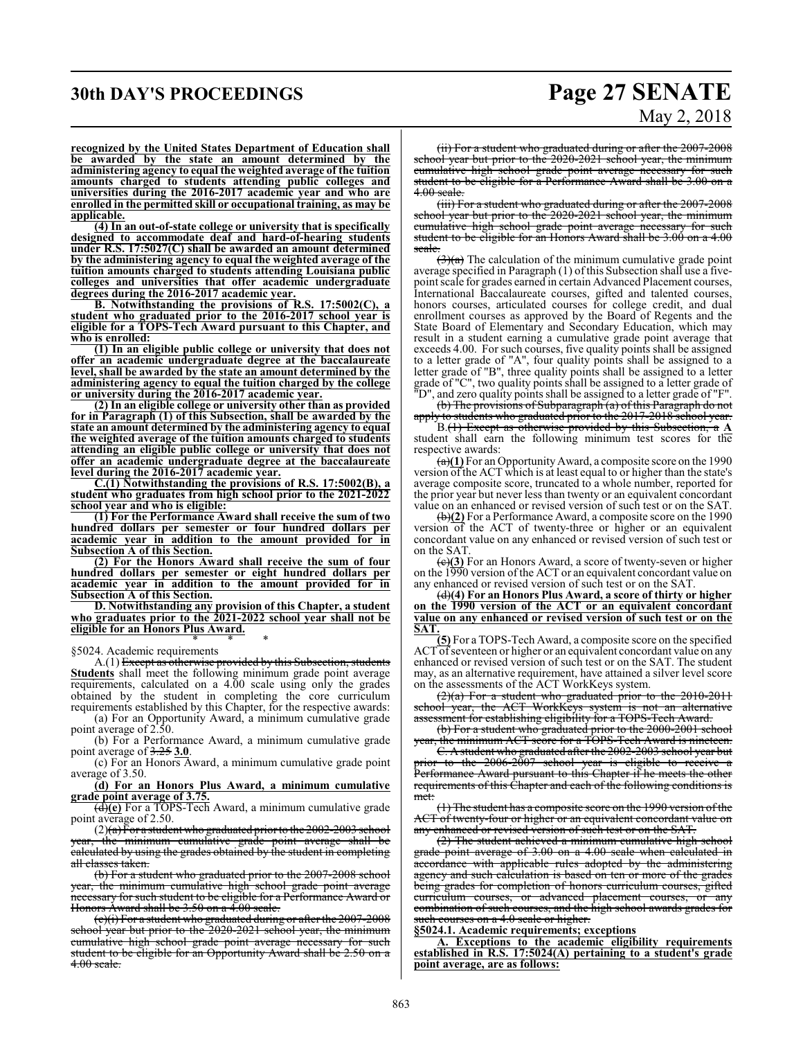**recognized by the United States Department of Education shall be awarded by the state an amount determined by the administering agency to equal the weighted average of the tuition amounts charged to students attending public colleges and universities during the 2016-2017 academic year and who are enrolled in the permitted skill or occupational training, as may be applicable.**

**(4) In an out-of-state college or university that is specifically designed to accommodate deaf and hard-of-hearing students under R.S. 17:5027(C) shall be awarded an amount determined by the administering agency to equal the weighted average of the tuition amounts charged to students attending Louisiana public colleges and universities that offer academic undergraduate degrees during the 2016-2017 academic year.**

**B. Notwithstanding the provisions of R.S. 17:5002(C), a student who graduated prior to the 2016-2017 school year is eligible for a TOPS-Tech Award pursuant to this Chapter, and who is enrolled:**

**(1) In an eligible public college or university that does not offer an academic undergraduate degree at the baccalaureate level, shall be awarded by the state an amount determined by the administering agency to equal the tuition charged by the college or university during the 2016-2017 academic year.**

**(2) In an eligible college or university other than as provided for in Paragraph (1) of this Subsection, shall be awarded by the state an amount determined by the administering agency to equal the weighted average of the tuition amounts charged to students attending an eligible public college or university that does not offer an academic undergraduate degree at the baccalaureate level during the 2016-2017 academic year.**

**C.(1) Notwithstanding the provisions of R.S. 17:5002(B), a student who graduates from high school prior to the 2021-2022 school year and who is eligible:**

**(1) For the Performance Award shall receive the sum of two hundred dollars per semester or four hundred dollars per academic year in addition to the amount provided for in Subsection A of this Section.**

**(2) For the Honors Award shall receive the sum of four hundred dollars per semester or eight hundred dollars per academic year in addition to the amount provided for in Subsection A of this Section.**

**D. Notwithstanding any provision of this Chapter, a student who graduates prior to the 2021-2022 school year shall not be eligible for an Honors Plus Award.**

\* \* \*

§5024. Academic requirements

A.(1) ~~Except as otherwise provided by this Subsection, students~~ **Students** shall meet the following minimum grade point average requirements, calculated on a 4.00 scale using only the grades obtained by the student in completing the core curriculum requirements established by this Chapter, for the respective awards:

(a) For an Opportunity Award, a minimum cumulative grade point average of 2.50.

(b) For a Performance Award, a minimum cumulative grade point average of ~~3.25~~ **3.0**.

(c) For an Honors Award, a minimum cumulative grade point average of 3.50.

**(d) For an Honors Plus Award, a minimum cumulative grade point average of 3.75.**

~~(d)~~**(e)** For a TOPS-Tech Award, a minimum cumulative grade point average of 2.50.

(2)~~(a) For a student who graduated prior to the 2002-2003 school year, the minimum cumulative grade point average shall be calculated by using the grades obtained by the student in completing all classes taken.~~

~~(b) For a student who graduated prior to the 2007-2008 school year, the minimum cumulative high school grade point average necessary for such student to be eligible for a Performance Award or Honors Award shall be 3.50 on a 4.00 scale.~~

~~(c)(i) For a student who graduated during or after the 2007-2008 school year but prior to the 2020-2021 school year, the minimum cumulative high school grade point average necessary for such student to be eligible for an Opportunity Award shall be 2.50 on a 4.00 scale.~~

~~(ii) For a student who graduated during or after the 2007-2008 school year but prior to the 2020-2021 school year, the minimum cumulative high school grade point average necessary for such student to be eligible for a Performance Award shall be 3.00 on a 4.00 scale.~~

~~(iii) For a student who graduated during or after the 2007-2008 school year but prior to the 2020-2021 school year, the minimum cumulative high school grade point average necessary for such student to be eligible for an Honors Award shall be 3.00 on a 4.00 scale.~~

~~(3)(a)~~ The calculation of the minimum cumulative grade point average specified in Paragraph (1) of this Subsection shall use a five-point scale for grades earned in certain Advanced Placement courses, International Baccalaureate courses, gifted and talented courses, honors courses, articulated courses for college credit, and dual enrollment courses as approved by the Board of Regents and the State Board of Elementary and Secondary Education, which may result in a student earning a cumulative grade point average that exceeds 4.00. For such courses, five quality points shall be assigned to a letter grade of "A", four quality points shall be assigned to a letter grade of "B", three quality points shall be assigned to a letter grade of "C", two quality points shall be assigned to a letter grade of "D", and zero quality points shall be assigned to a letter grade of "F".

~~(b) The provisions of Subparagraph (a) of this Paragraph do not apply to students who graduated prior to the 2017-2018 school year.~~

B.~~(1) Except as otherwise provided by this Subsection, a~~ **A** student shall earn the following minimum test scores for the respective awards:

~~(a)~~**(1)** For an Opportunity Award, a composite score on the 1990 version of the ACT which is at least equal to or higher than the state's average composite score, truncated to a whole number, reported for the prior year but never less than twenty or an equivalent concordant value on an enhanced or revised version of such test or on the SAT.

~~(b)~~**(2)** For a Performance Award, a composite score on the 1990 version of the ACT of twenty-three or higher or an equivalent concordant value on any enhanced or revised version of such test or on the SAT.

~~(c)~~**(3)** For an Honors Award, a score of twenty-seven or higher on the 1990 version of the ACT or an equivalent concordant value on any enhanced or revised version of such test or on the SAT.

~~(d)~~**(4) For an Honors Plus Award, a score of thirty or higher on the 1990 version of the ACT or an equivalent concordant value on any enhanced or revised version of such test or on the SAT.**

**(5)** For a TOPS-Tech Award, a composite score on the specified ACT of seventeen or higher or an equivalent concordant value on any enhanced or revised version of such test or on the SAT. The student may, as an alternative requirement, have attained a silver level score on the assessments of the ACT WorkKeys system.

~~(2)(a) For a student who graduated prior to the 2010-2011 school year, the ACT WorkKeys system is not an alternative assessment for establishing eligibility for a TOPS-Tech Award.~~

~~(b) For a student who graduated prior to the 2000-2001 school year, the minimum ACT score for a TOPS-Tech Award is nineteen.~~

~~C. A student who graduated after the 2002-2003 school year but prior to the 2006-2007 school year is eligible to receive a Performance Award pursuant to this Chapter if he meets the other requirements of this Chapter and each of the following conditions is met:~~

~~(1) The student has a composite score on the 1990 version of the ACT of twenty-four or higher or an equivalent concordant value on any enhanced or revised version of such test or on the SAT.~~

~~(2) The student achieved a minimum cumulative high school grade point average of 3.00 on a 4.00 scale when calculated in accordance with applicable rules adopted by the administering agency and such calculation is based on ten or more of the grades being grades for completion of honors curriculum courses, gifted curriculum courses, or advanced placement courses, or any combination of such courses, and the high school awards grades for such courses on a 4.0 scale or higher.~~

**§5024.1. Academic requirements; exceptions**

**A. Exceptions to the academic eligibility requirements established in R.S. 17:5024(A) pertaining to a student's grade point average, are as follows:**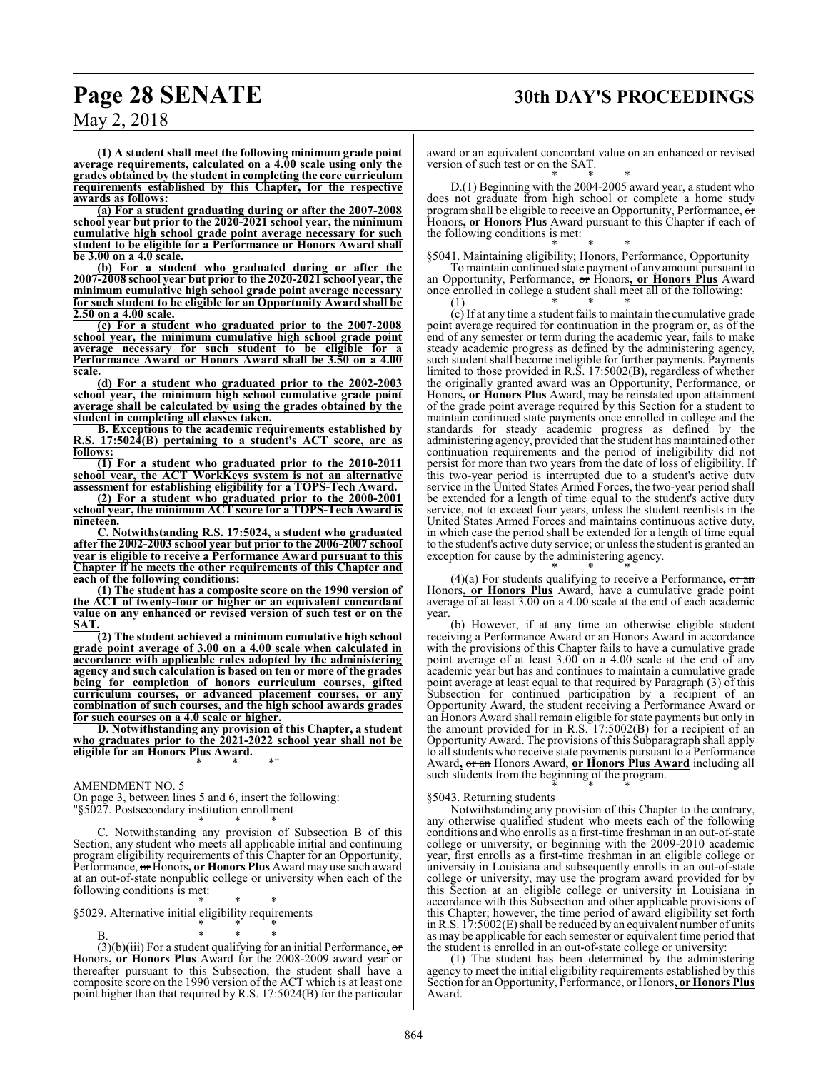**(1) A student shall meet the following minimum grade point average requirements, calculated on a 4.00 scale using only the grades obtained by the student in completing the core curriculum requirements established by this Chapter, for the respective awards as follows:**

**(a) For a student graduating during or after the 2007-2008 school year but prior to the 2020-2021 school year, the minimum cumulative high school grade point average necessary for such student to be eligible for a Performance or Honors Award shall be 3.00 on a 4.0 scale.**

**(b) For a student who graduated during or after the 2007-2008 school year but prior to the 2020-2021 school year, the minimum cumulative high school grade point average necessary for such student to be eligible for an Opportunity Award shall be 2.50 on a 4.00 scale.**

**(c) For a student who graduated prior to the 2007-2008 school year, the minimum cumulative high school grade point average necessary for such student to be eligible for a Performance Award or Honors Award shall be 3.50 on a 4.00 scale.**

**(d) For a student who graduated prior to the 2002-2003 school year, the minimum high school cumulative grade point average shall be calculated by using the grades obtained by the student in completing all classes taken.**

**B. Exceptions to the academic requirements established by R.S. 17:5024(B) pertaining to a student's ACT score, are as follows:**

**(1) For a student who graduated prior to the 2010-2011 school year, the ACT WorkKeys system is not an alternative assessment for establishing eligibility for a TOPS-Tech Award.**

**(2) For a student who graduated prior to the 2000-2001 school year, the minimum ACT score for a TOPS-Tech Award is nineteen.**

**C. Notwithstanding R.S. 17:5024, a student who graduated after the 2002-2003 school year but prior to the 2006-2007 school year is eligible to receive a Performance Award pursuant to this Chapter if he meets the other requirements of this Chapter and each of the following conditions:**

**(1) The student has a composite score on the 1990 version of the ACT of twenty-four or higher or an equivalent concordant value on any enhanced or revised version of such test or on the SAT.**

**(2) The student achieved a minimum cumulative high school grade point average of 3.00 on a 4.00 scale when calculated in accordance with applicable rules adopted by the administering agency and such calculation is based on ten or more of the grades being for completion of honors curriculum courses, gifted curriculum courses, or advanced placement courses, or any combination of such courses, and the high school awards grades for such courses on a 4.0 scale or higher.**

**D. Notwithstanding any provision of this Chapter, a student who graduates prior to the 2021-2022 school year shall not be eligible for an Honors Plus Award.**

\* \* \*"

AMENDMENT NO. 5

On page 3, between lines 5 and 6, insert the following:

"§5027. Postsecondary institution enrollment

\* \* \*

C. Notwithstanding any provision of Subsection B of this Section, any student who meets all applicable initial and continuing program eligibility requirements of this Chapter for an Opportunity, Performance, ~~or~~ Honors**, or Honors Plus** Award may use such award at an out-of-state nonpublic college or university when each of the following conditions is met:

\* \* \*

§5029. Alternative initial eligibility requirements

\* \* \*

B. \* \* \*

(3)(b)(iii) For a student qualifying for an initial Performance**,** ~~or~~ Honors**, or Honors Plus** Award for the 2008-2009 award year or thereafter pursuant to this Subsection, the student shall have a composite score on the 1990 version of the ACT which is at least one point higher than that required by R.S. 17:5024(B) for the particular award or an equivalent concordant value on an enhanced or revised version of such test or on the SAT.

\* \* \*

D.(1) Beginning with the 2004-2005 award year, a student who does not graduate from high school or complete a home study program shall be eligible to receive an Opportunity, Performance, ~~or~~ Honors**, or Honors Plus** Award pursuant to this Chapter if each of the following conditions is met:

\* \* \*

§5041. Maintaining eligibility; Honors, Performance, Opportunity

To maintain continued state payment of any amount pursuant to an Opportunity, Performance, ~~or~~ Honors**, or Honors Plus** Award once enrolled in college a student shall meet all of the following:

(1) \* \* \*

(c) If at any time a student fails to maintain the cumulative grade point average required for continuation in the program or, as of the end of any semester or term during the academic year, fails to make steady academic progress as defined by the administering agency, such student shall become ineligible for further payments. Payments limited to those provided in R.S. 17:5002(B), regardless of whether the originally granted award was an Opportunity, Performance, ~~or~~ Honors**, or Honors Plus** Award, may be reinstated upon attainment of the grade point average required by this Section for a student to maintain continued state payments once enrolled in college and the standards for steady academic progress as defined by the administering agency, provided that the student has maintained other continuation requirements and the period of ineligibility did not persist for more than two years from the date of loss of eligibility. If this two-year period is interrupted due to a student's active duty service in the United States Armed Forces, the two-year period shall be extended for a length of time equal to the student's active duty service, not to exceed four years, unless the student reenlists in the United States Armed Forces and maintains continuous active duty, in which case the period shall be extended for a length of time equal to the student's active duty service; or unless the student is granted an exception for cause by the administering agency.

\* \* \*

(4)(a) For students qualifying to receive a Performance**,** ~~or an~~ Honors**, or Honors Plus** Award, have a cumulative grade point average of at least 3.00 on a 4.00 scale at the end of each academic year.

(b) However, if at any time an otherwise eligible student receiving a Performance Award or an Honors Award in accordance with the provisions of this Chapter fails to have a cumulative grade point average of at least 3.00 on a 4.00 scale at the end of any academic year but has and continues to maintain a cumulative grade point average at least equal to that required by Paragraph (3) of this Subsection for continued participation by a recipient of an Opportunity Award, the student receiving a Performance Award or an Honors Award shall remain eligible for state payments but only in the amount provided for in R.S. 17:5002(B) for a recipient of an Opportunity Award. The provisions of this Subparagraph shall apply to all students who receive state payments pursuant to a Performance Award**,** ~~or an~~ Honors Award, **or Honors Plus Award** including all such students from the beginning of the program.

\* \* \*

§5043. Returning students

Notwithstanding any provision of this Chapter to the contrary, any otherwise qualified student who meets each of the following conditions and who enrolls as a first-time freshman in an out-of-state college or university, or beginning with the 2009-2010 academic year, first enrolls as a first-time freshman in an eligible college or university in Louisiana and subsequently enrolls in an out-of-state college or university, may use the program award provided for by this Section at an eligible college or university in Louisiana in accordance with this Subsection and other applicable provisions of this Chapter; however, the time period of award eligibility set forth in R.S. 17:5002(E) shall be reduced by an equivalent number of units as may be applicable for each semester or equivalent time period that the student is enrolled in an out-of-state college or university:

(1) The student has been determined by the administering agency to meet the initial eligibility requirements established by this Section for an Opportunity, Performance, ~~or~~ Honors**, or Honors Plus** Award.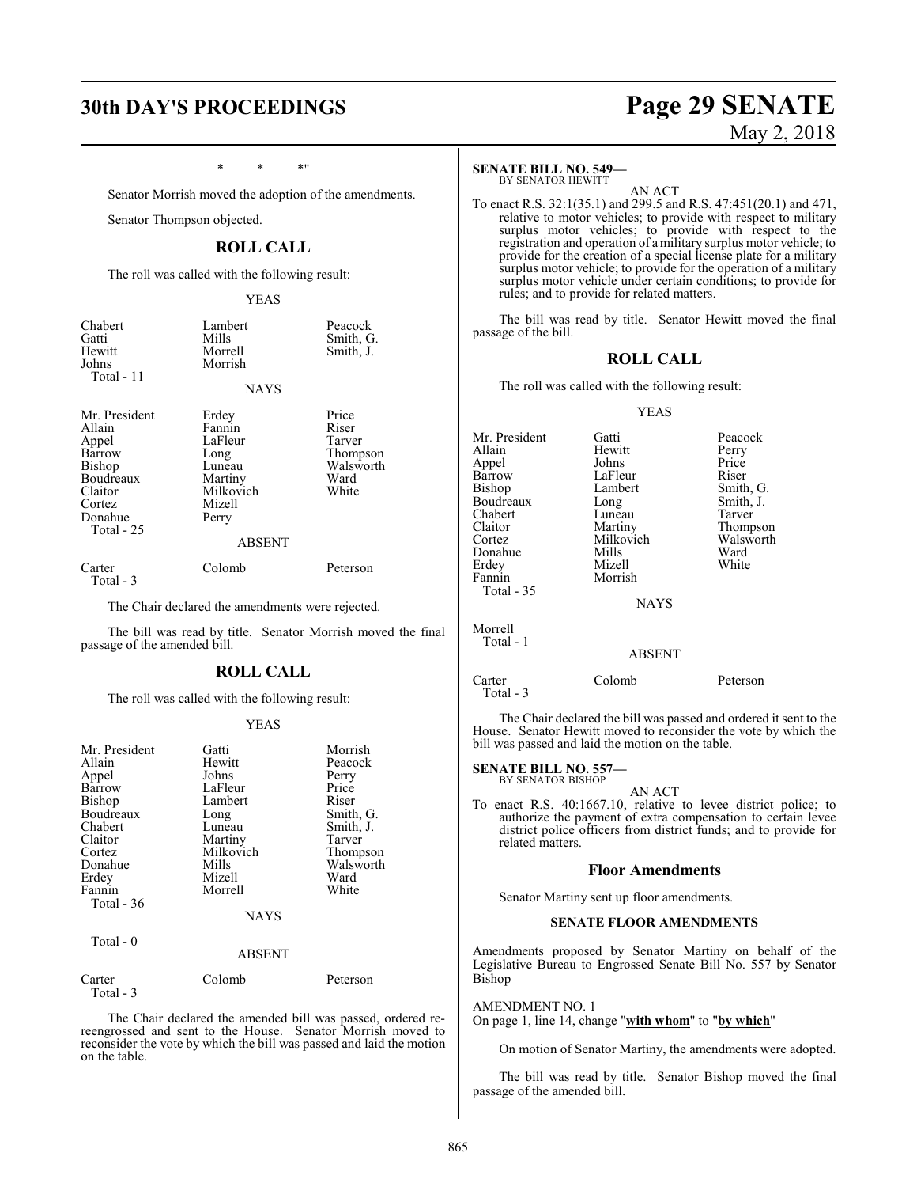\* \* \*"

Senator Morrish moved the adoption of the amendments.

Senator Thompson objected.

## ROLL CALL

The roll was called with the following result:

YEAS

| | | |
|---|---|---|
| Chabert | Lambert | Peacock |
| Gatti | Mills | Smith, G. |
| Hewitt | Morrell | Smith, J. |
| Johns | Morrish | |
| Total - 11 | | |

NAYS

| | | |
|---|---|---|
| Mr. President | Erdey | Price |
| Allain | Fannin | Riser |
| Appel | LaFleur | Tarver |
| Barrow | Long | Thompson |
| Bishop | Luneau | Walsworth |
| Boudreaux | Martiny | Ward |
| Claitor | Milkovich | White |
| Cortez | Mizell | |
| Donahue | Perry | |
| Total - 25 | | |

ABSENT

| | | |
|---|---|---|
| Carter | Colomb | Peterson |
| Total - 3 | | |

The Chair declared the amendments were rejected.

The bill was read by title. Senator Morrish moved the final passage of the amended bill.

## ROLL CALL

The roll was called with the following result:

YEAS

| | | |
|---|---|---|
| Mr. President | Gatti | Morrish |
| Allain | Hewitt | Peacock |
| Appel | Johns | Perry |
| Barrow | LaFleur | Price |
| Bishop | Lambert | Riser |
| Boudreaux | Long | Smith, G. |
| Chabert | Luneau | Smith, J. |
| Claitor | Martiny | Tarver |
| Cortez | Milkovich | Thompson |
| Donahue | Mills | Walsworth |
| Erdey | Mizell | Ward |
| Fannin | Morrell | White |
| Total - 36 | | |

NAYS

Total - 0

ABSENT

| | | |
|---|---|---|
| Carter | Colomb | Peterson |
| Total - 3 | | |

The Chair declared the amended bill was passed, ordered re-reengrossed and sent to the House. Senator Morrish moved to reconsider the vote by which the bill was passed and laid the motion on the table.

**SENATE BILL NO. 549—**
BY SENATOR HEWITT

AN ACT

To enact R.S. 32:1(35.1) and 299.5 and R.S. 47:451(20.1) and 471, relative to motor vehicles; to provide with respect to military surplus motor vehicles; to provide with respect to the registration and operation of a military surplus motor vehicle; to provide for the creation of a special license plate for a military surplus motor vehicle; to provide for the operation of a military surplus motor vehicle under certain conditions; to provide for rules; and to provide for related matters.

The bill was read by title. Senator Hewitt moved the final passage of the bill.

## ROLL CALL

The roll was called with the following result:

YEAS

| | | |
|---|---|---|
| Mr. President | Gatti | Peacock |
| Allain | Hewitt | Perry |
| Appel | Johns | Price |
| Barrow | LaFleur | Riser |
| Bishop | Lambert | Smith, G. |
| Boudreaux | Long | Smith, J. |
| Chabert | Luneau | Tarver |
| Claitor | Martiny | Thompson |
| Cortez | Milkovich | Walsworth |
| Donahue | Mills | Ward |
| Erdey | Mizell | White |
| Fannin | Morrish | |
| Total - 35 | | |

NAYS

Morrell
Total - 1

ABSENT

| | | |
|---|---|---|
| Carter | Colomb | Peterson |
| Total - 3 | | |

The Chair declared the bill was passed and ordered it sent to the House. Senator Hewitt moved to reconsider the vote by which the bill was passed and laid the motion on the table.

**SENATE BILL NO. 557—**
BY SENATOR BISHOP

AN ACT

To enact R.S. 40:1667.10, relative to levee district police; to authorize the payment of extra compensation to certain levee district police officers from district funds; and to provide for related matters.

## Floor Amendments

Senator Martiny sent up floor amendments.

### SENATE FLOOR AMENDMENTS

Amendments proposed by Senator Martiny on behalf of the Legislative Bureau to Engrossed Senate Bill No. 557 by Senator Bishop

AMENDMENT NO. 1
On page 1, line 14, change "**with whom**" to "**by which**"

On motion of Senator Martiny, the amendments were adopted.

The bill was read by title. Senator Bishop moved the final passage of the amended bill.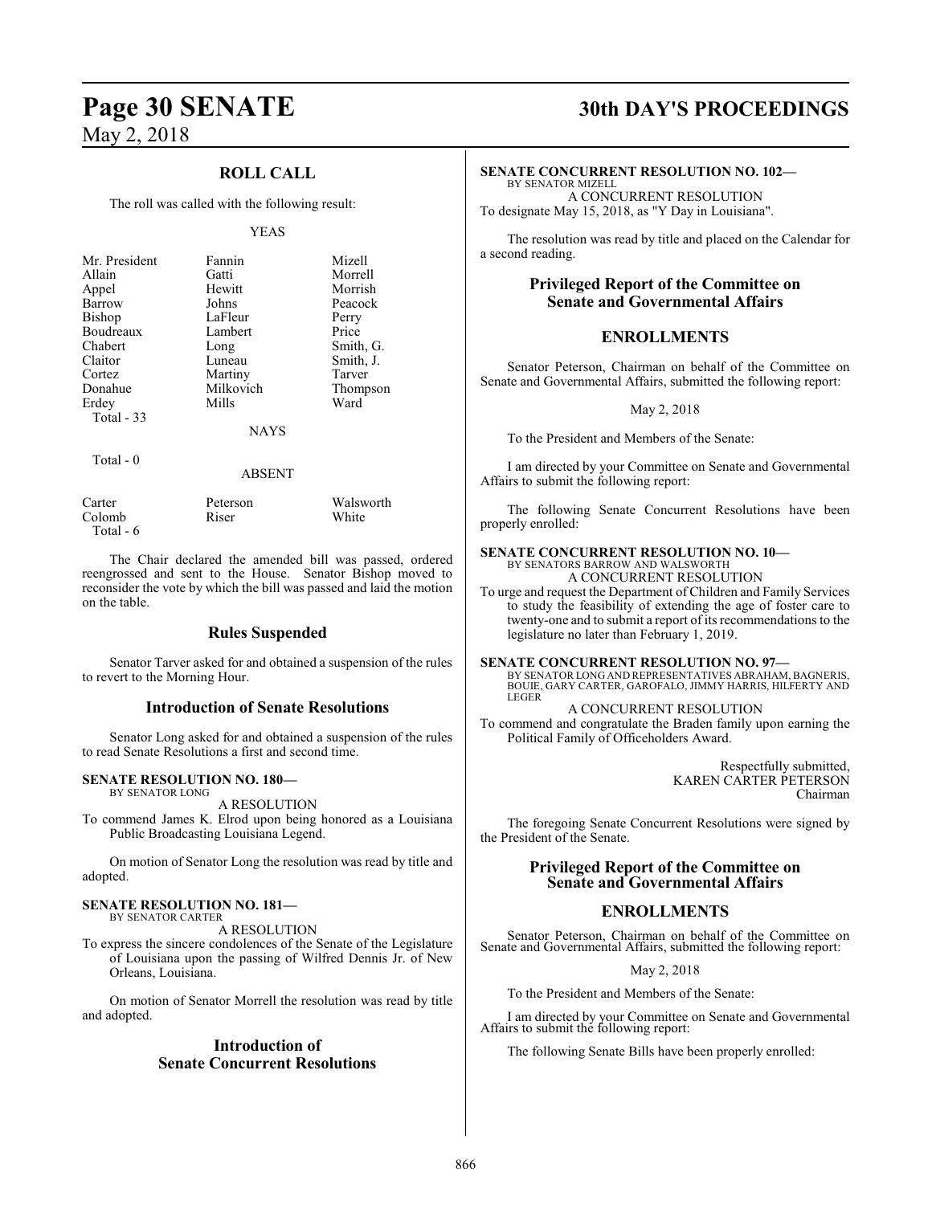## ROLL CALL

The roll was called with the following result:

YEAS

| | | |
|---|---|---|
| Mr. President | Fannin | Mizell |
| Allain | Gatti | Morrell |
| Appel | Hewitt | Morrish |
| Barrow | Johns | Peacock |
| Bishop | LaFleur | Perry |
| Boudreaux | Lambert | Price |
| Chabert | Long | Smith, G. |
| Claitor | Luneau | Smith, J. |
| Cortez | Martiny | Tarver |
| Donahue | Milkovich | Thompson |
| Erdey | Mills | Ward |
| Total - 33 | | |

NAYS

Total - 0

ABSENT

| | | |
|---|---|---|
| Carter | Peterson | Walsworth |
| Colomb | Riser | White |
| Total - 6 | | |

The Chair declared the amended bill was passed, ordered reengrossed and sent to the House. Senator Bishop moved to reconsider the vote by which the bill was passed and laid the motion on the table.

## Rules Suspended

Senator Tarver asked for and obtained a suspension of the rules to revert to the Morning Hour.

## Introduction of Senate Resolutions

Senator Long asked for and obtained a suspension of the rules to read Senate Resolutions a first and second time.

**SENATE RESOLUTION NO. 180—**
BY SENATOR LONG

A RESOLUTION

To commend James K. Elrod upon being honored as a Louisiana Public Broadcasting Louisiana Legend.

On motion of Senator Long the resolution was read by title and adopted.

**SENATE RESOLUTION NO. 181—**
BY SENATOR CARTER

A RESOLUTION

To express the sincere condolences of the Senate of the Legislature of Louisiana upon the passing of Wilfred Dennis Jr. of New Orleans, Louisiana.

On motion of Senator Morrell the resolution was read by title and adopted.

## Introduction of Senate Concurrent Resolutions

**SENATE CONCURRENT RESOLUTION NO. 102—**
BY SENATOR MIZELL

A CONCURRENT RESOLUTION

To designate May 15, 2018, as "Y Day in Louisiana".

The resolution was read by title and placed on the Calendar for a second reading.

## Privileged Report of the Committee on Senate and Governmental Affairs

## ENROLLMENTS

Senator Peterson, Chairman on behalf of the Committee on Senate and Governmental Affairs, submitted the following report:

May 2, 2018

To the President and Members of the Senate:

I am directed by your Committee on Senate and Governmental Affairs to submit the following report:

The following Senate Concurrent Resolutions have been properly enrolled:

**SENATE CONCURRENT RESOLUTION NO. 10—**
BY SENATORS BARROW AND WALSWORTH

A CONCURRENT RESOLUTION

To urge and request the Department of Children and Family Services to study the feasibility of extending the age of foster care to twenty-one and to submit a report of its recommendations to the legislature no later than February 1, 2019.

**SENATE CONCURRENT RESOLUTION NO. 97—**
BY SENATOR LONG AND REPRESENTATIVES ABRAHAM, BAGNERIS, BOUIE, GARY CARTER, GAROFALO, JIMMY HARRIS, HILFERTY AND LEGER

A CONCURRENT RESOLUTION

To commend and congratulate the Braden family upon earning the Political Family of Officeholders Award.

Respectfully submitted,
KAREN CARTER PETERSON
Chairman

The foregoing Senate Concurrent Resolutions were signed by the President of the Senate.

## Privileged Report of the Committee on Senate and Governmental Affairs

## ENROLLMENTS

Senator Peterson, Chairman on behalf of the Committee on Senate and Governmental Affairs, submitted the following report:

May 2, 2018

To the President and Members of the Senate:

I am directed by your Committee on Senate and Governmental Affairs to submit the following report:

The following Senate Bills have been properly enrolled: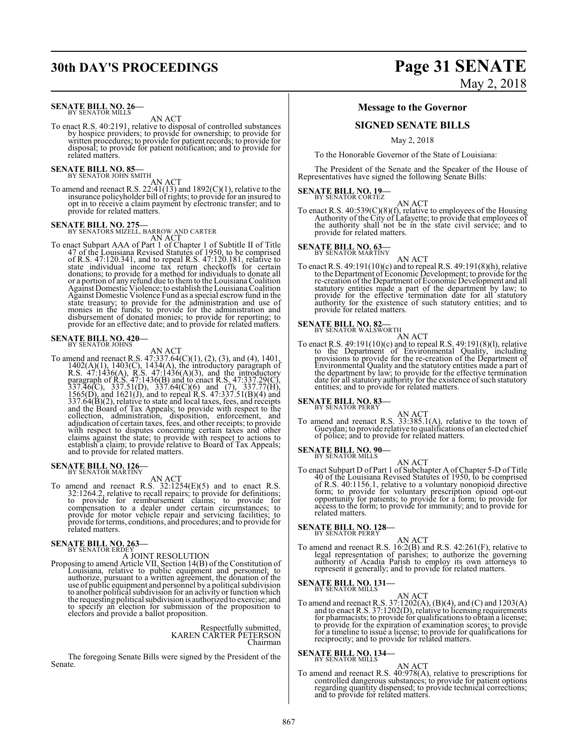**SENATE BILL NO. 26—**
BY SENATOR MILLS

AN ACT

To enact R.S. 40:2191, relative to disposal of controlled substances by hospice providers; to provide for ownership; to provide for written procedures; to provide for patient records; to provide for disposal; to provide for patient notification; and to provide for related matters.

**SENATE BILL NO. 85—**
BY SENATOR JOHN SMITH

AN ACT

To amend and reenact R.S. 22:41(13) and 1892(C)(1), relative to the insurance policyholder bill of rights; to provide for an insured to opt in to receive a claim payment by electronic transfer; and to provide for related matters.

**SENATE BILL NO. 275—**
BY SENATORS MIZELL, BARROW AND CARTER

AN ACT

To enact Subpart AAA of Part 1 of Chapter 1 of Subtitle II of Title 47 of the Louisiana Revised Statutes of 1950, to be comprised of R.S. 47:120.341, and to repeal R.S. 47:120.181, relative to state individual income tax return checkoffs for certain donations; to provide for a method for individuals to donate all or a portion of any refund due to them to the Louisiana Coalition Against Domestic Violence; to establish the Louisiana Coalition Against Domestic Violence Fund as a special escrow fund in the state treasury; to provide for the administration and use of monies in the funds; to provide for the administration and disbursement of donated monies; to provide for reporting; to provide for an effective date; and to provide for related matters.

**SENATE BILL NO. 420—**
BY SENATOR JOHNS

AN ACT

To amend and reenact R.S. 47:337.64(C)(1), (2), (3), and (4), 1401, 1402(A)(1), 1403(C), 1434(A), the introductory paragraph of R.S. 47:1436(A), R.S. 47:1436(A)(3), and the introductory paragraph of R.S. 47:1436(B) and to enact R.S. 47:337.29(C), 337.46(C), 337.51(D), 337.64(C)(6) and (7), 337.77(H), 1565(D), and 1621(J), and to repeal R.S. 47:337.51(B)(4) and 337.64(B)(2), relative to state and local taxes, fees, and receipts and the Board of Tax Appeals; to provide with respect to the collection, administration, disposition, enforcement, and adjudication of certain taxes, fees, and other receipts; to provide with respect to disputes concerning certain taxes and other claims against the state; to provide with respect to actions to establish a claim; to provide relative to Board of Tax Appeals; and to provide for related matters.

**SENATE BILL NO. 126—**
BY SENATOR MARTINY

AN ACT

To amend and reenact R.S. 32:1254(E)(5) and to enact R.S. 32:1264.2, relative to recall repairs; to provide for definitions; to provide for reimbursement claims; to provide for compensation to a dealer under certain circumstances; to provide for motor vehicle repair and servicing facilities; to provide for terms, conditions, and procedures; and to provide for related matters.

**SENATE BILL NO. 263—**
BY SENATOR ERDEY

A JOINT RESOLUTION

Proposing to amend Article VII, Section 14(B) of the Constitution of Louisiana, relative to public equipment and personnel; to authorize, pursuant to a written agreement, the donation of the use of public equipment and personnel by a political subdivision to another political subdivision for an activity or function which the requesting political subdivision is authorized to exercise; and to specify an election for submission of the proposition to electors and provide a ballot proposition.

Respectfully submitted,
KAREN CARTER PETERSON
Chairman

The foregoing Senate Bills were signed by the President of the Senate.

## Message to the Governor

### SIGNED SENATE BILLS

May 2, 2018

To the Honorable Governor of the State of Louisiana:

The President of the Senate and the Speaker of the House of Representatives have signed the following Senate Bills:

**SENATE BILL NO. 19—**
BY SENATOR CORTEZ

AN ACT

To enact R.S. 40:539(C)(8)(f), relative to employees of the Housing Authority of the City of Lafayette; to provide that employees of the authority shall not be in the state civil service; and to provide for related matters.

**SENATE BILL NO. 63—**
BY SENATOR MARTINY

AN ACT

To enact R.S. 49:191(10)(c) and to repeal R.S. 49:191(8)(h), relative to the Department of Economic Development; to provide for the re-creation of the Department of Economic Development and all statutory entities made a part of the department by law; to provide for the effective termination date for all statutory authority for the existence of such statutory entities; and to provide for related matters.

**SENATE BILL NO. 82—**
BY SENATOR WALSWORTH

AN ACT

To enact R.S. 49:191(10)(c) and to repeal R.S. 49:191(8)(l), relative to the Department of Environmental Quality, including provisions to provide for the re-creation of the Department of Environmental Quality and the statutory entities made a part of the department by law; to provide for the effective termination date for all statutory authority for the existence of such statutory entities; and to provide for related matters.

**SENATE BILL NO. 83—**
BY SENATOR PERRY

AN ACT

To amend and reenact R.S. 33:385.1(A), relative to the town of Gueydan; to provide relative to qualifications of an elected chief of police; and to provide for related matters.

**SENATE BILL NO. 90—**
BY SENATOR MILLS

AN ACT

To enact Subpart D of Part 1 of Subchapter A of Chapter 5-D of Title 40 of the Louisiana Revised Statutes of 1950, to be comprised of R.S. 40:1156.1, relative to a voluntary nonopioid directive form; to provide for voluntary prescription opioid opt-out opportunity for patients; to provide for a form; to provide for access to the form; to provide for immunity; and to provide for related matters.

**SENATE BILL NO. 128—**
BY SENATOR PERRY

AN ACT

To amend and reenact R.S. 16:2(B) and R.S. 42:261(F), relative to legal representation of parishes; to authorize the governing authority of Acadia Parish to employ its own attorneys to represent it generally; and to provide for related matters.

**SENATE BILL NO. 131—**
BY SENATOR MILLS

AN ACT

To amend and reenact R.S. 37:1202(A), (B)(4), and (C) and 1203(A) and to enact R.S. 37:1202(D), relative to licensing requirements for pharmacists; to provide for qualifications to obtain a license; to provide for the expiration of examination scores; to provide for a timeline to issue a license; to provide for qualifications for reciprocity; and to provide for related matters.

**SENATE BILL NO. 134—**
BY SENATOR MILLS

AN ACT

To amend and reenact R.S. 40:978(A), relative to prescriptions for controlled dangerous substances; to provide for patient options regarding quantity dispensed; to provide technical corrections; and to provide for related matters.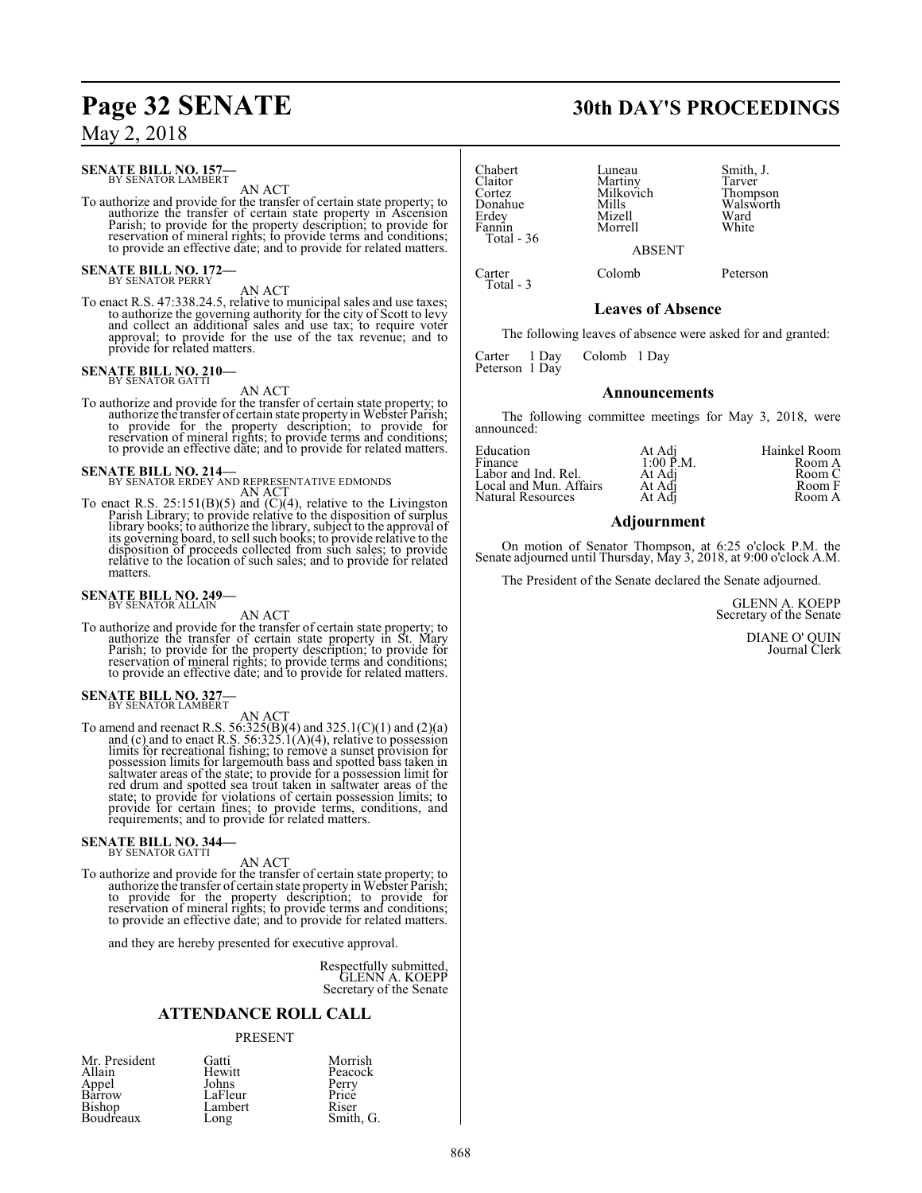**SENATE BILL NO. 157—**
BY SENATOR LAMBERT

AN ACT

To authorize and provide for the transfer of certain state property; to authorize the transfer of certain state property in Ascension Parish; to provide for the property description; to provide for reservation of mineral rights; to provide terms and conditions; to provide an effective date; and to provide for related matters.

**SENATE BILL NO. 172—**
BY SENATOR PERRY

AN ACT

To enact R.S. 47:338.24.5, relative to municipal sales and use taxes; to authorize the governing authority for the city of Scott to levy and collect an additional sales and use tax; to require voter approval; to provide for the use of the tax revenue; and to provide for related matters.

**SENATE BILL NO. 210—**
BY SENATOR GATTI

AN ACT

To authorize and provide for the transfer of certain state property; to authorize the transfer of certain state property in Webster Parish; to provide for the property description; to provide for reservation of mineral rights; to provide terms and conditions; to provide an effective date; and to provide for related matters.

**SENATE BILL NO. 214—**
BY SENATOR ERDEY AND REPRESENTATIVE EDMONDS

AN ACT

To enact R.S. 25:151(B)(5) and (C)(4), relative to the Livingston Parish Library; to provide relative to the disposition of surplus library books; to authorize the library, subject to the approval of its governing board, to sell such books; to provide relative to the disposition of proceeds collected from such sales; to provide relative to the location of such sales; and to provide for related matters.

**SENATE BILL NO. 249—**
BY SENATOR ALLAIN

AN ACT

To authorize and provide for the transfer of certain state property; to authorize the transfer of certain state property in St. Mary Parish; to provide for the property description; to provide for reservation of mineral rights; to provide terms and conditions; to provide an effective date; and to provide for related matters.

**SENATE BILL NO. 327—**
BY SENATOR LAMBERT

AN ACT

To amend and reenact R.S. 56:325(B)(4) and 325.1(C)(1) and (2)(a) and (c) and to enact R.S. 56:325.1(A)(4), relative to possession limits for recreational fishing; to remove a sunset provision for possession limits for largemouth bass and spotted bass taken in saltwater areas of the state; to provide for a possession limit for red drum and spotted sea trout taken in saltwater areas of the state; to provide for violations of certain possession limits; to provide for certain fines; to provide terms, conditions, and requirements; and to provide for related matters.

**SENATE BILL NO. 344—**
BY SENATOR GATTI

AN ACT

To authorize and provide for the transfer of certain state property; to authorize the transfer of certain state property in Webster Parish; to provide for the property description; to provide for reservation of mineral rights; to provide terms and conditions; to provide an effective date; and to provide for related matters.

and they are hereby presented for executive approval.

Respectfully submitted,
GLENN A. KOEPP
Secretary of the Senate

## ATTENDANCE ROLL CALL

PRESENT

| | | |
|---|---|---|
| Mr. President | Gatti | Morrish |
| Allain | Hewitt | Peacock |
| Appel | Johns | Perry |
| Barrow | LaFleur | Price |
| Bishop | Lambert | Riser |
| Boudreaux | Long | Smith, G. |
| Chabert | Luneau | Smith, J. |
| Claitor | Martiny | Tarver |
| Cortez | Milkovich | Thompson |
| Donahue | Mills | Walsworth |
| Erdey | Mizell | Ward |
| Fannin | Morrell | White |

Total - 36

ABSENT

| | | |
|---|---|---|
| Carter | Colomb | Peterson |

Total - 3

## Leaves of Absence

The following leaves of absence were asked for and granted:

Carter 1 Day Colomb 1 Day
Peterson 1 Day

## Announcements

The following committee meetings for May 3, 2018, were announced:

| | | |
|---|---|---|
| Education | At Adj | Hainkel Room |
| Finance | 1:00 P.M. | Room A |
| Labor and Ind. Rel. | At Adj | Room C |
| Local and Mun. Affairs | At Adj | Room F |
| Natural Resources | At Adj | Room A |

## Adjournment

On motion of Senator Thompson, at 6:25 o'clock P.M. the Senate adjourned until Thursday, May 3, 2018, at 9:00 o'clock A.M.

The President of the Senate declared the Senate adjourned.

GLENN A. KOEPP
Secretary of the Senate

DIANE O' QUIN
Journal Clerk